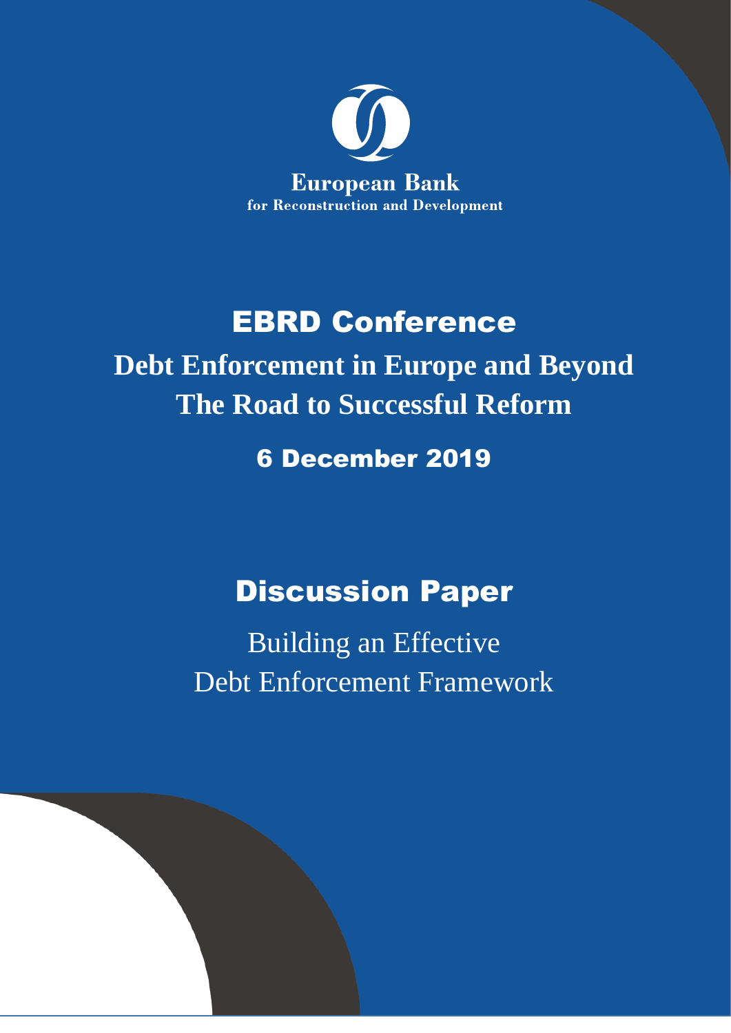European Bank
for Reconstruction and Development

# EBRD Conference

## Debt Enforcement in Europe and Beyond
## The Road to Successful Reform

**6 December 2019**

# Discussion Paper

Building an Effective
Debt Enforcement Framework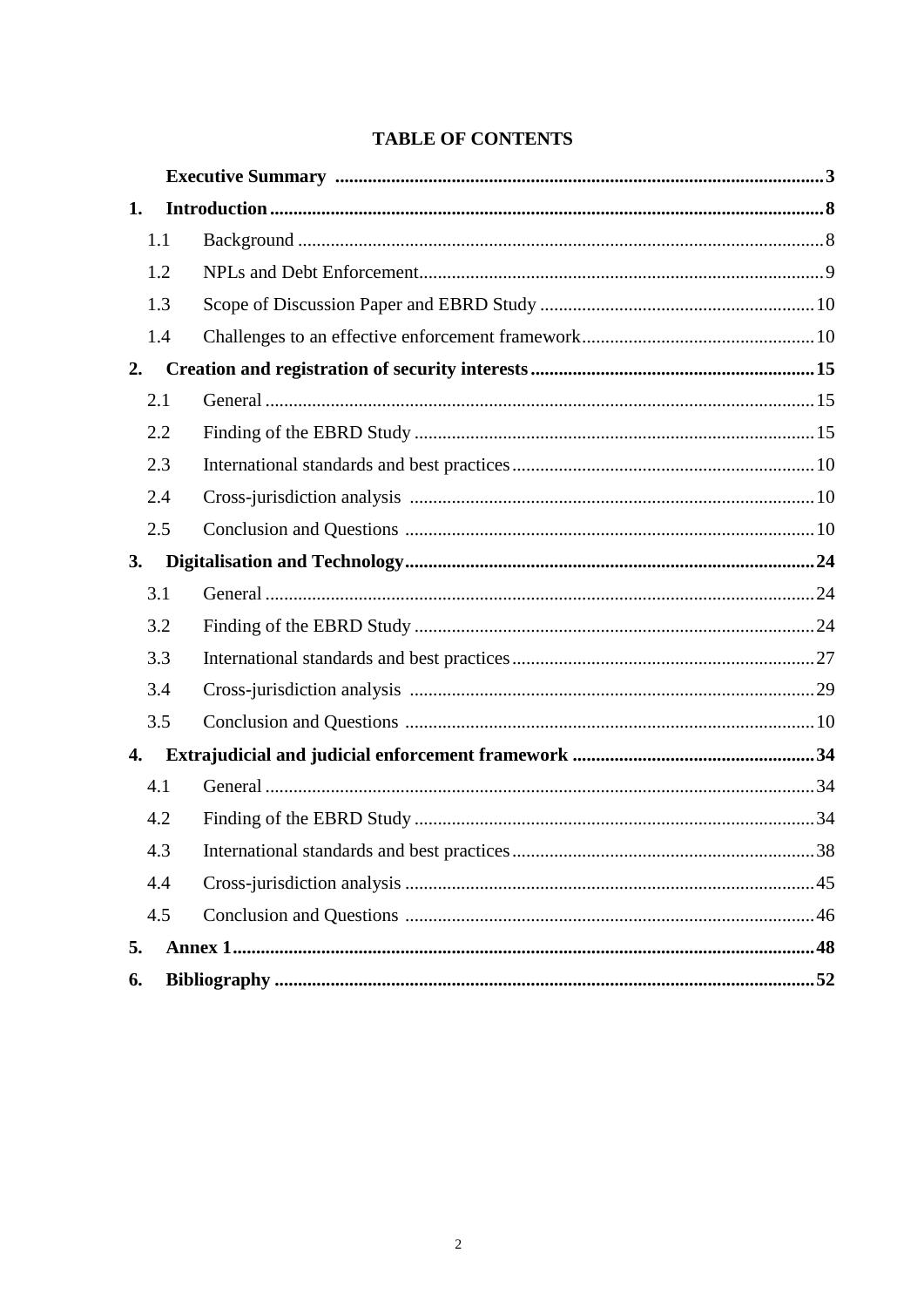**TABLE OF CONTENTS**

| | | |
|---|---|---|
| | **Executive Summary** | **3** |
| **1.** | **Introduction** | **8** |
| 1.1 | Background | 8 |
| 1.2 | NPLs and Debt Enforcement | 9 |
| 1.3 | Scope of Discussion Paper and EBRD Study | 10 |
| 1.4 | Challenges to an effective enforcement framework | 10 |
| **2.** | **Creation and registration of security interests** | **15** |
| 2.1 | General | 15 |
| 2.2 | Finding of the EBRD Study | 15 |
| 2.3 | International standards and best practices | 10 |
| 2.4 | Cross-jurisdiction analysis | 10 |
| 2.5 | Conclusion and Questions | 10 |
| **3.** | **Digitalisation and Technology** | **24** |
| 3.1 | General | 24 |
| 3.2 | Finding of the EBRD Study | 24 |
| 3.3 | International standards and best practices | 27 |
| 3.4 | Cross-jurisdiction analysis | 29 |
| 3.5 | Conclusion and Questions | 10 |
| **4.** | **Extrajudicial and judicial enforcement framework** | **34** |
| 4.1 | General | 34 |
| 4.2 | Finding of the EBRD Study | 34 |
| 4.3 | International standards and best practices | 38 |
| 4.4 | Cross-jurisdiction analysis | 45 |
| 4.5 | Conclusion and Questions | 46 |
| **5.** | **Annex 1** | **48** |
| **6.** | **Bibliography** | **52** |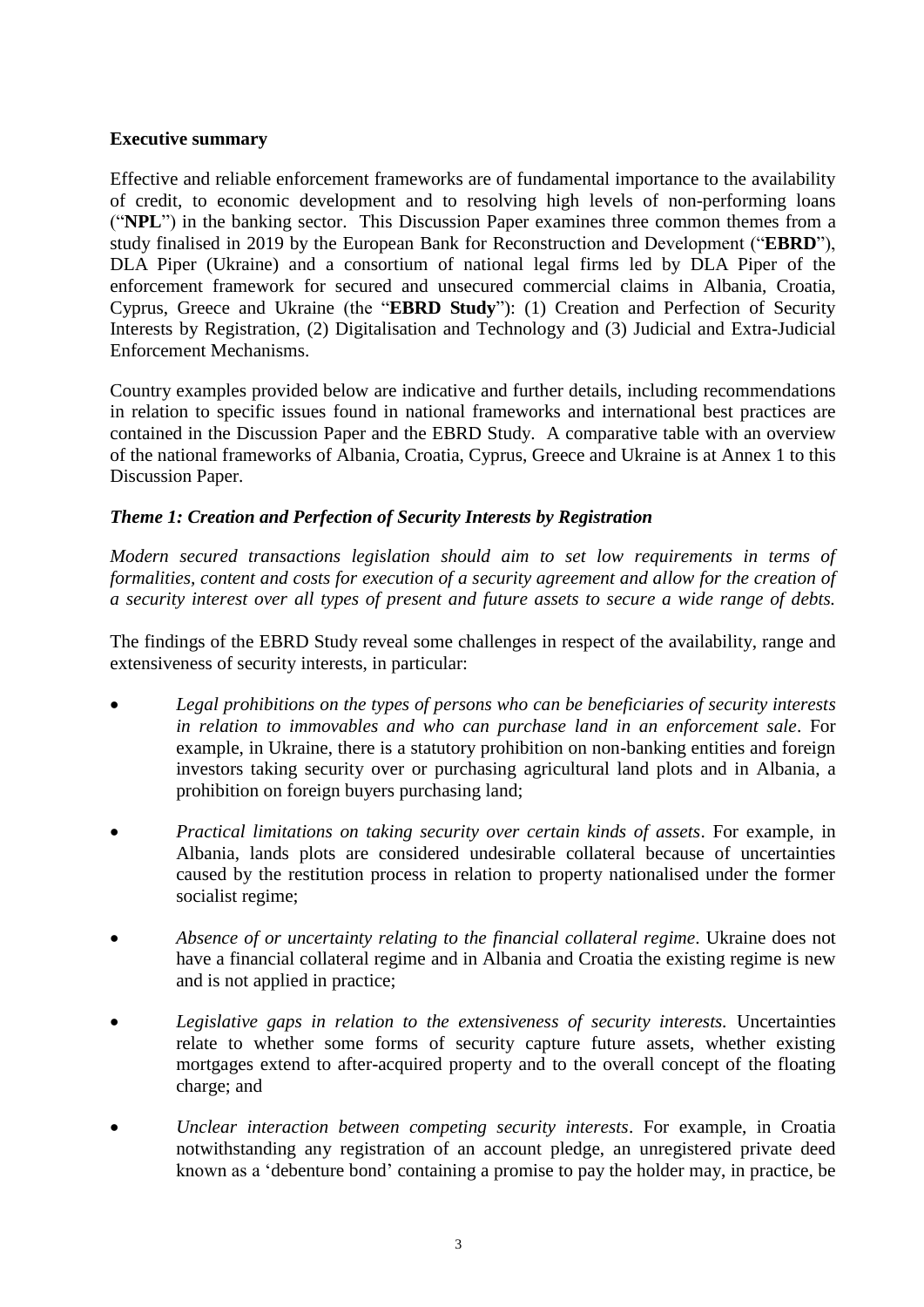**Executive summary**

Effective and reliable enforcement frameworks are of fundamental importance to the availability of credit, to economic development and to resolving high levels of non-performing loans ("**NPL**") in the banking sector. This Discussion Paper examines three common themes from a study finalised in 2019 by the European Bank for Reconstruction and Development ("**EBRD**"), DLA Piper (Ukraine) and a consortium of national legal firms led by DLA Piper of the enforcement framework for secured and unsecured commercial claims in Albania, Croatia, Cyprus, Greece and Ukraine (the "**EBRD Study**"): (1) Creation and Perfection of Security Interests by Registration, (2) Digitalisation and Technology and (3) Judicial and Extra-Judicial Enforcement Mechanisms.

Country examples provided below are indicative and further details, including recommendations in relation to specific issues found in national frameworks and international best practices are contained in the Discussion Paper and the EBRD Study. A comparative table with an overview of the national frameworks of Albania, Croatia, Cyprus, Greece and Ukraine is at Annex 1 to this Discussion Paper.

***Theme 1: Creation and Perfection of Security Interests by Registration***

*Modern secured transactions legislation should aim to set low requirements in terms of formalities, content and costs for execution of a security agreement and allow for the creation of a security interest over all types of present and future assets to secure a wide range of debts.*

The findings of the EBRD Study reveal some challenges in respect of the availability, range and extensiveness of security interests, in particular:

- *Legal prohibitions on the types of persons who can be beneficiaries of security interests in relation to immovables and who can purchase land in an enforcement sale*. For example, in Ukraine, there is a statutory prohibition on non-banking entities and foreign investors taking security over or purchasing agricultural land plots and in Albania, a prohibition on foreign buyers purchasing land;
- *Practical limitations on taking security over certain kinds of assets*. For example, in Albania, lands plots are considered undesirable collateral because of uncertainties caused by the restitution process in relation to property nationalised under the former socialist regime;
- *Absence of or uncertainty relating to the financial collateral regime*. Ukraine does not have a financial collateral regime and in Albania and Croatia the existing regime is new and is not applied in practice;
- *Legislative gaps in relation to the extensiveness of security interests.* Uncertainties relate to whether some forms of security capture future assets, whether existing mortgages extend to after-acquired property and to the overall concept of the floating charge; and
- *Unclear interaction between competing security interests*. For example, in Croatia notwithstanding any registration of an account pledge, an unregistered private deed known as a 'debenture bond' containing a promise to pay the holder may, in practice, be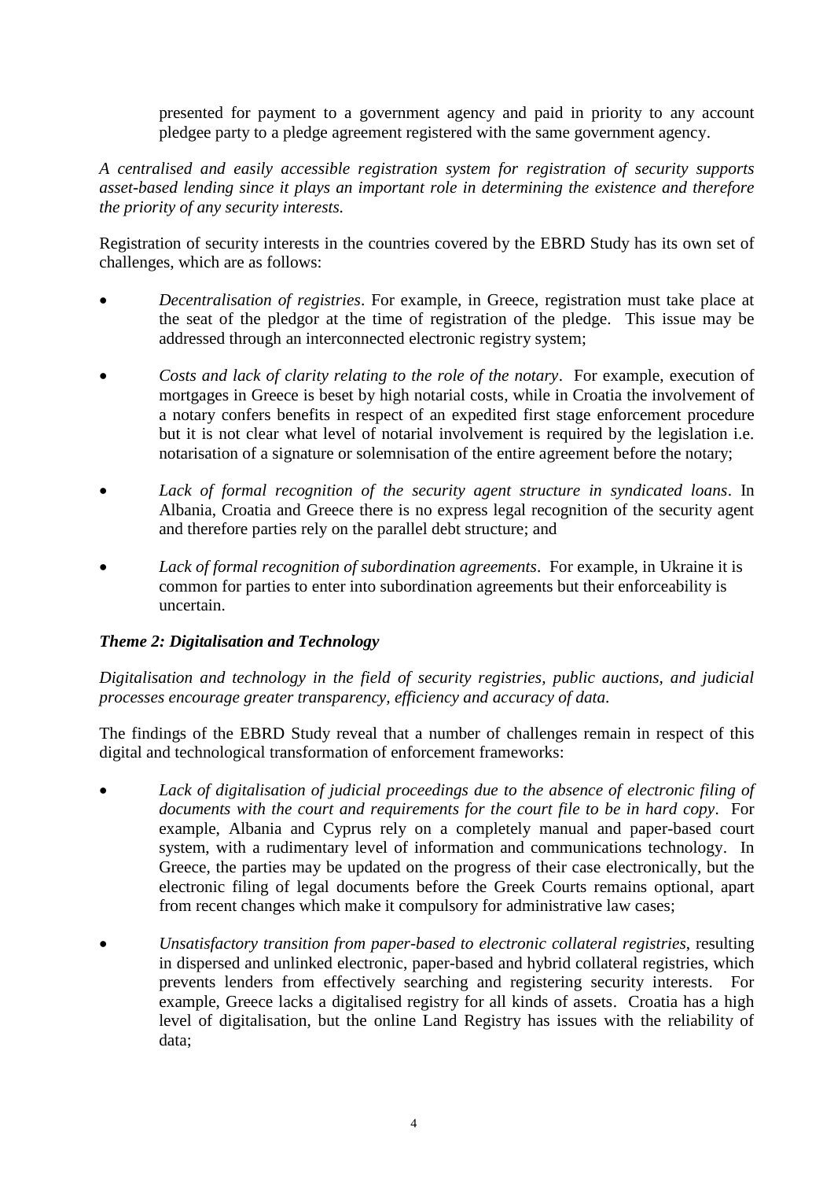presented for payment to a government agency and paid in priority to any account pledgee party to a pledge agreement registered with the same government agency.

*A centralised and easily accessible registration system for registration of security supports asset-based lending since it plays an important role in determining the existence and therefore the priority of any security interests.*

Registration of security interests in the countries covered by the EBRD Study has its own set of challenges, which are as follows:

- *Decentralisation of registries*. For example, in Greece, registration must take place at the seat of the pledgor at the time of registration of the pledge. This issue may be addressed through an interconnected electronic registry system;

- *Costs and lack of clarity relating to the role of the notary*. For example, execution of mortgages in Greece is beset by high notarial costs, while in Croatia the involvement of a notary confers benefits in respect of an expedited first stage enforcement procedure but it is not clear what level of notarial involvement is required by the legislation i.e. notarisation of a signature or solemnisation of the entire agreement before the notary;

- *Lack of formal recognition of the security agent structure in syndicated loans*. In Albania, Croatia and Greece there is no express legal recognition of the security agent and therefore parties rely on the parallel debt structure; and

- *Lack of formal recognition of subordination agreements*. For example, in Ukraine it is common for parties to enter into subordination agreements but their enforceability is uncertain.

***Theme 2: Digitalisation and Technology***

*Digitalisation and technology in the field of security registries, public auctions, and judicial processes encourage greater transparency, efficiency and accuracy of data.*

The findings of the EBRD Study reveal that a number of challenges remain in respect of this digital and technological transformation of enforcement frameworks:

- *Lack of digitalisation of judicial proceedings due to the absence of electronic filing of documents with the court and requirements for the court file to be in hard copy*. For example, Albania and Cyprus rely on a completely manual and paper-based court system, with a rudimentary level of information and communications technology. In Greece, the parties may be updated on the progress of their case electronically, but the electronic filing of legal documents before the Greek Courts remains optional, apart from recent changes which make it compulsory for administrative law cases;

- *Unsatisfactory transition from paper-based to electronic collateral registries*, resulting in dispersed and unlinked electronic, paper-based and hybrid collateral registries, which prevents lenders from effectively searching and registering security interests. For example, Greece lacks a digitalised registry for all kinds of assets. Croatia has a high level of digitalisation, but the online Land Registry has issues with the reliability of data;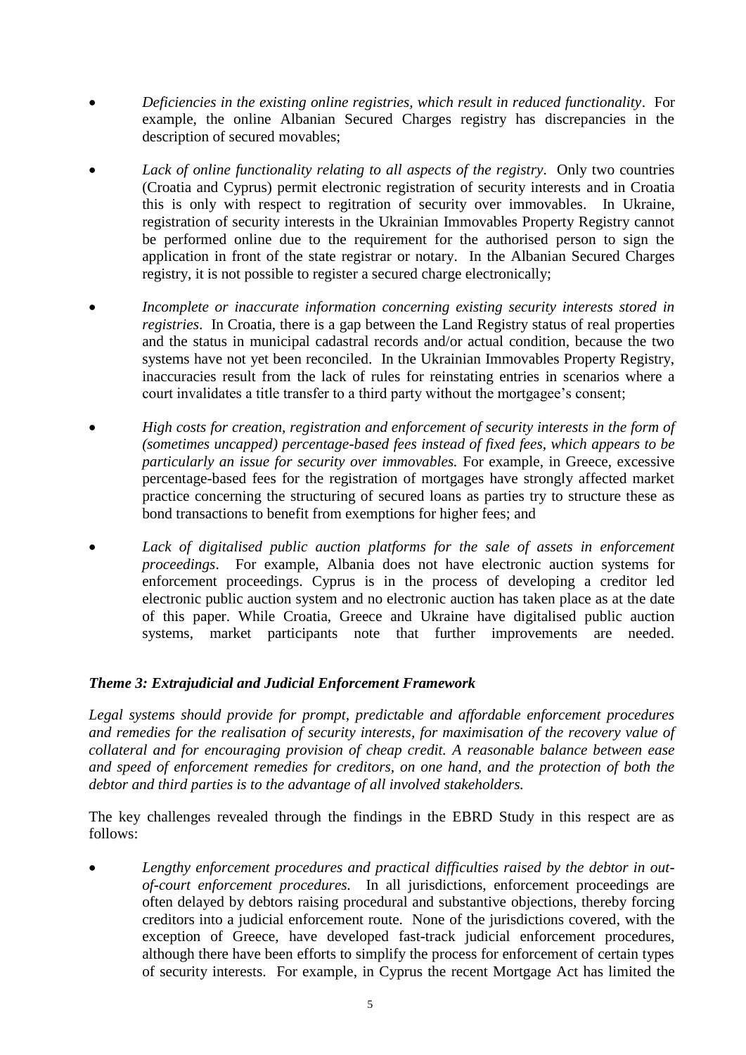- *Deficiencies in the existing online registries, which result in reduced functionality*. For example, the online Albanian Secured Charges registry has discrepancies in the description of secured movables;

- *Lack of online functionality relating to all aspects of the registry*. Only two countries (Croatia and Cyprus) permit electronic registration of security interests and in Croatia this is only with respect to regitration of security over immovables. In Ukraine, registration of security interests in the Ukrainian Immovables Property Registry cannot be performed online due to the requirement for the authorised person to sign the application in front of the state registrar or notary. In the Albanian Secured Charges registry, it is not possible to register a secured charge electronically;

- *Incomplete or inaccurate information concerning existing security interests stored in registries*. In Croatia, there is a gap between the Land Registry status of real properties and the status in municipal cadastral records and/or actual condition, because the two systems have not yet been reconciled. In the Ukrainian Immovables Property Registry, inaccuracies result from the lack of rules for reinstating entries in scenarios where a court invalidates a title transfer to a third party without the mortgagee's consent;

- *High costs for creation, registration and enforcement of security interests in the form of (sometimes uncapped) percentage-based fees instead of fixed fees, which appears to be particularly an issue for security over immovables.* For example, in Greece, excessive percentage-based fees for the registration of mortgages have strongly affected market practice concerning the structuring of secured loans as parties try to structure these as bond transactions to benefit from exemptions for higher fees; and

- *Lack of digitalised public auction platforms for the sale of assets in enforcement proceedings*. For example, Albania does not have electronic auction systems for enforcement proceedings. Cyprus is in the process of developing a creditor led electronic public auction system and no electronic auction has taken place as at the date of this paper. While Croatia, Greece and Ukraine have digitalised public auction systems, market participants note that further improvements are needed.

### *Theme 3: Extrajudicial and Judicial Enforcement Framework*

*Legal systems should provide for prompt, predictable and affordable enforcement procedures and remedies for the realisation of security interests, for maximisation of the recovery value of collateral and for encouraging provision of cheap credit. A reasonable balance between ease and speed of enforcement remedies for creditors, on one hand, and the protection of both the debtor and third parties is to the advantage of all involved stakeholders.*

The key challenges revealed through the findings in the EBRD Study in this respect are as follows:

- *Lengthy enforcement procedures and practical difficulties raised by the debtor in out-of-court enforcement procedures.* In all jurisdictions, enforcement proceedings are often delayed by debtors raising procedural and substantive objections, thereby forcing creditors into a judicial enforcement route. None of the jurisdictions covered, with the exception of Greece, have developed fast-track judicial enforcement procedures, although there have been efforts to simplify the process for enforcement of certain types of security interests. For example, in Cyprus the recent Mortgage Act has limited the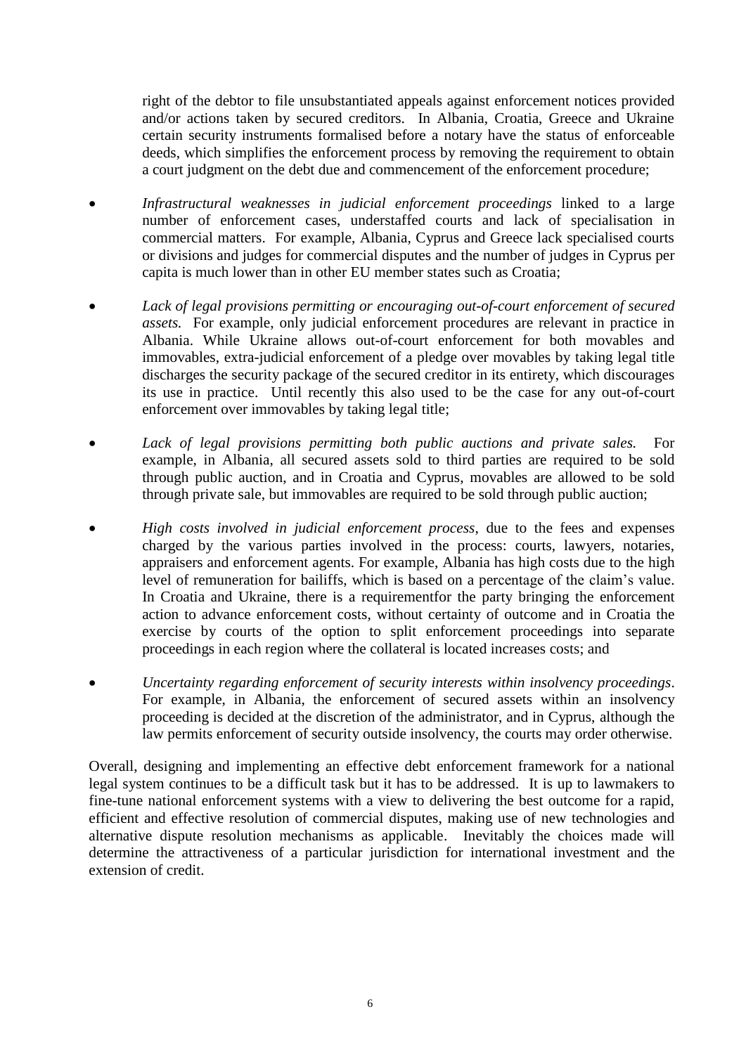right of the debtor to file unsubstantiated appeals against enforcement notices provided and/or actions taken by secured creditors. In Albania, Croatia, Greece and Ukraine certain security instruments formalised before a notary have the status of enforceable deeds, which simplifies the enforcement process by removing the requirement to obtain a court judgment on the debt due and commencement of the enforcement procedure;

- *Infrastructural weaknesses in judicial enforcement proceedings* linked to a large number of enforcement cases, understaffed courts and lack of specialisation in commercial matters. For example, Albania, Cyprus and Greece lack specialised courts or divisions and judges for commercial disputes and the number of judges in Cyprus per capita is much lower than in other EU member states such as Croatia;

- *Lack of legal provisions permitting or encouraging out-of-court enforcement of secured assets.* For example, only judicial enforcement procedures are relevant in practice in Albania. While Ukraine allows out-of-court enforcement for both movables and immovables, extra-judicial enforcement of a pledge over movables by taking legal title discharges the security package of the secured creditor in its entirety, which discourages its use in practice. Until recently this also used to be the case for any out-of-court enforcement over immovables by taking legal title;

- *Lack of legal provisions permitting both public auctions and private sales.* For example, in Albania, all secured assets sold to third parties are required to be sold through public auction, and in Croatia and Cyprus, movables are allowed to be sold through private sale, but immovables are required to be sold through public auction;

- *High costs involved in judicial enforcement process*, due to the fees and expenses charged by the various parties involved in the process: courts, lawyers, notaries, appraisers and enforcement agents. For example, Albania has high costs due to the high level of remuneration for bailiffs, which is based on a percentage of the claim's value. In Croatia and Ukraine, there is a requirementfor the party bringing the enforcement action to advance enforcement costs, without certainty of outcome and in Croatia the exercise by courts of the option to split enforcement proceedings into separate proceedings in each region where the collateral is located increases costs; and

- *Uncertainty regarding enforcement of security interests within insolvency proceedings*. For example, in Albania, the enforcement of secured assets within an insolvency proceeding is decided at the discretion of the administrator, and in Cyprus, although the law permits enforcement of security outside insolvency, the courts may order otherwise.

Overall, designing and implementing an effective debt enforcement framework for a national legal system continues to be a difficult task but it has to be addressed. It is up to lawmakers to fine-tune national enforcement systems with a view to delivering the best outcome for a rapid, efficient and effective resolution of commercial disputes, making use of new technologies and alternative dispute resolution mechanisms as applicable. Inevitably the choices made will determine the attractiveness of a particular jurisdiction for international investment and the extension of credit.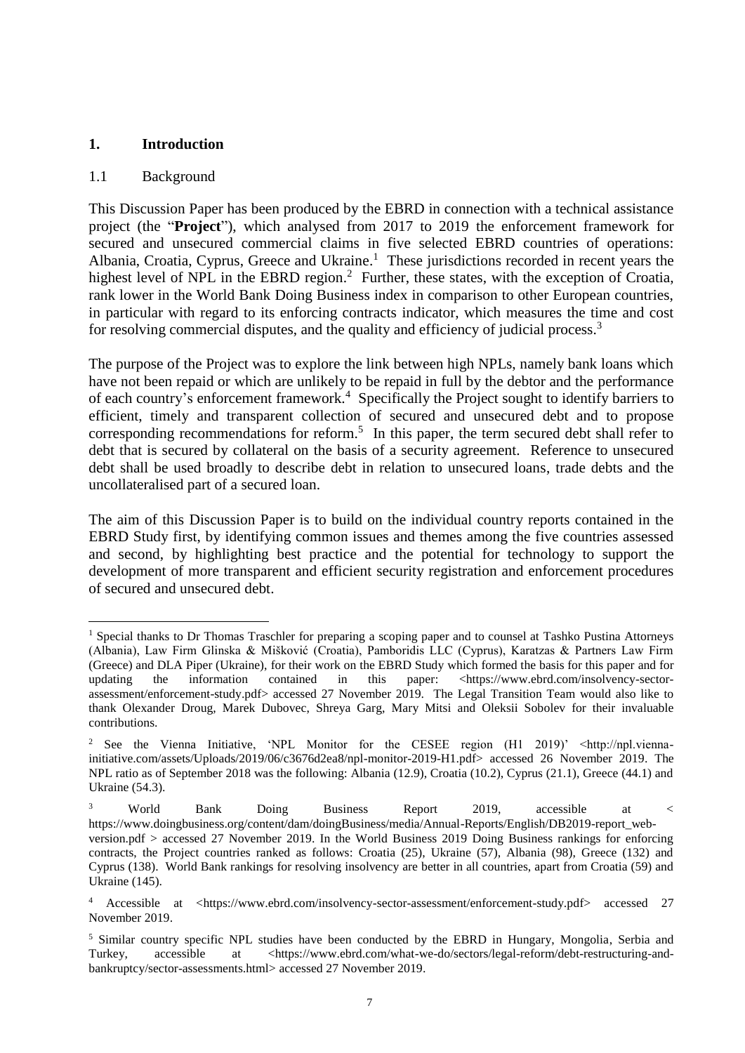## 1. Introduction

### 1.1 Background

This Discussion Paper has been produced by the EBRD in connection with a technical assistance project (the "**Project**"), which analysed from 2017 to 2019 the enforcement framework for secured and unsecured commercial claims in five selected EBRD countries of operations: Albania, Croatia, Cyprus, Greece and Ukraine.[1] These jurisdictions recorded in recent years the highest level of NPL in the EBRD region.[2] Further, these states, with the exception of Croatia, rank lower in the World Bank Doing Business index in comparison to other European countries, in particular with regard to its enforcing contracts indicator, which measures the time and cost for resolving commercial disputes, and the quality and efficiency of judicial process.[3]

The purpose of the Project was to explore the link between high NPLs, namely bank loans which have not been repaid or which are unlikely to be repaid in full by the debtor and the performance of each country's enforcement framework.[4] Specifically the Project sought to identify barriers to efficient, timely and transparent collection of secured and unsecured debt and to propose corresponding recommendations for reform.[5] In this paper, the term secured debt shall refer to debt that is secured by collateral on the basis of a security agreement. Reference to unsecured debt shall be used broadly to describe debt in relation to unsecured loans, trade debts and the uncollateralised part of a secured loan.

The aim of this Discussion Paper is to build on the individual country reports contained in the EBRD Study first, by identifying common issues and themes among the five countries assessed and second, by highlighting best practice and the potential for technology to support the development of more transparent and efficient security registration and enforcement procedures of secured and unsecured debt.

---

[1] Special thanks to Dr Thomas Traschler for preparing a scoping paper and to counsel at Tashko Pustina Attorneys (Albania), Law Firm Glinska & Mišković (Croatia), Pamboridis LLC (Cyprus), Karatzas & Partners Law Firm (Greece) and DLA Piper (Ukraine), for their work on the EBRD Study which formed the basis for this paper and for updating the information contained in this paper: <https://www.ebrd.com/insolvency-sector-assessment/enforcement-study.pdf> accessed 27 November 2019. The Legal Transition Team would also like to thank Olexander Droug, Marek Dubovec, Shreya Garg, Mary Mitsi and Oleksii Sobolev for their invaluable contributions.

[2] See the Vienna Initiative, 'NPL Monitor for the CESEE region (H1 2019)' <http://npl.vienna-initiative.com/assets/Uploads/2019/06/c3676d2ea8/npl-monitor-2019-H1.pdf> accessed 26 November 2019. The NPL ratio as of September 2018 was the following: Albania (12.9), Croatia (10.2), Cyprus (21.1), Greece (44.1) and Ukraine (54.3).

[3] World Bank Doing Business Report 2019, accessible at < https://www.doingbusiness.org/content/dam/doingBusiness/media/Annual-Reports/English/DB2019-report_web-version.pdf > accessed 27 November 2019. In the World Business 2019 Doing Business rankings for enforcing contracts, the Project countries ranked as follows: Croatia (25), Ukraine (57), Albania (98), Greece (132) and Cyprus (138). World Bank rankings for resolving insolvency are better in all countries, apart from Croatia (59) and Ukraine (145).

[4] Accessible at <https://www.ebrd.com/insolvency-sector-assessment/enforcement-study.pdf> accessed 27 November 2019.

[5] Similar country specific NPL studies have been conducted by the EBRD in Hungary, Mongolia, Serbia and Turkey, accessible at <https://www.ebrd.com/what-we-do/sectors/legal-reform/debt-restructuring-and-bankruptcy/sector-assessments.html> accessed 27 November 2019.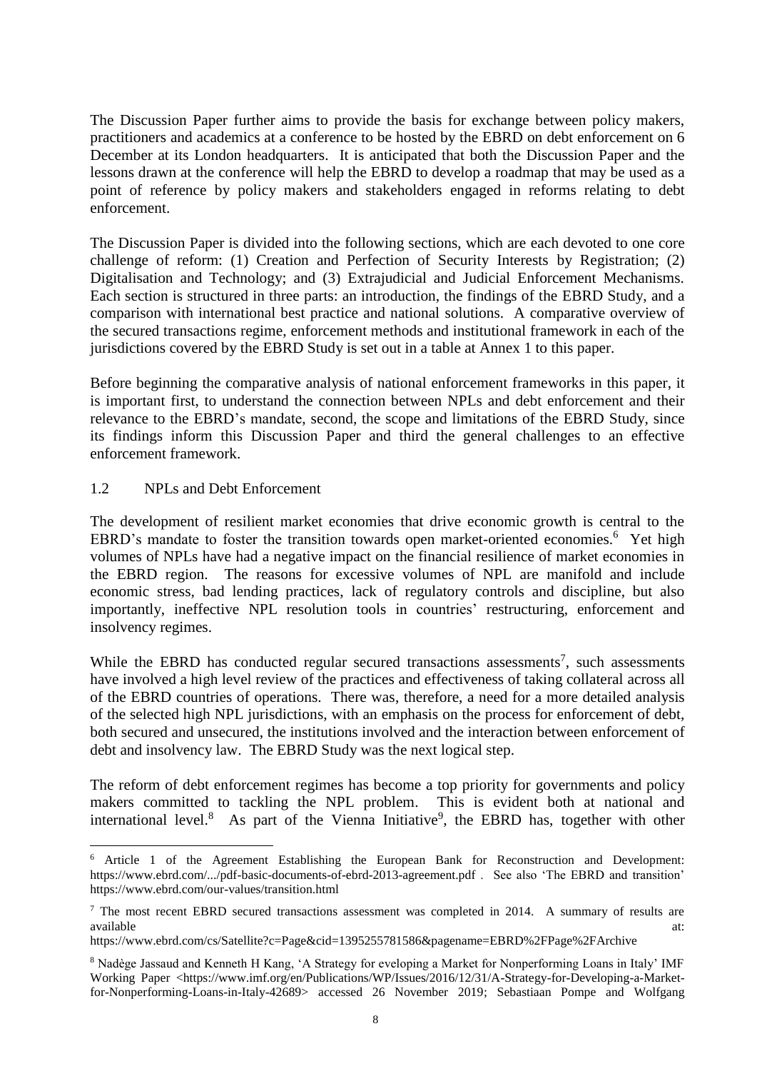The Discussion Paper further aims to provide the basis for exchange between policy makers, practitioners and academics at a conference to be hosted by the EBRD on debt enforcement on 6 December at its London headquarters. It is anticipated that both the Discussion Paper and the lessons drawn at the conference will help the EBRD to develop a roadmap that may be used as a point of reference by policy makers and stakeholders engaged in reforms relating to debt enforcement.

The Discussion Paper is divided into the following sections, which are each devoted to one core challenge of reform: (1) Creation and Perfection of Security Interests by Registration; (2) Digitalisation and Technology; and (3) Extrajudicial and Judicial Enforcement Mechanisms. Each section is structured in three parts: an introduction, the findings of the EBRD Study, and a comparison with international best practice and national solutions. A comparative overview of the secured transactions regime, enforcement methods and institutional framework in each of the jurisdictions covered by the EBRD Study is set out in a table at Annex 1 to this paper.

Before beginning the comparative analysis of national enforcement frameworks in this paper, it is important first, to understand the connection between NPLs and debt enforcement and their relevance to the EBRD's mandate, second, the scope and limitations of the EBRD Study, since its findings inform this Discussion Paper and third the general challenges to an effective enforcement framework.

## 1.2 NPLs and Debt Enforcement

The development of resilient market economies that drive economic growth is central to the EBRD's mandate to foster the transition towards open market-oriented economies.[6] Yet high volumes of NPLs have had a negative impact on the financial resilience of market economies in the EBRD region. The reasons for excessive volumes of NPL are manifold and include economic stress, bad lending practices, lack of regulatory controls and discipline, but also importantly, ineffective NPL resolution tools in countries' restructuring, enforcement and insolvency regimes.

While the EBRD has conducted regular secured transactions assessments[7], such assessments have involved a high level review of the practices and effectiveness of taking collateral across all of the EBRD countries of operations. There was, therefore, a need for a more detailed analysis of the selected high NPL jurisdictions, with an emphasis on the process for enforcement of debt, both secured and unsecured, the institutions involved and the interaction between enforcement of debt and insolvency law. The EBRD Study was the next logical step.

The reform of debt enforcement regimes has become a top priority for governments and policy makers committed to tackling the NPL problem. This is evident both at national and international level.[8] As part of the Vienna Initiative[9], the EBRD has, together with other

---

[6] Article 1 of the Agreement Establishing the European Bank for Reconstruction and Development: https://www.ebrd.com/.../pdf-basic-documents-of-ebrd-2013-agreement.pdf . See also 'The EBRD and transition' https://www.ebrd.com/our-values/transition.html

[7] The most recent EBRD secured transactions assessment was completed in 2014. A summary of results are available at: https://www.ebrd.com/cs/Satellite?c=Page&cid=1395255781586&pagename=EBRD%2FPage%2FArchive

[8] Nadège Jassaud and Kenneth H Kang, 'A Strategy for eveloping a Market for Nonperforming Loans in Italy' IMF Working Paper <https://www.imf.org/en/Publications/WP/Issues/2016/12/31/A-Strategy-for-Developing-a-Market-for-Nonperforming-Loans-in-Italy-42689> accessed 26 November 2019; Sebastiaan Pompe and Wolfgang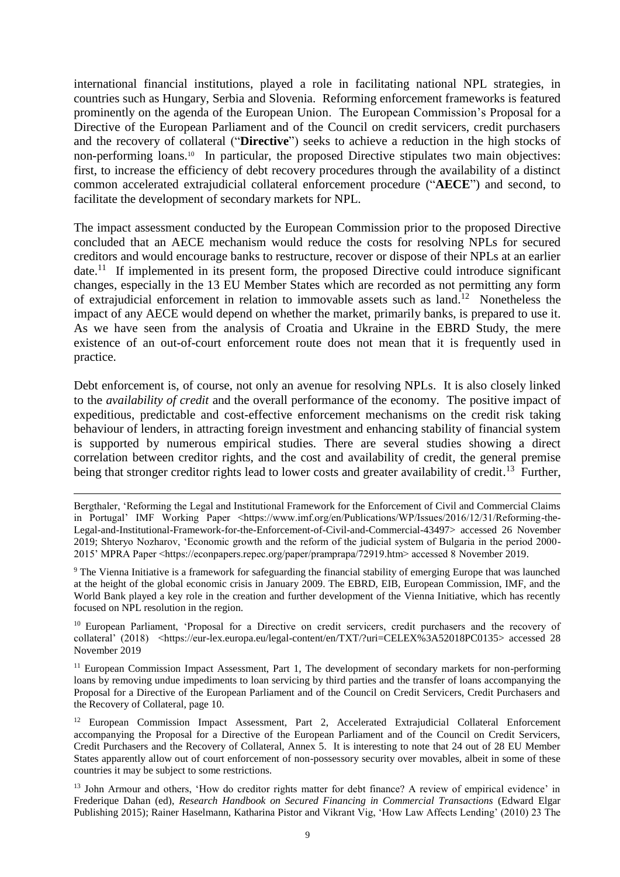international financial institutions, played a role in facilitating national NPL strategies, in countries such as Hungary, Serbia and Slovenia. Reforming enforcement frameworks is featured prominently on the agenda of the European Union. The European Commission's Proposal for a Directive of the European Parliament and of the Council on credit servicers, credit purchasers and the recovery of collateral ("**Directive**") seeks to achieve a reduction in the high stocks of non-performing loans.[10] In particular, the proposed Directive stipulates two main objectives: first, to increase the efficiency of debt recovery procedures through the availability of a distinct common accelerated extrajudicial collateral enforcement procedure ("**AECE**") and second, to facilitate the development of secondary markets for NPL.

The impact assessment conducted by the European Commission prior to the proposed Directive concluded that an AECE mechanism would reduce the costs for resolving NPLs for secured creditors and would encourage banks to restructure, recover or dispose of their NPLs at an earlier date.[11] If implemented in its present form, the proposed Directive could introduce significant changes, especially in the 13 EU Member States which are recorded as not permitting any form of extrajudicial enforcement in relation to immovable assets such as land.[12] Nonetheless the impact of any AECE would depend on whether the market, primarily banks, is prepared to use it. As we have seen from the analysis of Croatia and Ukraine in the EBRD Study, the mere existence of an out-of-court enforcement route does not mean that it is frequently used in practice.

Debt enforcement is, of course, not only an avenue for resolving NPLs. It is also closely linked to the *availability of credit* and the overall performance of the economy. The positive impact of expeditious, predictable and cost-effective enforcement mechanisms on the credit risk taking behaviour of lenders, in attracting foreign investment and enhancing stability of financial system is supported by numerous empirical studies. There are several studies showing a direct correlation between creditor rights, and the cost and availability of credit, the general premise being that stronger creditor rights lead to lower costs and greater availability of credit.[13] Further,

---

Bergthaler, 'Reforming the Legal and Institutional Framework for the Enforcement of Civil and Commercial Claims in Portugal' IMF Working Paper <https://www.imf.org/en/Publications/WP/Issues/2016/12/31/Reforming-the-Legal-and-Institutional-Framework-for-the-Enforcement-of-Civil-and-Commercial-43497> accessed 26 November 2019; Shteryo Nozharov, 'Economic growth and the reform of the judicial system of Bulgaria in the period 2000-2015' MPRA Paper <https://econpapers.repec.org/paper/pramprapa/72919.htm> accessed 8 November 2019.

[9] The Vienna Initiative is a framework for safeguarding the financial stability of emerging Europe that was launched at the height of the global economic crisis in January 2009. The EBRD, EIB, European Commission, IMF, and the World Bank played a key role in the creation and further development of the Vienna Initiative, which has recently focused on NPL resolution in the region.

[10] European Parliament, 'Proposal for a Directive on credit servicers, credit purchasers and the recovery of collateral' (2018) <https://eur-lex.europa.eu/legal-content/en/TXT/?uri=CELEX%3A52018PC0135> accessed 28 November 2019

[11] European Commission Impact Assessment, Part 1, The development of secondary markets for non-performing loans by removing undue impediments to loan servicing by third parties and the transfer of loans accompanying the Proposal for a Directive of the European Parliament and of the Council on Credit Servicers, Credit Purchasers and the Recovery of Collateral, page 10.

[12] European Commission Impact Assessment, Part 2, Accelerated Extrajudicial Collateral Enforcement accompanying the Proposal for a Directive of the European Parliament and of the Council on Credit Servicers, Credit Purchasers and the Recovery of Collateral, Annex 5. It is interesting to note that 24 out of 28 EU Member States apparently allow out of court enforcement of non-possessory security over movables, albeit in some of these countries it may be subject to some restrictions.

[13] John Armour and others, 'How do creditor rights matter for debt finance? A review of empirical evidence' in Frederique Dahan (ed), *Research Handbook on Secured Financing in Commercial Transactions* (Edward Elgar Publishing 2015); Rainer Haselmann, Katharina Pistor and Vikrant Vig, 'How Law Affects Lending' (2010) 23 The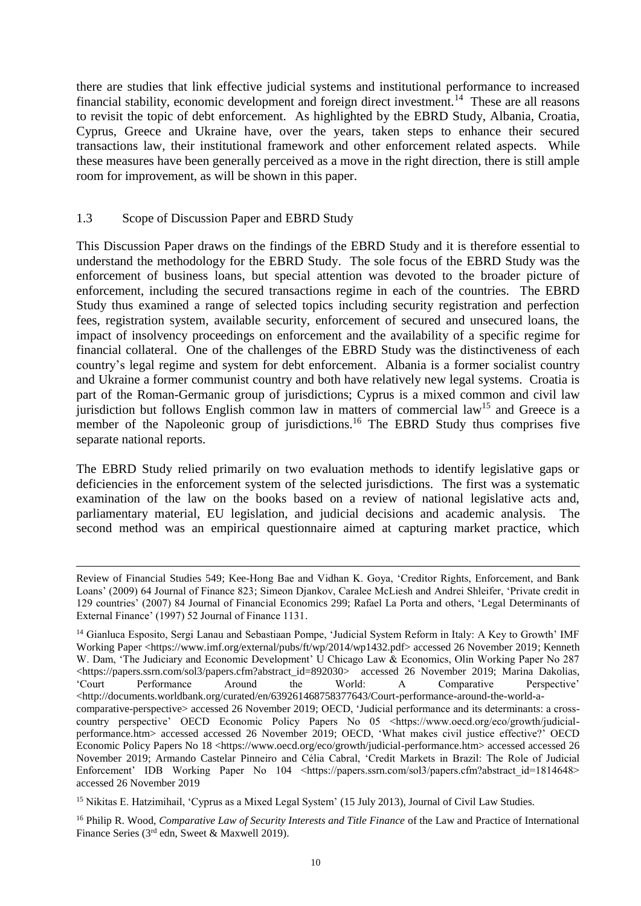there are studies that link effective judicial systems and institutional performance to increased financial stability, economic development and foreign direct investment.[14] These are all reasons to revisit the topic of debt enforcement. As highlighted by the EBRD Study, Albania, Croatia, Cyprus, Greece and Ukraine have, over the years, taken steps to enhance their secured transactions law, their institutional framework and other enforcement related aspects. While these measures have been generally perceived as a move in the right direction, there is still ample room for improvement, as will be shown in this paper.

### 1.3 Scope of Discussion Paper and EBRD Study

This Discussion Paper draws on the findings of the EBRD Study and it is therefore essential to understand the methodology for the EBRD Study. The sole focus of the EBRD Study was the enforcement of business loans, but special attention was devoted to the broader picture of enforcement, including the secured transactions regime in each of the countries. The EBRD Study thus examined a range of selected topics including security registration and perfection fees, registration system, available security, enforcement of secured and unsecured loans, the impact of insolvency proceedings on enforcement and the availability of a specific regime for financial collateral. One of the challenges of the EBRD Study was the distinctiveness of each country's legal regime and system for debt enforcement. Albania is a former socialist country and Ukraine a former communist country and both have relatively new legal systems. Croatia is part of the Roman-Germanic group of jurisdictions; Cyprus is a mixed common and civil law jurisdiction but follows English common law in matters of commercial law[15] and Greece is a member of the Napoleonic group of jurisdictions.[16] The EBRD Study thus comprises five separate national reports.

The EBRD Study relied primarily on two evaluation methods to identify legislative gaps or deficiencies in the enforcement system of the selected jurisdictions. The first was a systematic examination of the law on the books based on a review of national legislative acts and, parliamentary material, EU legislation, and judicial decisions and academic analysis. The second method was an empirical questionnaire aimed at capturing market practice, which

---

Review of Financial Studies 549; Kee-Hong Bae and Vidhan K. Goya, 'Creditor Rights, Enforcement, and Bank Loans' (2009) 64 Journal of Finance 823; Simeon Djankov, Caralee McLiesh and Andrei Shleifer, 'Private credit in 129 countries' (2007) 84 Journal of Financial Economics 299; Rafael La Porta and others, 'Legal Determinants of External Finance' (1997) 52 Journal of Finance 1131.

[14] Gianluca Esposito, Sergi Lanau and Sebastiaan Pompe, 'Judicial System Reform in Italy: A Key to Growth' IMF Working Paper <https://www.imf.org/external/pubs/ft/wp/2014/wp1432.pdf> accessed 26 November 2019; Kenneth W. Dam, 'The Judiciary and Economic Development' U Chicago Law & Economics, Olin Working Paper No 287 <https://papers.ssrn.com/sol3/papers.cfm?abstract_id=892030> accessed 26 November 2019; Marina Dakolias, 'Court Performance Around the World: A Comparative Perspective' <http://documents.worldbank.org/curated/en/639261468758377643/Court-performance-around-the-world-a-comparative-perspective> accessed 26 November 2019; OECD, 'Judicial performance and its determinants: a cross-country perspective' OECD Economic Policy Papers No 05 <https://www.oecd.org/eco/growth/judicial-performance.htm> accessed accessed 26 November 2019; OECD, 'What makes civil justice effective?' OECD Economic Policy Papers No 18 <https://www.oecd.org/eco/growth/judicial-performance.htm> accessed accessed 26 November 2019; Armando Castelar Pinneiro and Célia Cabral, 'Credit Markets in Brazil: The Role of Judicial Enforcement' IDB Working Paper No 104 <https://papers.ssrn.com/sol3/papers.cfm?abstract_id=1814648> accessed 26 November 2019

[15] Nikitas E. Hatzimihail, 'Cyprus as a Mixed Legal System' (15 July 2013), Journal of Civil Law Studies.

[16] Philip R. Wood, *Comparative Law of Security Interests and Title Finance* of the Law and Practice of International Finance Series (3rd edn, Sweet & Maxwell 2019).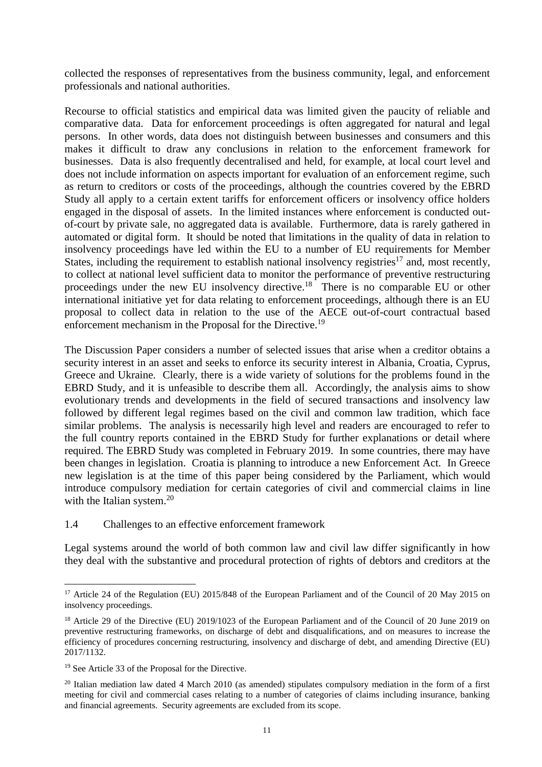collected the responses of representatives from the business community, legal, and enforcement professionals and national authorities.

Recourse to official statistics and empirical data was limited given the paucity of reliable and comparative data. Data for enforcement proceedings is often aggregated for natural and legal persons. In other words, data does not distinguish between businesses and consumers and this makes it difficult to draw any conclusions in relation to the enforcement framework for businesses. Data is also frequently decentralised and held, for example, at local court level and does not include information on aspects important for evaluation of an enforcement regime, such as return to creditors or costs of the proceedings, although the countries covered by the EBRD Study all apply to a certain extent tariffs for enforcement officers or insolvency office holders engaged in the disposal of assets. In the limited instances where enforcement is conducted out-of-court by private sale, no aggregated data is available. Furthermore, data is rarely gathered in automated or digital form. It should be noted that limitations in the quality of data in relation to insolvency proceedings have led within the EU to a number of EU requirements for Member States, including the requirement to establish national insolvency registries[17] and, most recently, to collect at national level sufficient data to monitor the performance of preventive restructuring proceedings under the new EU insolvency directive.[18] There is no comparable EU or other international initiative yet for data relating to enforcement proceedings, although there is an EU proposal to collect data in relation to the use of the AECE out-of-court contractual based enforcement mechanism in the Proposal for the Directive.[19]

The Discussion Paper considers a number of selected issues that arise when a creditor obtains a security interest in an asset and seeks to enforce its security interest in Albania, Croatia, Cyprus, Greece and Ukraine. Clearly, there is a wide variety of solutions for the problems found in the EBRD Study, and it is unfeasible to describe them all. Accordingly, the analysis aims to show evolutionary trends and developments in the field of secured transactions and insolvency law followed by different legal regimes based on the civil and common law tradition, which face similar problems. The analysis is necessarily high level and readers are encouraged to refer to the full country reports contained in the EBRD Study for further explanations or detail where required. The EBRD Study was completed in February 2019. In some countries, there may have been changes in legislation. Croatia is planning to introduce a new Enforcement Act. In Greece new legislation is at the time of this paper being considered by the Parliament, which would introduce compulsory mediation for certain categories of civil and commercial claims in line with the Italian system.[20]

### 1.4 Challenges to an effective enforcement framework

Legal systems around the world of both common law and civil law differ significantly in how they deal with the substantive and procedural protection of rights of debtors and creditors at the

---

[17] Article 24 of the Regulation (EU) 2015/848 of the European Parliament and of the Council of 20 May 2015 on insolvency proceedings.

[18] Article 29 of the Directive (EU) 2019/1023 of the European Parliament and of the Council of 20 June 2019 on preventive restructuring frameworks, on discharge of debt and disqualifications, and on measures to increase the efficiency of procedures concerning restructuring, insolvency and discharge of debt, and amending Directive (EU) 2017/1132.

[19] See Article 33 of the Proposal for the Directive.

[20] Italian mediation law dated 4 March 2010 (as amended) stipulates compulsory mediation in the form of a first meeting for civil and commercial cases relating to a number of categories of claims including insurance, banking and financial agreements. Security agreements are excluded from its scope.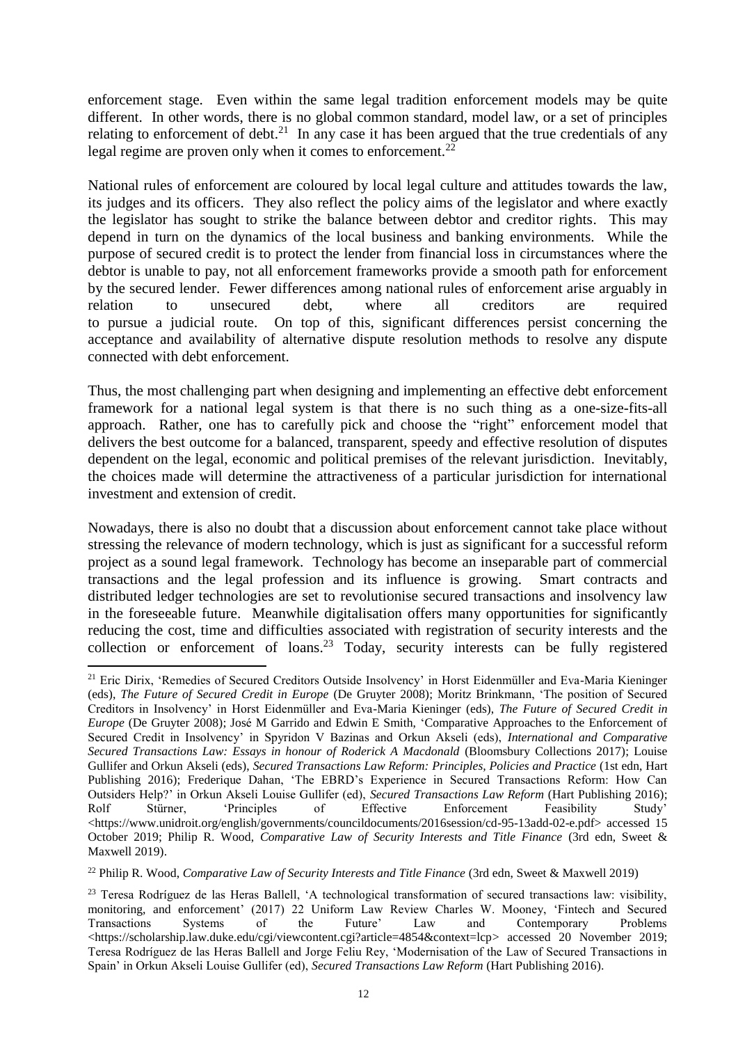enforcement stage. Even within the same legal tradition enforcement models may be quite different. In other words, there is no global common standard, model law, or a set of principles relating to enforcement of debt.[21] In any case it has been argued that the true credentials of any legal regime are proven only when it comes to enforcement.[22]

National rules of enforcement are coloured by local legal culture and attitudes towards the law, its judges and its officers. They also reflect the policy aims of the legislator and where exactly the legislator has sought to strike the balance between debtor and creditor rights. This may depend in turn on the dynamics of the local business and banking environments. While the purpose of secured credit is to protect the lender from financial loss in circumstances where the debtor is unable to pay, not all enforcement frameworks provide a smooth path for enforcement by the secured lender. Fewer differences among national rules of enforcement arise arguably in relation to unsecured debt, where all creditors are required to pursue a judicial route. On top of this, significant differences persist concerning the acceptance and availability of alternative dispute resolution methods to resolve any dispute connected with debt enforcement.

Thus, the most challenging part when designing and implementing an effective debt enforcement framework for a national legal system is that there is no such thing as a one-size-fits-all approach. Rather, one has to carefully pick and choose the "right" enforcement model that delivers the best outcome for a balanced, transparent, speedy and effective resolution of disputes dependent on the legal, economic and political premises of the relevant jurisdiction. Inevitably, the choices made will determine the attractiveness of a particular jurisdiction for international investment and extension of credit.

Nowadays, there is also no doubt that a discussion about enforcement cannot take place without stressing the relevance of modern technology, which is just as significant for a successful reform project as a sound legal framework. Technology has become an inseparable part of commercial transactions and the legal profession and its influence is growing. Smart contracts and distributed ledger technologies are set to revolutionise secured transactions and insolvency law in the foreseeable future. Meanwhile digitalisation offers many opportunities for significantly reducing the cost, time and difficulties associated with registration of security interests and the collection or enforcement of loans.[23] Today, security interests can be fully registered

---

[21] Eric Dirix, 'Remedies of Secured Creditors Outside Insolvency' in Horst Eidenmüller and Eva-Maria Kieninger (eds), *The Future of Secured Credit in Europe* (De Gruyter 2008); Moritz Brinkmann, 'The position of Secured Creditors in Insolvency' in Horst Eidenmüller and Eva-Maria Kieninger (eds), *The Future of Secured Credit in Europe* (De Gruyter 2008); José M Garrido and Edwin E Smith, 'Comparative Approaches to the Enforcement of Secured Credit in Insolvency' in Spyridon V Bazinas and Orkun Akseli (eds), *International and Comparative Secured Transactions Law: Essays in honour of Roderick A Macdonald* (Bloomsbury Collections 2017); Louise Gullifer and Orkun Akseli (eds), *Secured Transactions Law Reform: Principles, Policies and Practice* (1st edn, Hart Publishing 2016); Frederique Dahan, 'The EBRD's Experience in Secured Transactions Reform: How Can Outsiders Help?' in Orkun Akseli Louise Gullifer (ed), *Secured Transactions Law Reform* (Hart Publishing 2016); Rolf Stürner, 'Principles of Effective Enforcement Feasibility Study' <https://www.unidroit.org/english/governments/councildocuments/2016session/cd-95-13add-02-e.pdf> accessed 15 October 2019; Philip R. Wood, *Comparative Law of Security Interests and Title Finance* (3rd edn, Sweet & Maxwell 2019).

[22] Philip R. Wood, *Comparative Law of Security Interests and Title Finance* (3rd edn, Sweet & Maxwell 2019)

[23] Teresa Rodríguez de las Heras Ballell, 'A technological transformation of secured transactions law: visibility, monitoring, and enforcement' (2017) 22 Uniform Law Review Charles W. Mooney, 'Fintech and Secured Transactions Systems of the Future' Law and Contemporary Problems <https://scholarship.law.duke.edu/cgi/viewcontent.cgi?article=4854&context=lcp> accessed 20 November 2019; Teresa Rodríguez de las Heras Ballell and Jorge Feliu Rey, 'Modernisation of the Law of Secured Transactions in Spain' in Orkun Akseli Louise Gullifer (ed), *Secured Transactions Law Reform* (Hart Publishing 2016).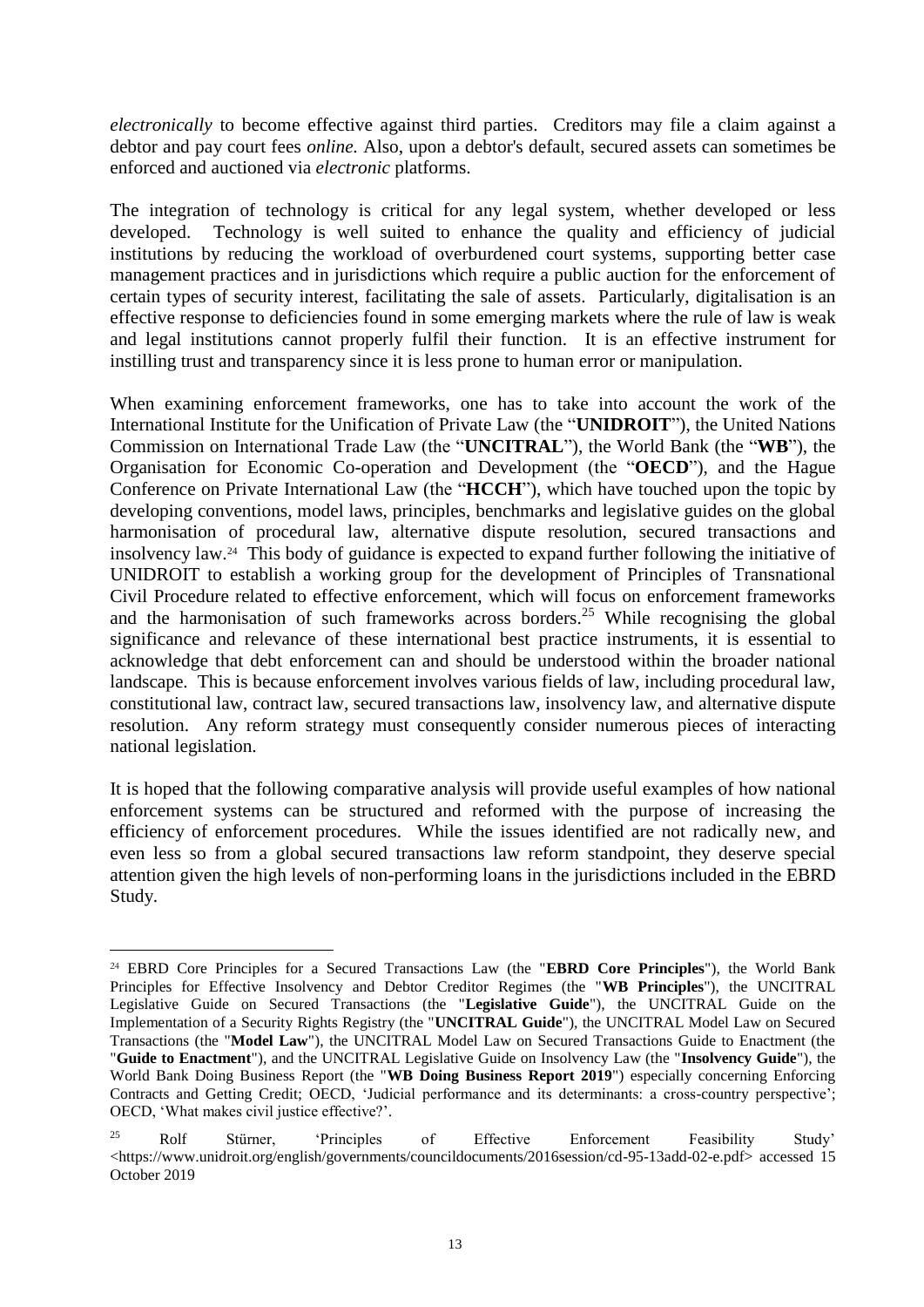*electronically* to become effective against third parties. Creditors may file a claim against a debtor and pay court fees *online.* Also, upon a debtor's default, secured assets can sometimes be enforced and auctioned via *electronic* platforms.

The integration of technology is critical for any legal system, whether developed or less developed. Technology is well suited to enhance the quality and efficiency of judicial institutions by reducing the workload of overburdened court systems, supporting better case management practices and in jurisdictions which require a public auction for the enforcement of certain types of security interest, facilitating the sale of assets. Particularly, digitalisation is an effective response to deficiencies found in some emerging markets where the rule of law is weak and legal institutions cannot properly fulfil their function. It is an effective instrument for instilling trust and transparency since it is less prone to human error or manipulation.

When examining enforcement frameworks, one has to take into account the work of the International Institute for the Unification of Private Law (the "**UNIDROIT**"), the United Nations Commission on International Trade Law (the "**UNCITRAL**"), the World Bank (the "**WB**"), the Organisation for Economic Co-operation and Development (the "**OECD**"), and the Hague Conference on Private International Law (the "**HCCH**"), which have touched upon the topic by developing conventions, model laws, principles, benchmarks and legislative guides on the global harmonisation of procedural law, alternative dispute resolution, secured transactions and insolvency law.[24] This body of guidance is expected to expand further following the initiative of UNIDROIT to establish a working group for the development of Principles of Transnational Civil Procedure related to effective enforcement, which will focus on enforcement frameworks and the harmonisation of such frameworks across borders.[25] While recognising the global significance and relevance of these international best practice instruments, it is essential to acknowledge that debt enforcement can and should be understood within the broader national landscape. This is because enforcement involves various fields of law, including procedural law, constitutional law, contract law, secured transactions law, insolvency law, and alternative dispute resolution. Any reform strategy must consequently consider numerous pieces of interacting national legislation.

It is hoped that the following comparative analysis will provide useful examples of how national enforcement systems can be structured and reformed with the purpose of increasing the efficiency of enforcement procedures. While the issues identified are not radically new, and even less so from a global secured transactions law reform standpoint, they deserve special attention given the high levels of non-performing loans in the jurisdictions included in the EBRD Study.

---

[24] EBRD Core Principles for a Secured Transactions Law (the "**EBRD Core Principles**"), the World Bank Principles for Effective Insolvency and Debtor Creditor Regimes (the "**WB Principles**"), the UNCITRAL Legislative Guide on Secured Transactions (the "**Legislative Guide**"), the UNCITRAL Guide on the Implementation of a Security Rights Registry (the "**UNCITRAL Guide**"), the UNCITRAL Model Law on Secured Transactions (the "**Model Law**"), the UNCITRAL Model Law on Secured Transactions Guide to Enactment (the "**Guide to Enactment**"), and the UNCITRAL Legislative Guide on Insolvency Law (the "**Insolvency Guide**"), the World Bank Doing Business Report (the "**WB Doing Business Report 2019**") especially concerning Enforcing Contracts and Getting Credit; OECD, 'Judicial performance and its determinants: a cross-country perspective'; OECD, 'What makes civil justice effective?'.

[25] Rolf Stürner, 'Principles of Effective Enforcement Feasibility Study' <https://www.unidroit.org/english/governments/councildocuments/2016session/cd-95-13add-02-e.pdf> accessed 15 October 2019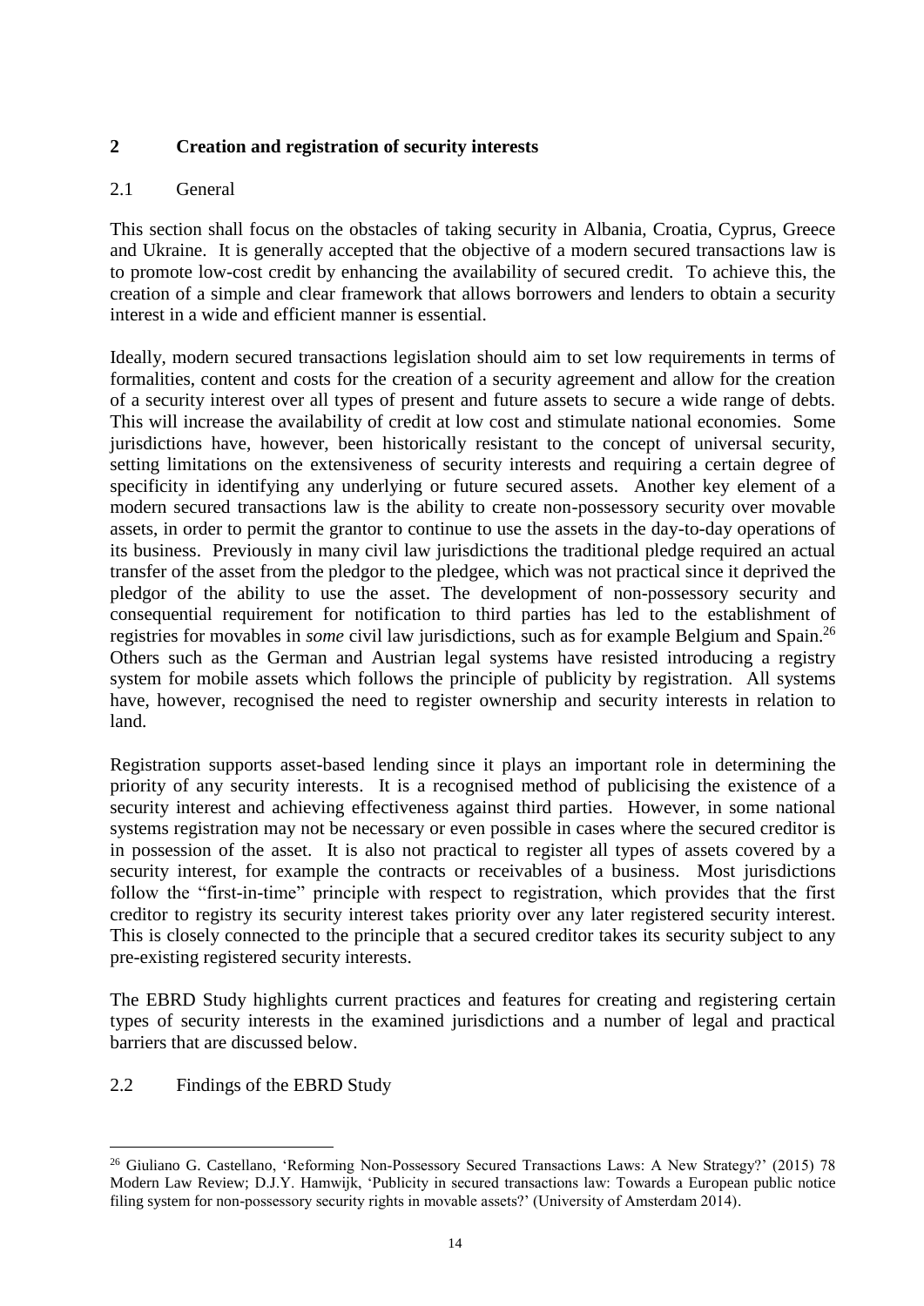## 2 Creation and registration of security interests

### 2.1 General

This section shall focus on the obstacles of taking security in Albania, Croatia, Cyprus, Greece and Ukraine. It is generally accepted that the objective of a modern secured transactions law is to promote low-cost credit by enhancing the availability of secured credit. To achieve this, the creation of a simple and clear framework that allows borrowers and lenders to obtain a security interest in a wide and efficient manner is essential.

Ideally, modern secured transactions legislation should aim to set low requirements in terms of formalities, content and costs for the creation of a security agreement and allow for the creation of a security interest over all types of present and future assets to secure a wide range of debts. This will increase the availability of credit at low cost and stimulate national economies. Some jurisdictions have, however, been historically resistant to the concept of universal security, setting limitations on the extensiveness of security interests and requiring a certain degree of specificity in identifying any underlying or future secured assets. Another key element of a modern secured transactions law is the ability to create non-possessory security over movable assets, in order to permit the grantor to continue to use the assets in the day-to-day operations of its business. Previously in many civil law jurisdictions the traditional pledge required an actual transfer of the asset from the pledgor to the pledgee, which was not practical since it deprived the pledgor of the ability to use the asset. The development of non-possessory security and consequential requirement for notification to third parties has led to the establishment of registries for movables in *some* civil law jurisdictions, such as for example Belgium and Spain.[26] Others such as the German and Austrian legal systems have resisted introducing a registry system for mobile assets which follows the principle of publicity by registration. All systems have, however, recognised the need to register ownership and security interests in relation to land.

Registration supports asset-based lending since it plays an important role in determining the priority of any security interests. It is a recognised method of publicising the existence of a security interest and achieving effectiveness against third parties. However, in some national systems registration may not be necessary or even possible in cases where the secured creditor is in possession of the asset. It is also not practical to register all types of assets covered by a security interest, for example the contracts or receivables of a business. Most jurisdictions follow the "first-in-time" principle with respect to registration, which provides that the first creditor to registry its security interest takes priority over any later registered security interest. This is closely connected to the principle that a secured creditor takes its security subject to any pre-existing registered security interests.

The EBRD Study highlights current practices and features for creating and registering certain types of security interests in the examined jurisdictions and a number of legal and practical barriers that are discussed below.

### 2.2 Findings of the EBRD Study

[26] Giuliano G. Castellano, 'Reforming Non-Possessory Secured Transactions Laws: A New Strategy?' (2015) 78 Modern Law Review; D.J.Y. Hamwijk, 'Publicity in secured transactions law: Towards a European public notice filing system for non-possessory security rights in movable assets?' (University of Amsterdam 2014).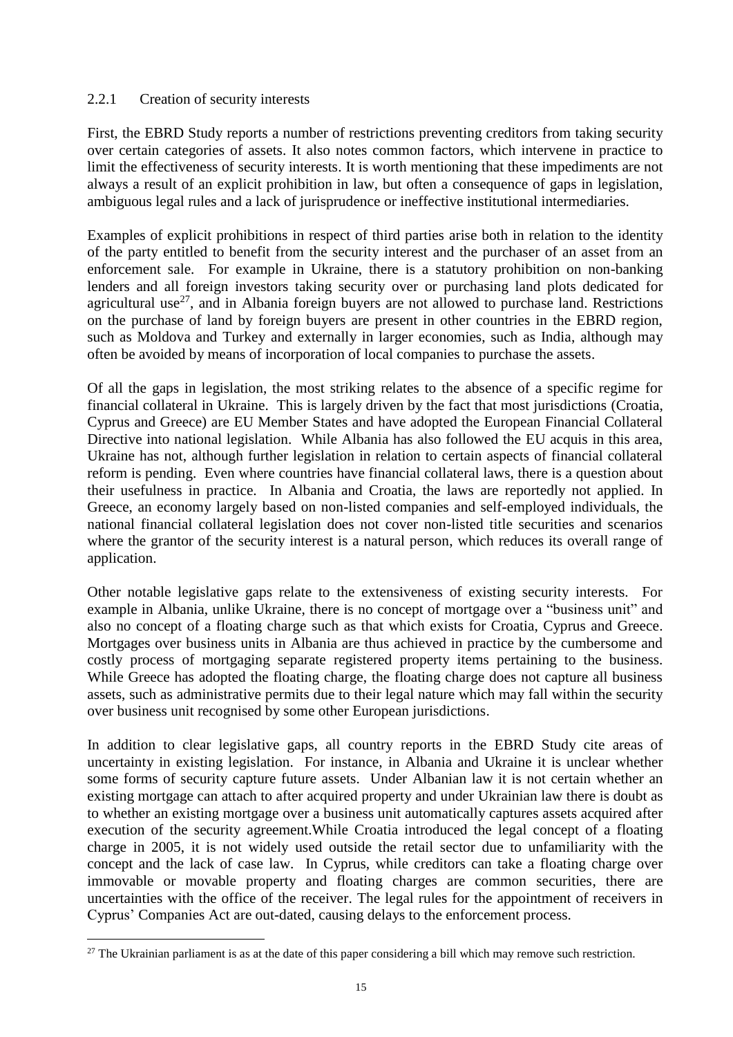### 2.2.1 Creation of security interests

First, the EBRD Study reports a number of restrictions preventing creditors from taking security over certain categories of assets. It also notes common factors, which intervene in practice to limit the effectiveness of security interests. It is worth mentioning that these impediments are not always a result of an explicit prohibition in law, but often a consequence of gaps in legislation, ambiguous legal rules and a lack of jurisprudence or ineffective institutional intermediaries.

Examples of explicit prohibitions in respect of third parties arise both in relation to the identity of the party entitled to benefit from the security interest and the purchaser of an asset from an enforcement sale. For example in Ukraine, there is a statutory prohibition on non-banking lenders and all foreign investors taking security over or purchasing land plots dedicated for agricultural use[27], and in Albania foreign buyers are not allowed to purchase land. Restrictions on the purchase of land by foreign buyers are present in other countries in the EBRD region, such as Moldova and Turkey and externally in larger economies, such as India, although may often be avoided by means of incorporation of local companies to purchase the assets.

Of all the gaps in legislation, the most striking relates to the absence of a specific regime for financial collateral in Ukraine. This is largely driven by the fact that most jurisdictions (Croatia, Cyprus and Greece) are EU Member States and have adopted the European Financial Collateral Directive into national legislation. While Albania has also followed the EU acquis in this area, Ukraine has not, although further legislation in relation to certain aspects of financial collateral reform is pending. Even where countries have financial collateral laws, there is a question about their usefulness in practice. In Albania and Croatia, the laws are reportedly not applied. In Greece, an economy largely based on non-listed companies and self-employed individuals, the national financial collateral legislation does not cover non-listed title securities and scenarios where the grantor of the security interest is a natural person, which reduces its overall range of application.

Other notable legislative gaps relate to the extensiveness of existing security interests. For example in Albania, unlike Ukraine, there is no concept of mortgage over a "business unit" and also no concept of a floating charge such as that which exists for Croatia, Cyprus and Greece. Mortgages over business units in Albania are thus achieved in practice by the cumbersome and costly process of mortgaging separate registered property items pertaining to the business. While Greece has adopted the floating charge, the floating charge does not capture all business assets, such as administrative permits due to their legal nature which may fall within the security over business unit recognised by some other European jurisdictions.

In addition to clear legislative gaps, all country reports in the EBRD Study cite areas of uncertainty in existing legislation. For instance, in Albania and Ukraine it is unclear whether some forms of security capture future assets. Under Albanian law it is not certain whether an existing mortgage can attach to after acquired property and under Ukrainian law there is doubt as to whether an existing mortgage over a business unit automatically captures assets acquired after execution of the security agreement.While Croatia introduced the legal concept of a floating charge in 2005, it is not widely used outside the retail sector due to unfamiliarity with the concept and the lack of case law. In Cyprus, while creditors can take a floating charge over immovable or movable property and floating charges are common securities, there are uncertainties with the office of the receiver. The legal rules for the appointment of receivers in Cyprus' Companies Act are out-dated, causing delays to the enforcement process.

---

[27] The Ukrainian parliament is as at the date of this paper considering a bill which may remove such restriction.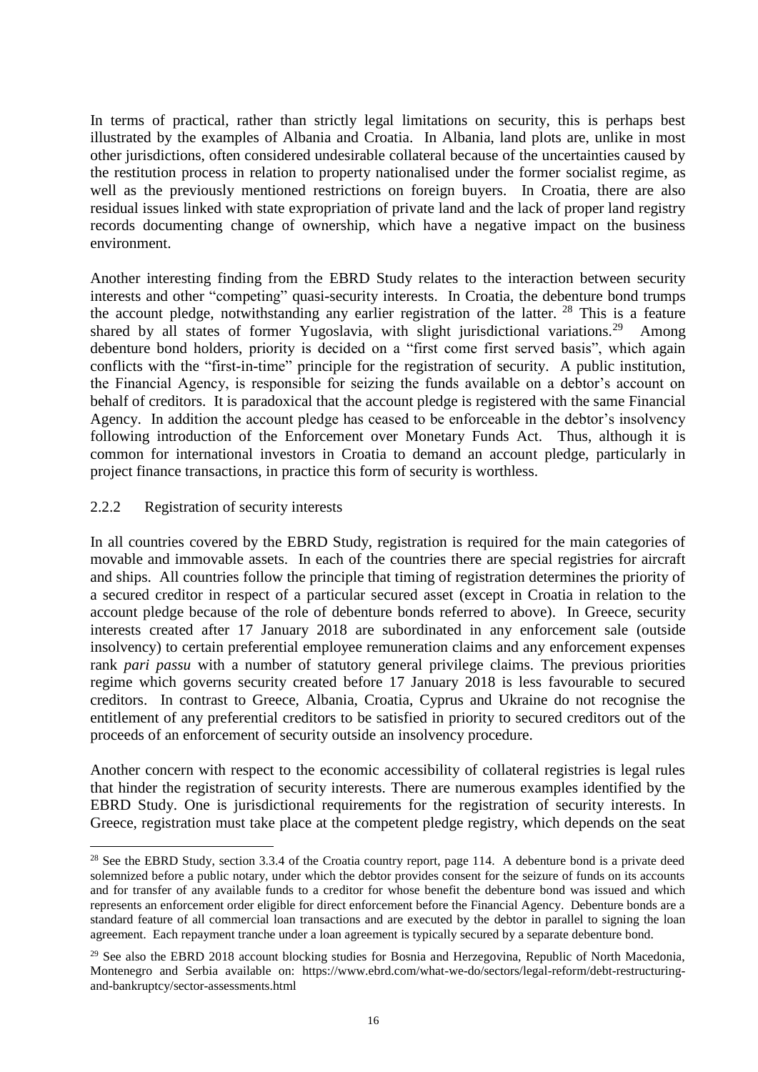In terms of practical, rather than strictly legal limitations on security, this is perhaps best illustrated by the examples of Albania and Croatia. In Albania, land plots are, unlike in most other jurisdictions, often considered undesirable collateral because of the uncertainties caused by the restitution process in relation to property nationalised under the former socialist regime, as well as the previously mentioned restrictions on foreign buyers. In Croatia, there are also residual issues linked with state expropriation of private land and the lack of proper land registry records documenting change of ownership, which have a negative impact on the business environment.

Another interesting finding from the EBRD Study relates to the interaction between security interests and other "competing" quasi-security interests. In Croatia, the debenture bond trumps the account pledge, notwithstanding any earlier registration of the latter. [28] This is a feature shared by all states of former Yugoslavia, with slight jurisdictional variations.[29] Among debenture bond holders, priority is decided on a "first come first served basis", which again conflicts with the "first-in-time" principle for the registration of security. A public institution, the Financial Agency, is responsible for seizing the funds available on a debtor's account on behalf of creditors. It is paradoxical that the account pledge is registered with the same Financial Agency. In addition the account pledge has ceased to be enforceable in the debtor's insolvency following introduction of the Enforcement over Monetary Funds Act. Thus, although it is common for international investors in Croatia to demand an account pledge, particularly in project finance transactions, in practice this form of security is worthless.

### 2.2.2 Registration of security interests

In all countries covered by the EBRD Study, registration is required for the main categories of movable and immovable assets. In each of the countries there are special registries for aircraft and ships. All countries follow the principle that timing of registration determines the priority of a secured creditor in respect of a particular secured asset (except in Croatia in relation to the account pledge because of the role of debenture bonds referred to above). In Greece, security interests created after 17 January 2018 are subordinated in any enforcement sale (outside insolvency) to certain preferential employee remuneration claims and any enforcement expenses rank *pari passu* with a number of statutory general privilege claims. The previous priorities regime which governs security created before 17 January 2018 is less favourable to secured creditors. In contrast to Greece, Albania, Croatia, Cyprus and Ukraine do not recognise the entitlement of any preferential creditors to be satisfied in priority to secured creditors out of the proceeds of an enforcement of security outside an insolvency procedure.

Another concern with respect to the economic accessibility of collateral registries is legal rules that hinder the registration of security interests. There are numerous examples identified by the EBRD Study. One is jurisdictional requirements for the registration of security interests. In Greece, registration must take place at the competent pledge registry, which depends on the seat

---

[28] See the EBRD Study, section 3.3.4 of the Croatia country report, page 114. A debenture bond is a private deed solemnized before a public notary, under which the debtor provides consent for the seizure of funds on its accounts and for transfer of any available funds to a creditor for whose benefit the debenture bond was issued and which represents an enforcement order eligible for direct enforcement before the Financial Agency. Debenture bonds are a standard feature of all commercial loan transactions and are executed by the debtor in parallel to signing the loan agreement. Each repayment tranche under a loan agreement is typically secured by a separate debenture bond.

[29] See also the EBRD 2018 account blocking studies for Bosnia and Herzegovina, Republic of North Macedonia, Montenegro and Serbia available on: https://www.ebrd.com/what-we-do/sectors/legal-reform/debt-restructuring-and-bankruptcy/sector-assessments.html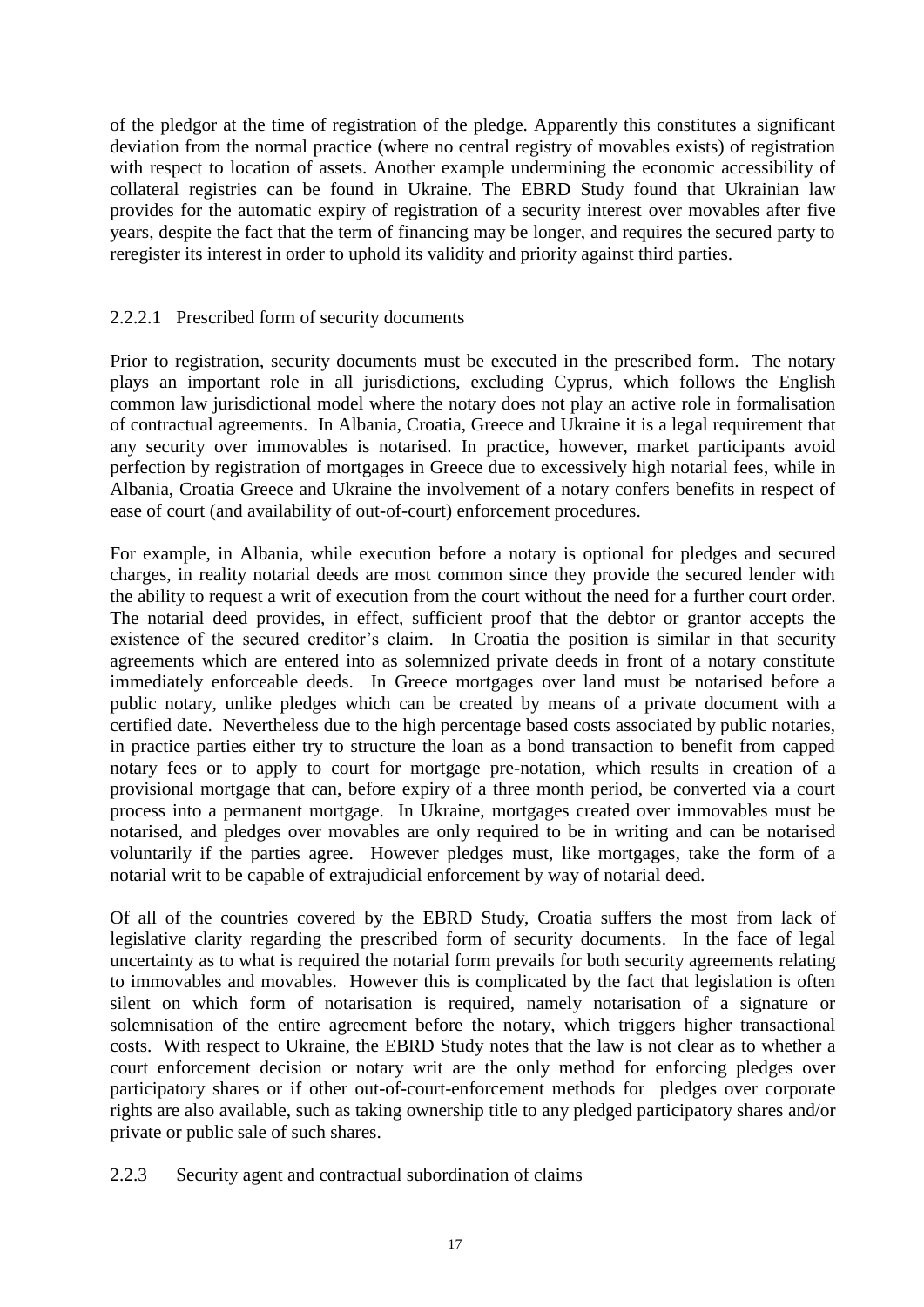of the pledgor at the time of registration of the pledge. Apparently this constitutes a significant deviation from the normal practice (where no central registry of movables exists) of registration with respect to location of assets. Another example undermining the economic accessibility of collateral registries can be found in Ukraine. The EBRD Study found that Ukrainian law provides for the automatic expiry of registration of a security interest over movables after five years, despite the fact that the term of financing may be longer, and requires the secured party to reregister its interest in order to uphold its validity and priority against third parties.

#### 2.2.2.1 Prescribed form of security documents

Prior to registration, security documents must be executed in the prescribed form. The notary plays an important role in all jurisdictions, excluding Cyprus, which follows the English common law jurisdictional model where the notary does not play an active role in formalisation of contractual agreements. In Albania, Croatia, Greece and Ukraine it is a legal requirement that any security over immovables is notarised. In practice, however, market participants avoid perfection by registration of mortgages in Greece due to excessively high notarial fees, while in Albania, Croatia Greece and Ukraine the involvement of a notary confers benefits in respect of ease of court (and availability of out-of-court) enforcement procedures.

For example, in Albania, while execution before a notary is optional for pledges and secured charges, in reality notarial deeds are most common since they provide the secured lender with the ability to request a writ of execution from the court without the need for a further court order. The notarial deed provides, in effect, sufficient proof that the debtor or grantor accepts the existence of the secured creditor's claim. In Croatia the position is similar in that security agreements which are entered into as solemnized private deeds in front of a notary constitute immediately enforceable deeds. In Greece mortgages over land must be notarised before a public notary, unlike pledges which can be created by means of a private document with a certified date. Nevertheless due to the high percentage based costs associated by public notaries, in practice parties either try to structure the loan as a bond transaction to benefit from capped notary fees or to apply to court for mortgage pre-notation, which results in creation of a provisional mortgage that can, before expiry of a three month period, be converted via a court process into a permanent mortgage. In Ukraine, mortgages created over immovables must be notarised, and pledges over movables are only required to be in writing and can be notarised voluntarily if the parties agree. However pledges must, like mortgages, take the form of a notarial writ to be capable of extrajudicial enforcement by way of notarial deed.

Of all of the countries covered by the EBRD Study, Croatia suffers the most from lack of legislative clarity regarding the prescribed form of security documents. In the face of legal uncertainty as to what is required the notarial form prevails for both security agreements relating to immovables and movables. However this is complicated by the fact that legislation is often silent on which form of notarisation is required, namely notarisation of a signature or solemnisation of the entire agreement before the notary, which triggers higher transactional costs. With respect to Ukraine, the EBRD Study notes that the law is not clear as to whether a court enforcement decision or notary writ are the only method for enforcing pledges over participatory shares or if other out-of-court-enforcement methods for pledges over corporate rights are also available, such as taking ownership title to any pledged participatory shares and/or private or public sale of such shares.

### 2.2.3 Security agent and contractual subordination of claims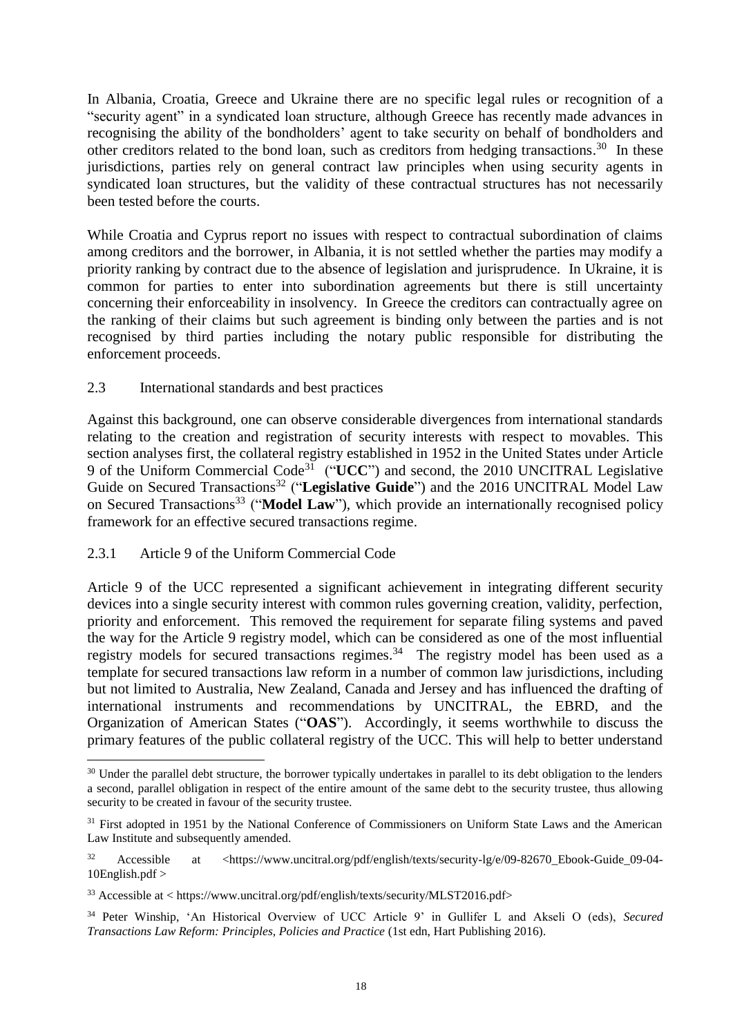In Albania, Croatia, Greece and Ukraine there are no specific legal rules or recognition of a "security agent" in a syndicated loan structure, although Greece has recently made advances in recognising the ability of the bondholders' agent to take security on behalf of bondholders and other creditors related to the bond loan, such as creditors from hedging transactions.[30] In these jurisdictions, parties rely on general contract law principles when using security agents in syndicated loan structures, but the validity of these contractual structures has not necessarily been tested before the courts.

While Croatia and Cyprus report no issues with respect to contractual subordination of claims among creditors and the borrower, in Albania, it is not settled whether the parties may modify a priority ranking by contract due to the absence of legislation and jurisprudence. In Ukraine, it is common for parties to enter into subordination agreements but there is still uncertainty concerning their enforceability in insolvency. In Greece the creditors can contractually agree on the ranking of their claims but such agreement is binding only between the parties and is not recognised by third parties including the notary public responsible for distributing the enforcement proceeds.

### 2.3 International standards and best practices

Against this background, one can observe considerable divergences from international standards relating to the creation and registration of security interests with respect to movables. This section analyses first, the collateral registry established in 1952 in the United States under Article 9 of the Uniform Commercial Code[31] ("**UCC**") and second, the 2010 UNCITRAL Legislative Guide on Secured Transactions[32] ("**Legislative Guide**") and the 2016 UNCITRAL Model Law on Secured Transactions[33] ("**Model Law**"), which provide an internationally recognised policy framework for an effective secured transactions regime.

#### 2.3.1 Article 9 of the Uniform Commercial Code

Article 9 of the UCC represented a significant achievement in integrating different security devices into a single security interest with common rules governing creation, validity, perfection, priority and enforcement. This removed the requirement for separate filing systems and paved the way for the Article 9 registry model, which can be considered as one of the most influential registry models for secured transactions regimes.[34] The registry model has been used as a template for secured transactions law reform in a number of common law jurisdictions, including but not limited to Australia, New Zealand, Canada and Jersey and has influenced the drafting of international instruments and recommendations by UNCITRAL, the EBRD, and the Organization of American States ("**OAS**"). Accordingly, it seems worthwhile to discuss the primary features of the public collateral registry of the UCC. This will help to better understand

---

[30] Under the parallel debt structure, the borrower typically undertakes in parallel to its debt obligation to the lenders a second, parallel obligation in respect of the entire amount of the same debt to the security trustee, thus allowing security to be created in favour of the security trustee.

[31] First adopted in 1951 by the National Conference of Commissioners on Uniform State Laws and the American Law Institute and subsequently amended.

[32] Accessible at <https://www.uncitral.org/pdf/english/texts/security-lg/e/09-82670_Ebook-Guide_09-04-10English.pdf >

[33] Accessible at < https://www.uncitral.org/pdf/english/texts/security/MLST2016.pdf>

[34] Peter Winship, 'An Historical Overview of UCC Article 9' in Gullifer L and Akseli O (eds), *Secured Transactions Law Reform: Principles, Policies and Practice* (1st edn, Hart Publishing 2016).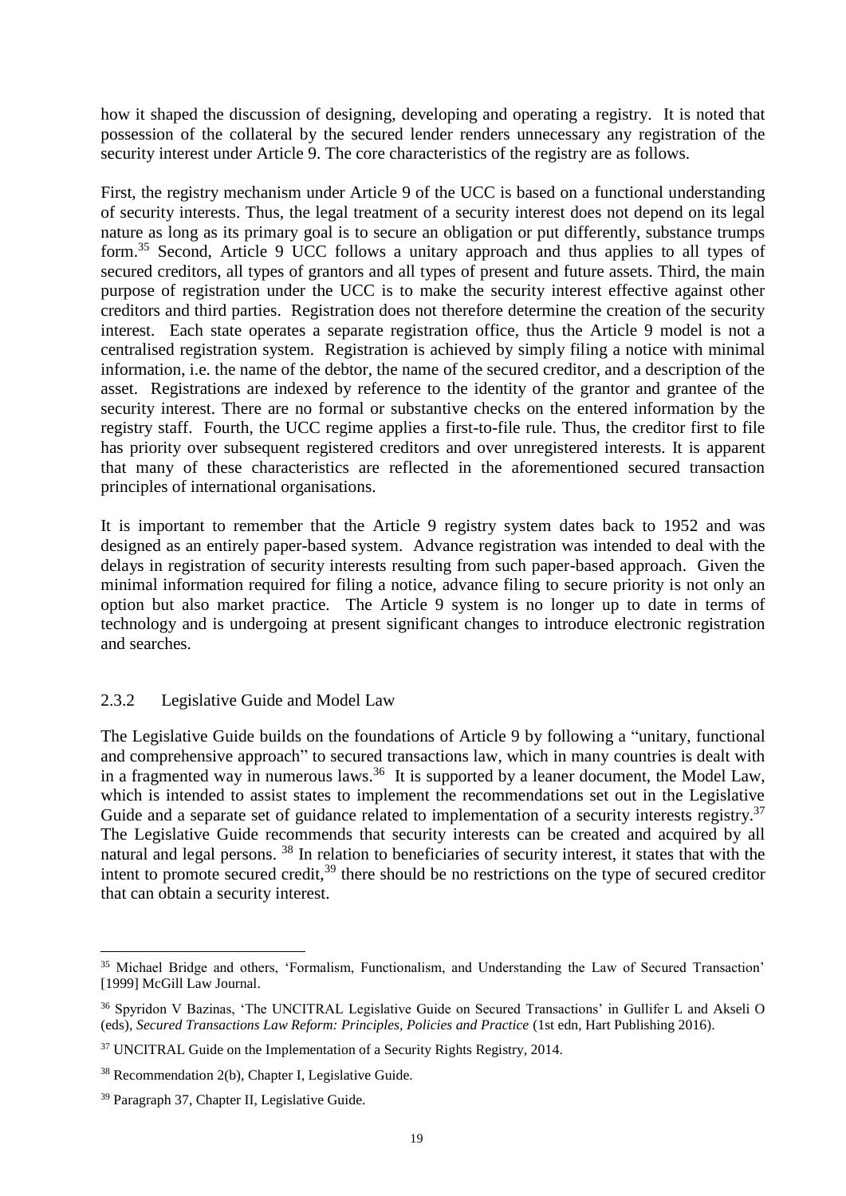how it shaped the discussion of designing, developing and operating a registry. It is noted that possession of the collateral by the secured lender renders unnecessary any registration of the security interest under Article 9. The core characteristics of the registry are as follows.

First, the registry mechanism under Article 9 of the UCC is based on a functional understanding of security interests. Thus, the legal treatment of a security interest does not depend on its legal nature as long as its primary goal is to secure an obligation or put differently, substance trumps form.[35] Second, Article 9 UCC follows a unitary approach and thus applies to all types of secured creditors, all types of grantors and all types of present and future assets. Third, the main purpose of registration under the UCC is to make the security interest effective against other creditors and third parties. Registration does not therefore determine the creation of the security interest. Each state operates a separate registration office, thus the Article 9 model is not a centralised registration system. Registration is achieved by simply filing a notice with minimal information, i.e. the name of the debtor, the name of the secured creditor, and a description of the asset. Registrations are indexed by reference to the identity of the grantor and grantee of the security interest. There are no formal or substantive checks on the entered information by the registry staff. Fourth, the UCC regime applies a first-to-file rule. Thus, the creditor first to file has priority over subsequent registered creditors and over unregistered interests. It is apparent that many of these characteristics are reflected in the aforementioned secured transaction principles of international organisations.

It is important to remember that the Article 9 registry system dates back to 1952 and was designed as an entirely paper-based system. Advance registration was intended to deal with the delays in registration of security interests resulting from such paper-based approach. Given the minimal information required for filing a notice, advance filing to secure priority is not only an option but also market practice. The Article 9 system is no longer up to date in terms of technology and is undergoing at present significant changes to introduce electronic registration and searches.

### 2.3.2 Legislative Guide and Model Law

The Legislative Guide builds on the foundations of Article 9 by following a "unitary, functional and comprehensive approach" to secured transactions law, which in many countries is dealt with in a fragmented way in numerous laws.[36] It is supported by a leaner document, the Model Law, which is intended to assist states to implement the recommendations set out in the Legislative Guide and a separate set of guidance related to implementation of a security interests registry.[37] The Legislative Guide recommends that security interests can be created and acquired by all natural and legal persons.[38] In relation to beneficiaries of security interest, it states that with the intent to promote secured credit,[39] there should be no restrictions on the type of secured creditor that can obtain a security interest.

---

[35] Michael Bridge and others, 'Formalism, Functionalism, and Understanding the Law of Secured Transaction' [1999] McGill Law Journal.

[36] Spyridon V Bazinas, 'The UNCITRAL Legislative Guide on Secured Transactions' in Gullifer L and Akseli O (eds), *Secured Transactions Law Reform: Principles, Policies and Practice* (1st edn, Hart Publishing 2016).

[37] UNCITRAL Guide on the Implementation of a Security Rights Registry, 2014.

[38] Recommendation 2(b), Chapter I, Legislative Guide.

[39] Paragraph 37, Chapter II, Legislative Guide.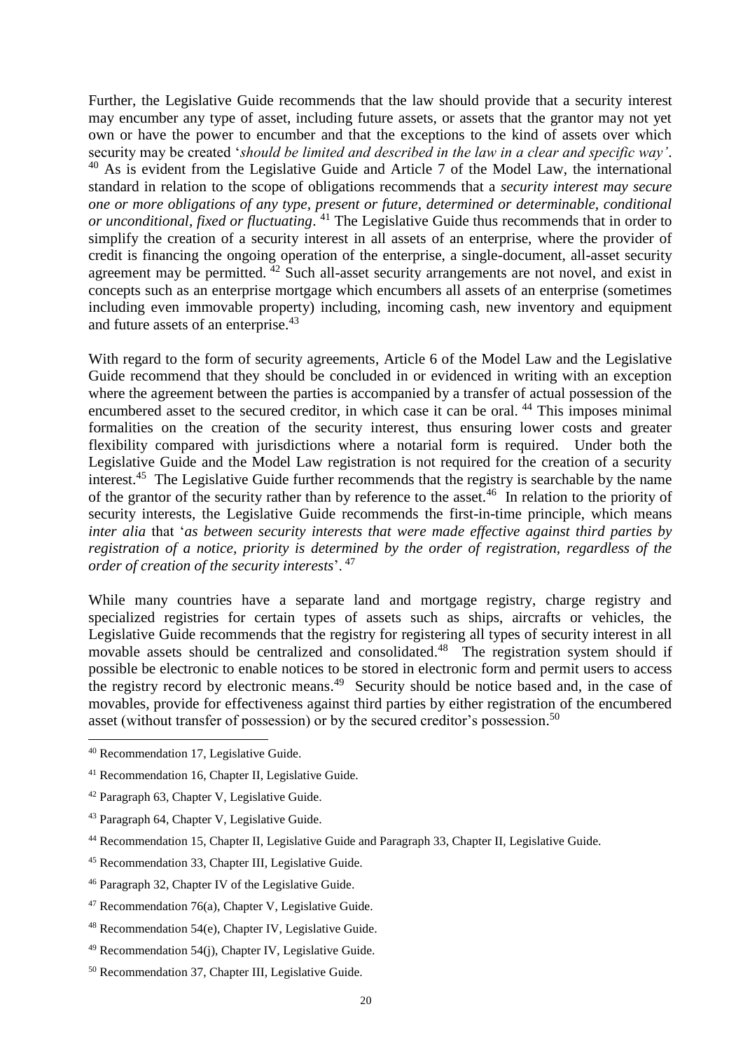Further, the Legislative Guide recommends that the law should provide that a security interest may encumber any type of asset, including future assets, or assets that the grantor may not yet own or have the power to encumber and that the exceptions to the kind of assets over which security may be created '*should be limited and described in the law in a clear and specific way'*. [40] As is evident from the Legislative Guide and Article 7 of the Model Law, the international standard in relation to the scope of obligations recommends that a *security interest may secure one or more obligations of any type, present or future, determined or determinable, conditional or unconditional, fixed or fluctuating*. [41] The Legislative Guide thus recommends that in order to simplify the creation of a security interest in all assets of an enterprise, where the provider of credit is financing the ongoing operation of the enterprise, a single-document, all-asset security agreement may be permitted. [42] Such all-asset security arrangements are not novel, and exist in concepts such as an enterprise mortgage which encumbers all assets of an enterprise (sometimes including even immovable property) including, incoming cash, new inventory and equipment and future assets of an enterprise.[43]

With regard to the form of security agreements, Article 6 of the Model Law and the Legislative Guide recommend that they should be concluded in or evidenced in writing with an exception where the agreement between the parties is accompanied by a transfer of actual possession of the encumbered asset to the secured creditor, in which case it can be oral. [44] This imposes minimal formalities on the creation of the security interest, thus ensuring lower costs and greater flexibility compared with jurisdictions where a notarial form is required. Under both the Legislative Guide and the Model Law registration is not required for the creation of a security interest.[45] The Legislative Guide further recommends that the registry is searchable by the name of the grantor of the security rather than by reference to the asset.[46] In relation to the priority of security interests, the Legislative Guide recommends the first-in-time principle, which means *inter alia* that '*as between security interests that were made effective against third parties by registration of a notice, priority is determined by the order of registration, regardless of the order of creation of the security interests*'. [47]

While many countries have a separate land and mortgage registry, charge registry and specialized registries for certain types of assets such as ships, aircrafts or vehicles, the Legislative Guide recommends that the registry for registering all types of security interest in all movable assets should be centralized and consolidated.[48] The registration system should if possible be electronic to enable notices to be stored in electronic form and permit users to access the registry record by electronic means.[49] Security should be notice based and, in the case of movables, provide for effectiveness against third parties by either registration of the encumbered asset (without transfer of possession) or by the secured creditor's possession.[50]

---

[40] Recommendation 17, Legislative Guide.

[41] Recommendation 16, Chapter II, Legislative Guide.

[42] Paragraph 63, Chapter V, Legislative Guide.

[43] Paragraph 64, Chapter V, Legislative Guide.

[44] Recommendation 15, Chapter II, Legislative Guide and Paragraph 33, Chapter II, Legislative Guide.

[45] Recommendation 33, Chapter III, Legislative Guide.

[46] Paragraph 32, Chapter IV of the Legislative Guide.

[47] Recommendation 76(a), Chapter V, Legislative Guide.

[48] Recommendation 54(e), Chapter IV, Legislative Guide.

[49] Recommendation 54(j), Chapter IV, Legislative Guide.

[50] Recommendation 37, Chapter III, Legislative Guide.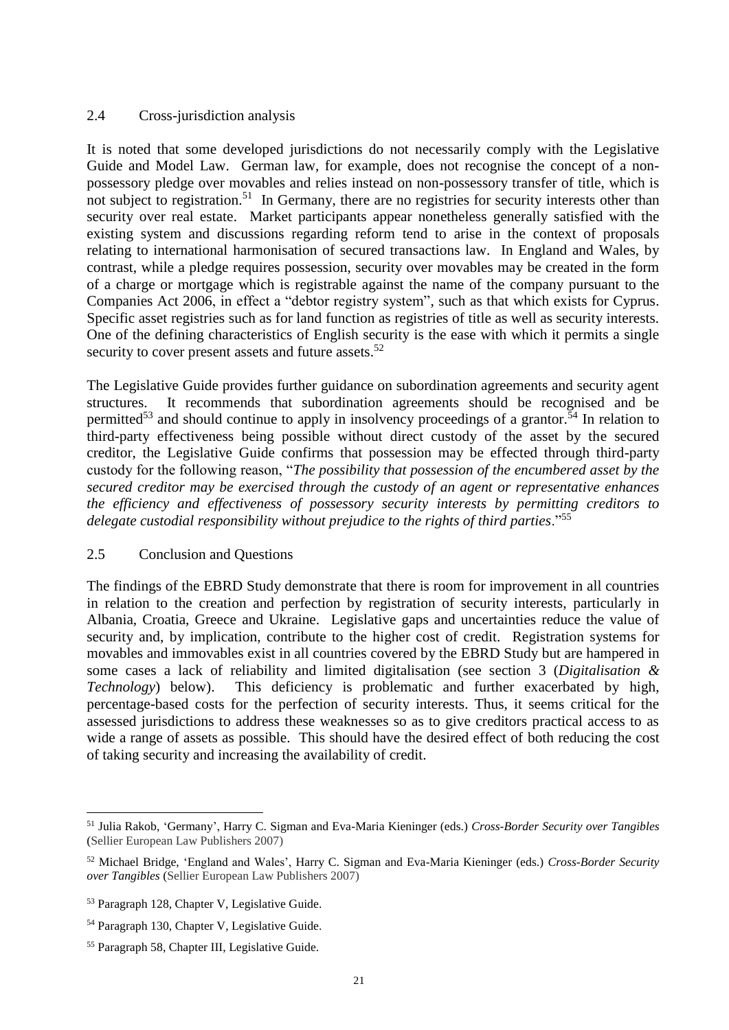## 2.4 Cross-jurisdiction analysis

It is noted that some developed jurisdictions do not necessarily comply with the Legislative Guide and Model Law. German law, for example, does not recognise the concept of a non-possessory pledge over movables and relies instead on non-possessory transfer of title, which is not subject to registration.[51] In Germany, there are no registries for security interests other than security over real estate. Market participants appear nonetheless generally satisfied with the existing system and discussions regarding reform tend to arise in the context of proposals relating to international harmonisation of secured transactions law. In England and Wales, by contrast, while a pledge requires possession, security over movables may be created in the form of a charge or mortgage which is registrable against the name of the company pursuant to the Companies Act 2006, in effect a "debtor registry system", such as that which exists for Cyprus. Specific asset registries such as for land function as registries of title as well as security interests. One of the defining characteristics of English security is the ease with which it permits a single security to cover present assets and future assets.[52]

The Legislative Guide provides further guidance on subordination agreements and security agent structures. It recommends that subordination agreements should be recognised and be permitted[53] and should continue to apply in insolvency proceedings of a grantor.[54] In relation to third-party effectiveness being possible without direct custody of the asset by the secured creditor, the Legislative Guide confirms that possession may be effected through third-party custody for the following reason, "*The possibility that possession of the encumbered asset by the secured creditor may be exercised through the custody of an agent or representative enhances the efficiency and effectiveness of possessory security interests by permitting creditors to delegate custodial responsibility without prejudice to the rights of third parties*."[55]

## 2.5 Conclusion and Questions

The findings of the EBRD Study demonstrate that there is room for improvement in all countries in relation to the creation and perfection by registration of security interests, particularly in Albania, Croatia, Greece and Ukraine. Legislative gaps and uncertainties reduce the value of security and, by implication, contribute to the higher cost of credit. Registration systems for movables and immovables exist in all countries covered by the EBRD Study but are hampered in some cases a lack of reliability and limited digitalisation (see section 3 (*Digitalisation & Technology*) below). This deficiency is problematic and further exacerbated by high, percentage-based costs for the perfection of security interests. Thus, it seems critical for the assessed jurisdictions to address these weaknesses so as to give creditors practical access to as wide a range of assets as possible. This should have the desired effect of both reducing the cost of taking security and increasing the availability of credit.

---

[51] Julia Rakob, 'Germany', Harry C. Sigman and Eva-Maria Kieninger (eds.) *Cross-Border Security over Tangibles* (Sellier European Law Publishers 2007)

[52] Michael Bridge, 'England and Wales', Harry C. Sigman and Eva-Maria Kieninger (eds.) *Cross-Border Security over Tangibles* (Sellier European Law Publishers 2007)

[53] Paragraph 128, Chapter V, Legislative Guide.

[54] Paragraph 130, Chapter V, Legislative Guide.

[55] Paragraph 58, Chapter III, Legislative Guide.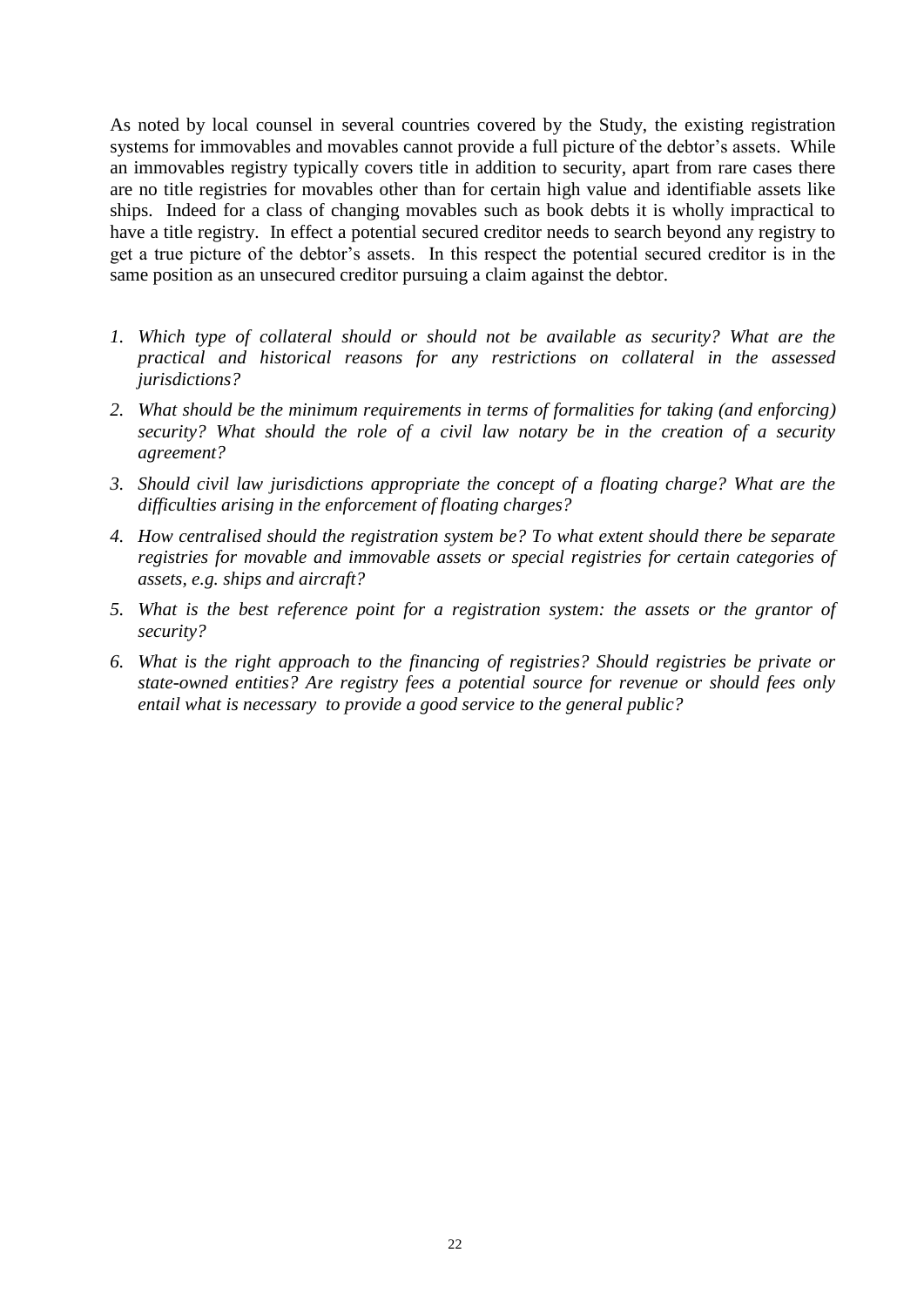As noted by local counsel in several countries covered by the Study, the existing registration systems for immovables and movables cannot provide a full picture of the debtor's assets. While an immovables registry typically covers title in addition to security, apart from rare cases there are no title registries for movables other than for certain high value and identifiable assets like ships. Indeed for a class of changing movables such as book debts it is wholly impractical to have a title registry. In effect a potential secured creditor needs to search beyond any registry to get a true picture of the debtor's assets. In this respect the potential secured creditor is in the same position as an unsecured creditor pursuing a claim against the debtor.

1. *Which type of collateral should or should not be available as security? What are the practical and historical reasons for any restrictions on collateral in the assessed jurisdictions?*
2. *What should be the minimum requirements in terms of formalities for taking (and enforcing) security? What should the role of a civil law notary be in the creation of a security agreement?*
3. *Should civil law jurisdictions appropriate the concept of a floating charge? What are the difficulties arising in the enforcement of floating charges?*
4. *How centralised should the registration system be? To what extent should there be separate registries for movable and immovable assets or special registries for certain categories of assets, e.g. ships and aircraft?*
5. *What is the best reference point for a registration system: the assets or the grantor of security?*
6. *What is the right approach to the financing of registries? Should registries be private or state-owned entities? Are registry fees a potential source for revenue or should fees only entail what is necessary to provide a good service to the general public?*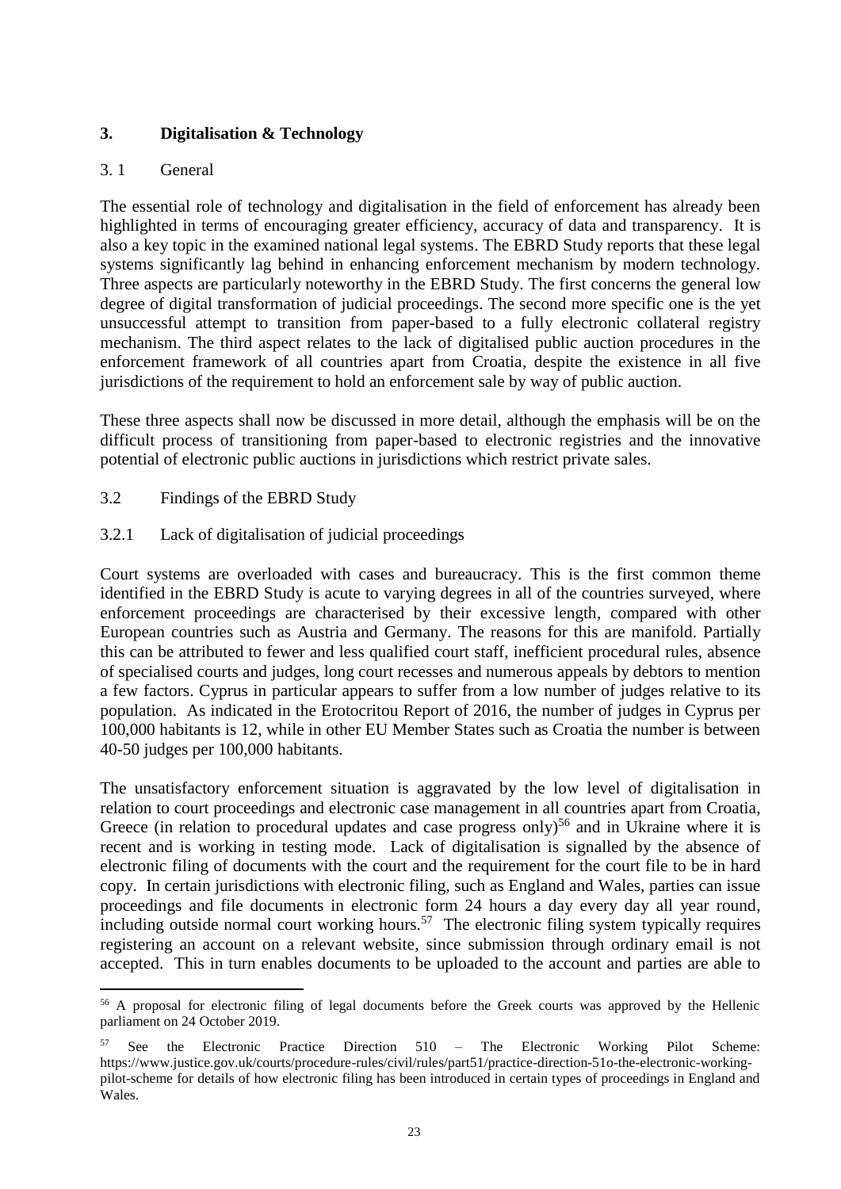## 3. Digitalisation & Technology

### 3. 1 General

The essential role of technology and digitalisation in the field of enforcement has already been highlighted in terms of encouraging greater efficiency, accuracy of data and transparency. It is also a key topic in the examined national legal systems. The EBRD Study reports that these legal systems significantly lag behind in enhancing enforcement mechanism by modern technology. Three aspects are particularly noteworthy in the EBRD Study. The first concerns the general low degree of digital transformation of judicial proceedings. The second more specific one is the yet unsuccessful attempt to transition from paper-based to a fully electronic collateral registry mechanism. The third aspect relates to the lack of digitalised public auction procedures in the enforcement framework of all countries apart from Croatia, despite the existence in all five jurisdictions of the requirement to hold an enforcement sale by way of public auction.

These three aspects shall now be discussed in more detail, although the emphasis will be on the difficult process of transitioning from paper-based to electronic registries and the innovative potential of electronic public auctions in jurisdictions which restrict private sales.

### 3.2 Findings of the EBRD Study

#### 3.2.1 Lack of digitalisation of judicial proceedings

Court systems are overloaded with cases and bureaucracy. This is the first common theme identified in the EBRD Study is acute to varying degrees in all of the countries surveyed, where enforcement proceedings are characterised by their excessive length, compared with other European countries such as Austria and Germany. The reasons for this are manifold. Partially this can be attributed to fewer and less qualified court staff, inefficient procedural rules, absence of specialised courts and judges, long court recesses and numerous appeals by debtors to mention a few factors. Cyprus in particular appears to suffer from a low number of judges relative to its population. As indicated in the Erotocritou Report of 2016, the number of judges in Cyprus per 100,000 habitants is 12, while in other EU Member States such as Croatia the number is between 40-50 judges per 100,000 habitants.

The unsatisfactory enforcement situation is aggravated by the low level of digitalisation in relation to court proceedings and electronic case management in all countries apart from Croatia, Greece (in relation to procedural updates and case progress only)[56] and in Ukraine where it is recent and is working in testing mode. Lack of digitalisation is signalled by the absence of electronic filing of documents with the court and the requirement for the court file to be in hard copy. In certain jurisdictions with electronic filing, such as England and Wales, parties can issue proceedings and file documents in electronic form 24 hours a day every day all year round, including outside normal court working hours.[57] The electronic filing system typically requires registering an account on a relevant website, since submission through ordinary email is not accepted. This in turn enables documents to be uploaded to the account and parties are able to

---

[56] A proposal for electronic filing of legal documents before the Greek courts was approved by the Hellenic parliament on 24 October 2019.

[57] See the Electronic Practice Direction 510 – The Electronic Working Pilot Scheme: https://www.justice.gov.uk/courts/procedure-rules/civil/rules/part51/practice-direction-51o-the-electronic-working-pilot-scheme for details of how electronic filing has been introduced in certain types of proceedings in England and Wales.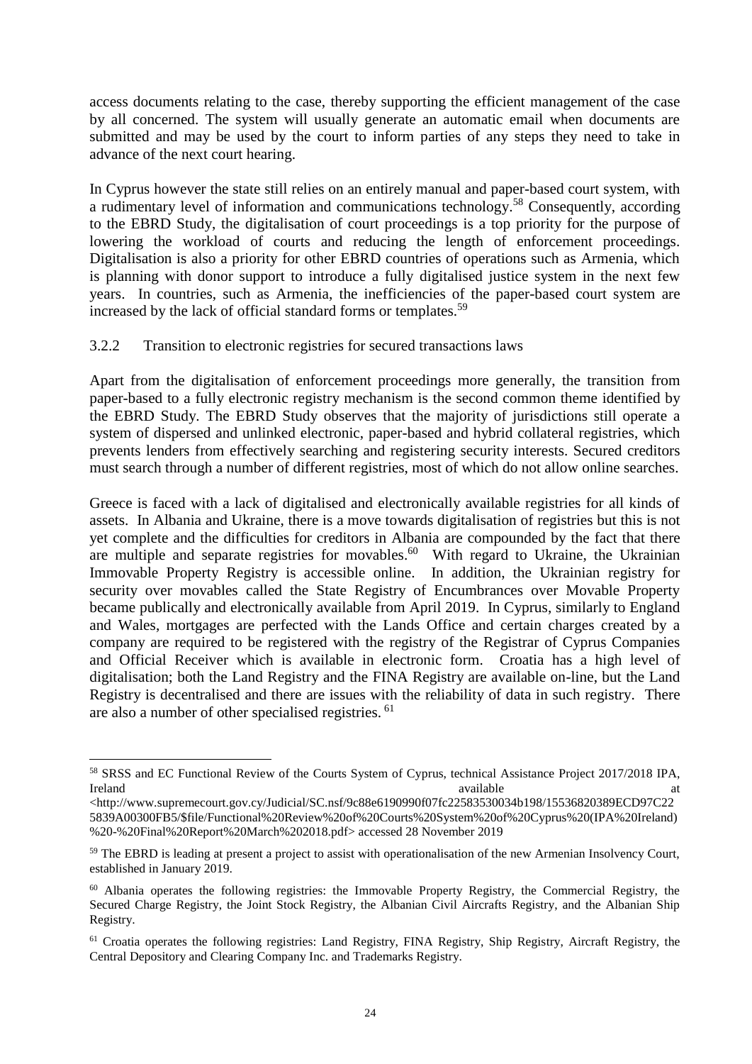access documents relating to the case, thereby supporting the efficient management of the case by all concerned. The system will usually generate an automatic email when documents are submitted and may be used by the court to inform parties of any steps they need to take in advance of the next court hearing.

In Cyprus however the state still relies on an entirely manual and paper-based court system, with a rudimentary level of information and communications technology.[58] Consequently, according to the EBRD Study, the digitalisation of court proceedings is a top priority for the purpose of lowering the workload of courts and reducing the length of enforcement proceedings. Digitalisation is also a priority for other EBRD countries of operations such as Armenia, which is planning with donor support to introduce a fully digitalised justice system in the next few years. In countries, such as Armenia, the inefficiencies of the paper-based court system are increased by the lack of official standard forms or templates.[59]

### 3.2.2 Transition to electronic registries for secured transactions laws

Apart from the digitalisation of enforcement proceedings more generally, the transition from paper-based to a fully electronic registry mechanism is the second common theme identified by the EBRD Study. The EBRD Study observes that the majority of jurisdictions still operate a system of dispersed and unlinked electronic, paper-based and hybrid collateral registries, which prevents lenders from effectively searching and registering security interests. Secured creditors must search through a number of different registries, most of which do not allow online searches.

Greece is faced with a lack of digitalised and electronically available registries for all kinds of assets. In Albania and Ukraine, there is a move towards digitalisation of registries but this is not yet complete and the difficulties for creditors in Albania are compounded by the fact that there are multiple and separate registries for movables.[60] With regard to Ukraine, the Ukrainian Immovable Property Registry is accessible online. In addition, the Ukrainian registry for security over movables called the State Registry of Encumbrances over Movable Property became publically and electronically available from April 2019. In Cyprus, similarly to England and Wales, mortgages are perfected with the Lands Office and certain charges created by a company are required to be registered with the registry of the Registrar of Cyprus Companies and Official Receiver which is available in electronic form. Croatia has a high level of digitalisation; both the Land Registry and the FINA Registry are available on-line, but the Land Registry is decentralised and there are issues with the reliability of data in such registry. There are also a number of other specialised registries.[61]

---

[58] SRSS and EC Functional Review of the Courts System of Cyprus, technical Assistance Project 2017/2018 IPA, Ireland available at <http://www.supremecourt.gov.cy/Judicial/SC.nsf/9c88e6190990f07fc22583530034b198/15536820389ECD97C225839A00300FB5/$file/Functional%20Review%20of%20Courts%20System%20of%20Cyprus%20(IPA%20Ireland)%20-%20Final%20Report%20March%202018.pdf> accessed 28 November 2019

[59] The EBRD is leading at present a project to assist with operationalisation of the new Armenian Insolvency Court, established in January 2019.

[60] Albania operates the following registries: the Immovable Property Registry, the Commercial Registry, the Secured Charge Registry, the Joint Stock Registry, the Albanian Civil Aircrafts Registry, and the Albanian Ship Registry.

[61] Croatia operates the following registries: Land Registry, FINA Registry, Ship Registry, Aircraft Registry, the Central Depository and Clearing Company Inc. and Trademarks Registry.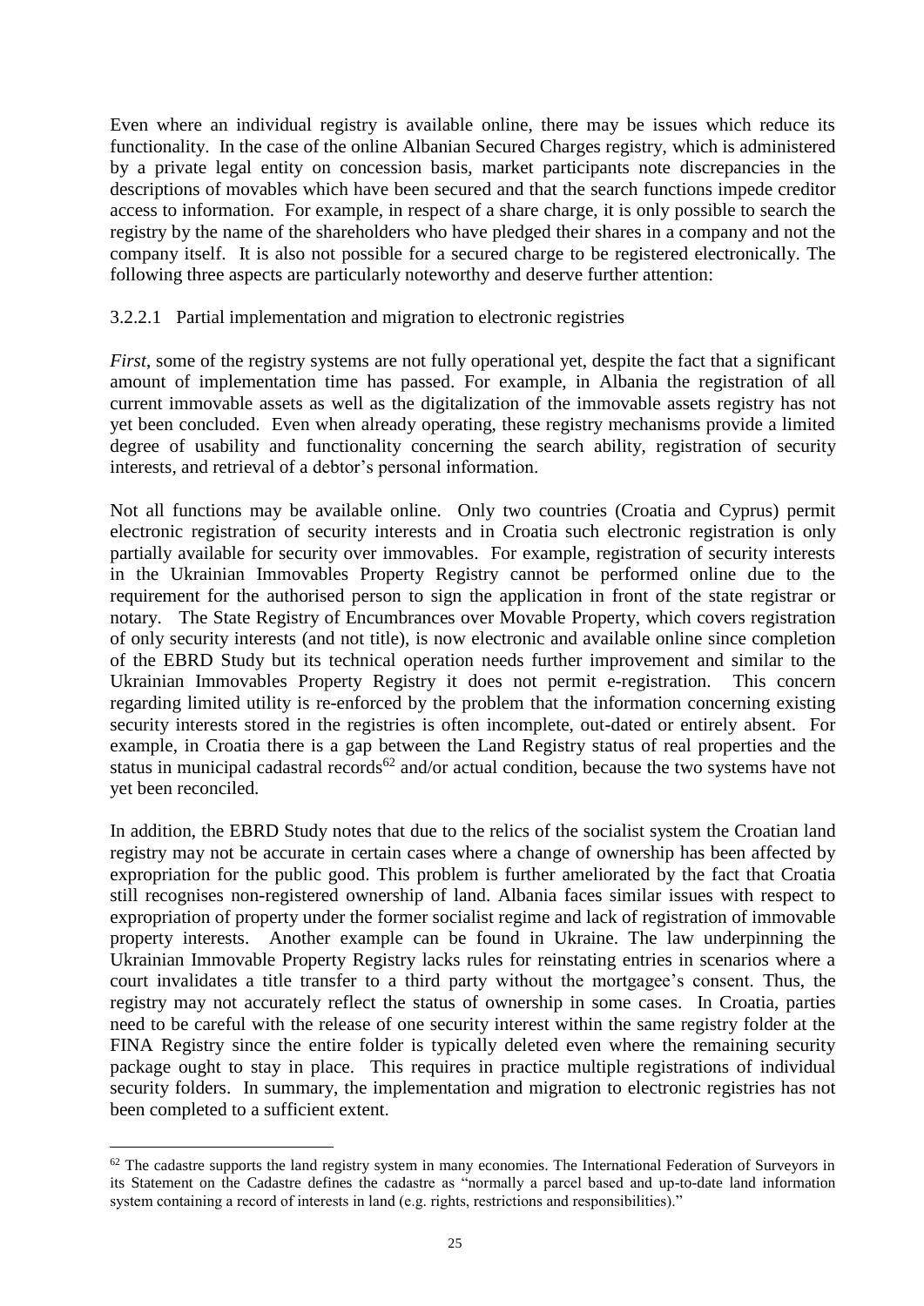Even where an individual registry is available online, there may be issues which reduce its functionality. In the case of the online Albanian Secured Charges registry, which is administered by a private legal entity on concession basis, market participants note discrepancies in the descriptions of movables which have been secured and that the search functions impede creditor access to information. For example, in respect of a share charge, it is only possible to search the registry by the name of the shareholders who have pledged their shares in a company and not the company itself. It is also not possible for a secured charge to be registered electronically. The following three aspects are particularly noteworthy and deserve further attention:

### 3.2.2.1 Partial implementation and migration to electronic registries

*First*, some of the registry systems are not fully operational yet, despite the fact that a significant amount of implementation time has passed. For example, in Albania the registration of all current immovable assets as well as the digitalization of the immovable assets registry has not yet been concluded. Even when already operating, these registry mechanisms provide a limited degree of usability and functionality concerning the search ability, registration of security interests, and retrieval of a debtor's personal information.

Not all functions may be available online. Only two countries (Croatia and Cyprus) permit electronic registration of security interests and in Croatia such electronic registration is only partially available for security over immovables. For example, registration of security interests in the Ukrainian Immovables Property Registry cannot be performed online due to the requirement for the authorised person to sign the application in front of the state registrar or notary. The State Registry of Encumbrances over Movable Property, which covers registration of only security interests (and not title), is now electronic and available online since completion of the EBRD Study but its technical operation needs further improvement and similar to the Ukrainian Immovables Property Registry it does not permit e-registration. This concern regarding limited utility is re-enforced by the problem that the information concerning existing security interests stored in the registries is often incomplete, out-dated or entirely absent. For example, in Croatia there is a gap between the Land Registry status of real properties and the status in municipal cadastral records[62] and/or actual condition, because the two systems have not yet been reconciled.

In addition, the EBRD Study notes that due to the relics of the socialist system the Croatian land registry may not be accurate in certain cases where a change of ownership has been affected by expropriation for the public good. This problem is further ameliorated by the fact that Croatia still recognises non-registered ownership of land. Albania faces similar issues with respect to expropriation of property under the former socialist regime and lack of registration of immovable property interests. Another example can be found in Ukraine. The law underpinning the Ukrainian Immovable Property Registry lacks rules for reinstating entries in scenarios where a court invalidates a title transfer to a third party without the mortgagee's consent. Thus, the registry may not accurately reflect the status of ownership in some cases. In Croatia, parties need to be careful with the release of one security interest within the same registry folder at the FINA Registry since the entire folder is typically deleted even where the remaining security package ought to stay in place. This requires in practice multiple registrations of individual security folders. In summary, the implementation and migration to electronic registries has not been completed to a sufficient extent.

---

[62] The cadastre supports the land registry system in many economies. The International Federation of Surveyors in its Statement on the Cadastre defines the cadastre as "normally a parcel based and up-to-date land information system containing a record of interests in land (e.g. rights, restrictions and responsibilities)."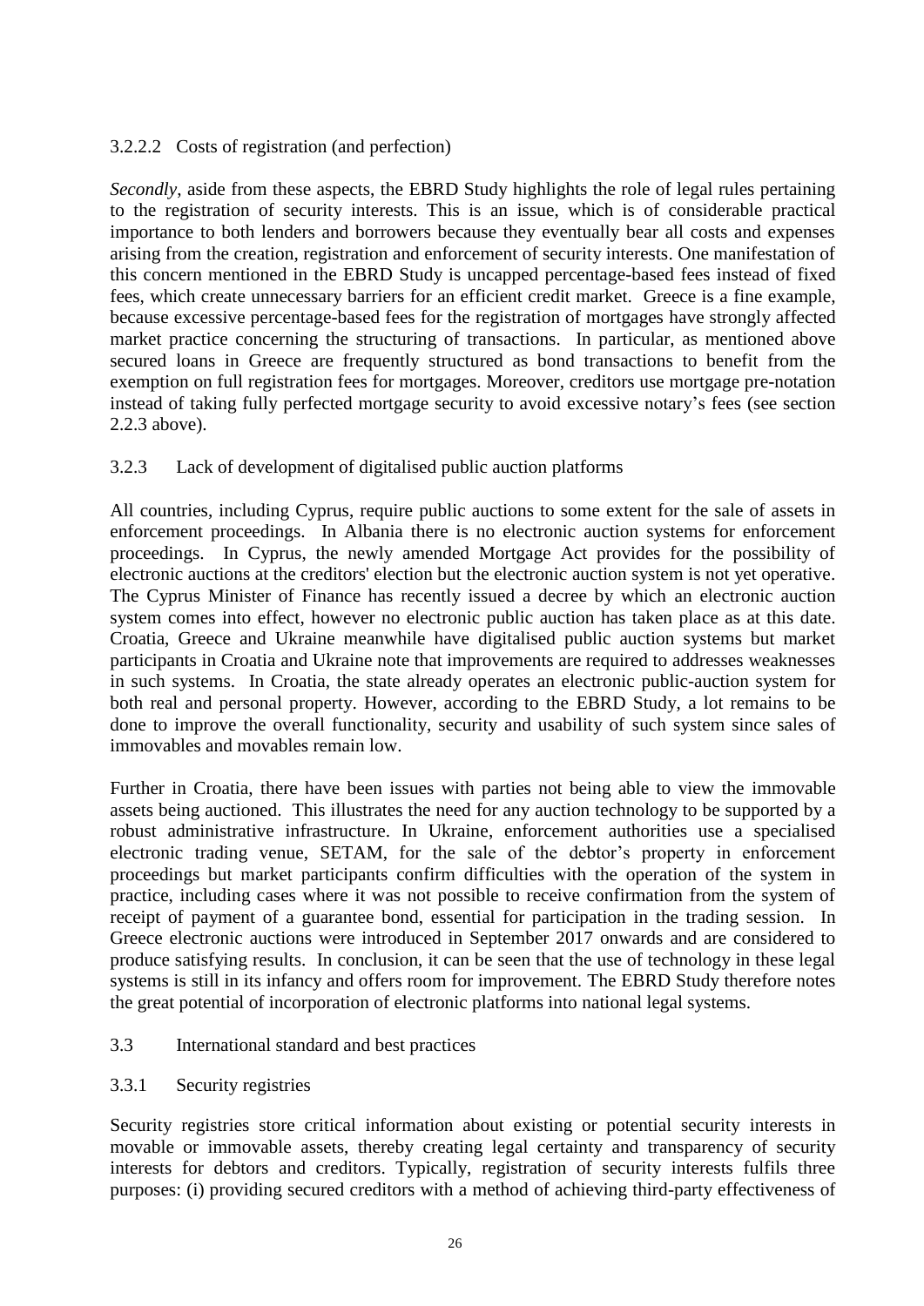#### 3.2.2.2 Costs of registration (and perfection)

*Secondly,* aside from these aspects, the EBRD Study highlights the role of legal rules pertaining to the registration of security interests. This is an issue, which is of considerable practical importance to both lenders and borrowers because they eventually bear all costs and expenses arising from the creation, registration and enforcement of security interests. One manifestation of this concern mentioned in the EBRD Study is uncapped percentage-based fees instead of fixed fees, which create unnecessary barriers for an efficient credit market. Greece is a fine example, because excessive percentage-based fees for the registration of mortgages have strongly affected market practice concerning the structuring of transactions. In particular, as mentioned above secured loans in Greece are frequently structured as bond transactions to benefit from the exemption on full registration fees for mortgages. Moreover, creditors use mortgage pre-notation instead of taking fully perfected mortgage security to avoid excessive notary's fees (see section 2.2.3 above).

### 3.2.3 Lack of development of digitalised public auction platforms

All countries, including Cyprus, require public auctions to some extent for the sale of assets in enforcement proceedings. In Albania there is no electronic auction systems for enforcement proceedings. In Cyprus, the newly amended Mortgage Act provides for the possibility of electronic auctions at the creditors' election but the electronic auction system is not yet operative. The Cyprus Minister of Finance has recently issued a decree by which an electronic auction system comes into effect, however no electronic public auction has taken place as at this date. Croatia, Greece and Ukraine meanwhile have digitalised public auction systems but market participants in Croatia and Ukraine note that improvements are required to addresses weaknesses in such systems. In Croatia, the state already operates an electronic public-auction system for both real and personal property. However, according to the EBRD Study, a lot remains to be done to improve the overall functionality, security and usability of such system since sales of immovables and movables remain low.

Further in Croatia, there have been issues with parties not being able to view the immovable assets being auctioned. This illustrates the need for any auction technology to be supported by a robust administrative infrastructure. In Ukraine, enforcement authorities use a specialised electronic trading venue, SETAM, for the sale of the debtor's property in enforcement proceedings but market participants confirm difficulties with the operation of the system in practice, including cases where it was not possible to receive confirmation from the system of receipt of payment of a guarantee bond, essential for participation in the trading session. In Greece electronic auctions were introduced in September 2017 onwards and are considered to produce satisfying results. In conclusion, it can be seen that the use of technology in these legal systems is still in its infancy and offers room for improvement. The EBRD Study therefore notes the great potential of incorporation of electronic platforms into national legal systems.

## 3.3 International standard and best practices

### 3.3.1 Security registries

Security registries store critical information about existing or potential security interests in movable or immovable assets, thereby creating legal certainty and transparency of security interests for debtors and creditors. Typically, registration of security interests fulfils three purposes: (i) providing secured creditors with a method of achieving third-party effectiveness of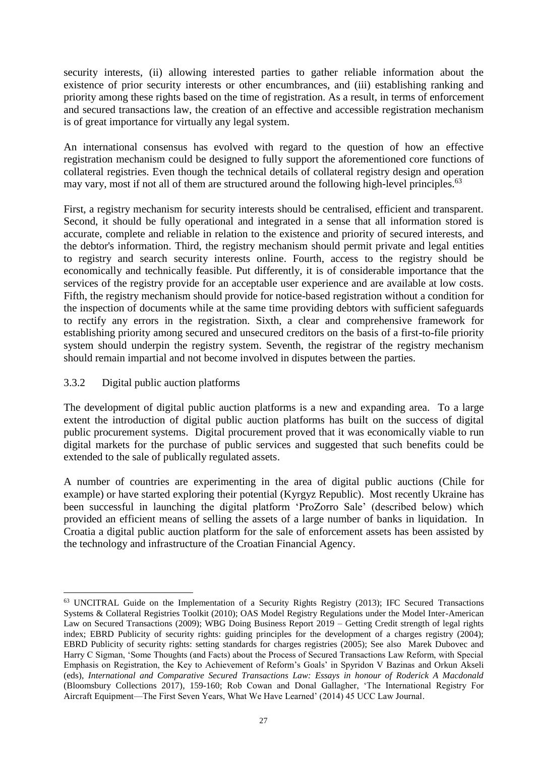security interests, (ii) allowing interested parties to gather reliable information about the existence of prior security interests or other encumbrances, and (iii) establishing ranking and priority among these rights based on the time of registration. As a result, in terms of enforcement and secured transactions law, the creation of an effective and accessible registration mechanism is of great importance for virtually any legal system.

An international consensus has evolved with regard to the question of how an effective registration mechanism could be designed to fully support the aforementioned core functions of collateral registries. Even though the technical details of collateral registry design and operation may vary, most if not all of them are structured around the following high-level principles.[63]

First, a registry mechanism for security interests should be centralised, efficient and transparent. Second, it should be fully operational and integrated in a sense that all information stored is accurate, complete and reliable in relation to the existence and priority of secured interests, and the debtor's information. Third, the registry mechanism should permit private and legal entities to registry and search security interests online. Fourth, access to the registry should be economically and technically feasible. Put differently, it is of considerable importance that the services of the registry provide for an acceptable user experience and are available at low costs. Fifth, the registry mechanism should provide for notice-based registration without a condition for the inspection of documents while at the same time providing debtors with sufficient safeguards to rectify any errors in the registration. Sixth, a clear and comprehensive framework for establishing priority among secured and unsecured creditors on the basis of a first-to-file priority system should underpin the registry system. Seventh, the registrar of the registry mechanism should remain impartial and not become involved in disputes between the parties.

### 3.3.2 Digital public auction platforms

The development of digital public auction platforms is a new and expanding area. To a large extent the introduction of digital public auction platforms has built on the success of digital public procurement systems. Digital procurement proved that it was economically viable to run digital markets for the purchase of public services and suggested that such benefits could be extended to the sale of publically regulated assets.

A number of countries are experimenting in the area of digital public auctions (Chile for example) or have started exploring their potential (Kyrgyz Republic). Most recently Ukraine has been successful in launching the digital platform 'ProZorro Sale' (described below) which provided an efficient means of selling the assets of a large number of banks in liquidation. In Croatia a digital public auction platform for the sale of enforcement assets has been assisted by the technology and infrastructure of the Croatian Financial Agency.

---

[63] UNCITRAL Guide on the Implementation of a Security Rights Registry (2013); IFC Secured Transactions Systems & Collateral Registries Toolkit (2010); OAS Model Registry Regulations under the Model Inter-American Law on Secured Transactions (2009); WBG Doing Business Report 2019 – Getting Credit strength of legal rights index; EBRD Publicity of security rights: guiding principles for the development of a charges registry (2004); EBRD Publicity of security rights: setting standards for charges registries (2005); See also Marek Dubovec and Harry C Sigman, 'Some Thoughts (and Facts) about the Process of Secured Transactions Law Reform, with Special Emphasis on Registration, the Key to Achievement of Reform's Goals' in Spyridon V Bazinas and Orkun Akseli (eds), *International and Comparative Secured Transactions Law: Essays in honour of Roderick A Macdonald* (Bloomsbury Collections 2017), 159-160; Rob Cowan and Donal Gallagher, 'The International Registry For Aircraft Equipment—The First Seven Years, What We Have Learned' (2014) 45 UCC Law Journal.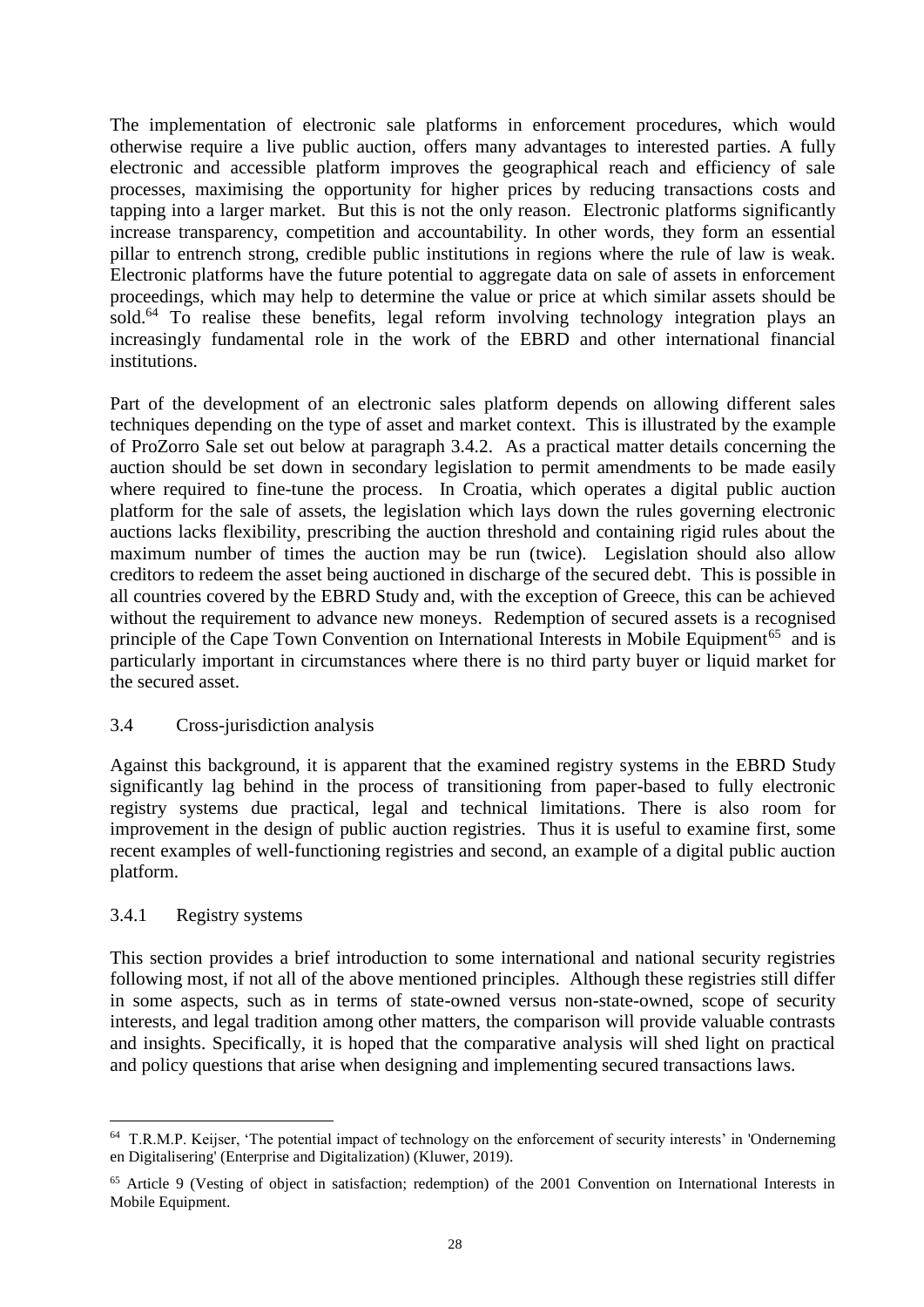The implementation of electronic sale platforms in enforcement procedures, which would otherwise require a live public auction, offers many advantages to interested parties. A fully electronic and accessible platform improves the geographical reach and efficiency of sale processes, maximising the opportunity for higher prices by reducing transactions costs and tapping into a larger market. But this is not the only reason. Electronic platforms significantly increase transparency, competition and accountability. In other words, they form an essential pillar to entrench strong, credible public institutions in regions where the rule of law is weak. Electronic platforms have the future potential to aggregate data on sale of assets in enforcement proceedings, which may help to determine the value or price at which similar assets should be sold.[64] To realise these benefits, legal reform involving technology integration plays an increasingly fundamental role in the work of the EBRD and other international financial institutions.

Part of the development of an electronic sales platform depends on allowing different sales techniques depending on the type of asset and market context. This is illustrated by the example of ProZorro Sale set out below at paragraph 3.4.2. As a practical matter details concerning the auction should be set down in secondary legislation to permit amendments to be made easily where required to fine-tune the process. In Croatia, which operates a digital public auction platform for the sale of assets, the legislation which lays down the rules governing electronic auctions lacks flexibility, prescribing the auction threshold and containing rigid rules about the maximum number of times the auction may be run (twice). Legislation should also allow creditors to redeem the asset being auctioned in discharge of the secured debt. This is possible in all countries covered by the EBRD Study and, with the exception of Greece, this can be achieved without the requirement to advance new moneys. Redemption of secured assets is a recognised principle of the Cape Town Convention on International Interests in Mobile Equipment[65] and is particularly important in circumstances where there is no third party buyer or liquid market for the secured asset.

## 3.4 Cross-jurisdiction analysis

Against this background, it is apparent that the examined registry systems in the EBRD Study significantly lag behind in the process of transitioning from paper-based to fully electronic registry systems due practical, legal and technical limitations. There is also room for improvement in the design of public auction registries. Thus it is useful to examine first, some recent examples of well-functioning registries and second, an example of a digital public auction platform.

### 3.4.1 Registry systems

This section provides a brief introduction to some international and national security registries following most, if not all of the above mentioned principles. Although these registries still differ in some aspects, such as in terms of state-owned versus non-state-owned, scope of security interests, and legal tradition among other matters, the comparison will provide valuable contrasts and insights. Specifically, it is hoped that the comparative analysis will shed light on practical and policy questions that arise when designing and implementing secured transactions laws.

---

[64] T.R.M.P. Keijser, 'The potential impact of technology on the enforcement of security interests' in 'Onderneming en Digitalisering' (Enterprise and Digitalization) (Kluwer, 2019).

[65] Article 9 (Vesting of object in satisfaction; redemption) of the 2001 Convention on International Interests in Mobile Equipment.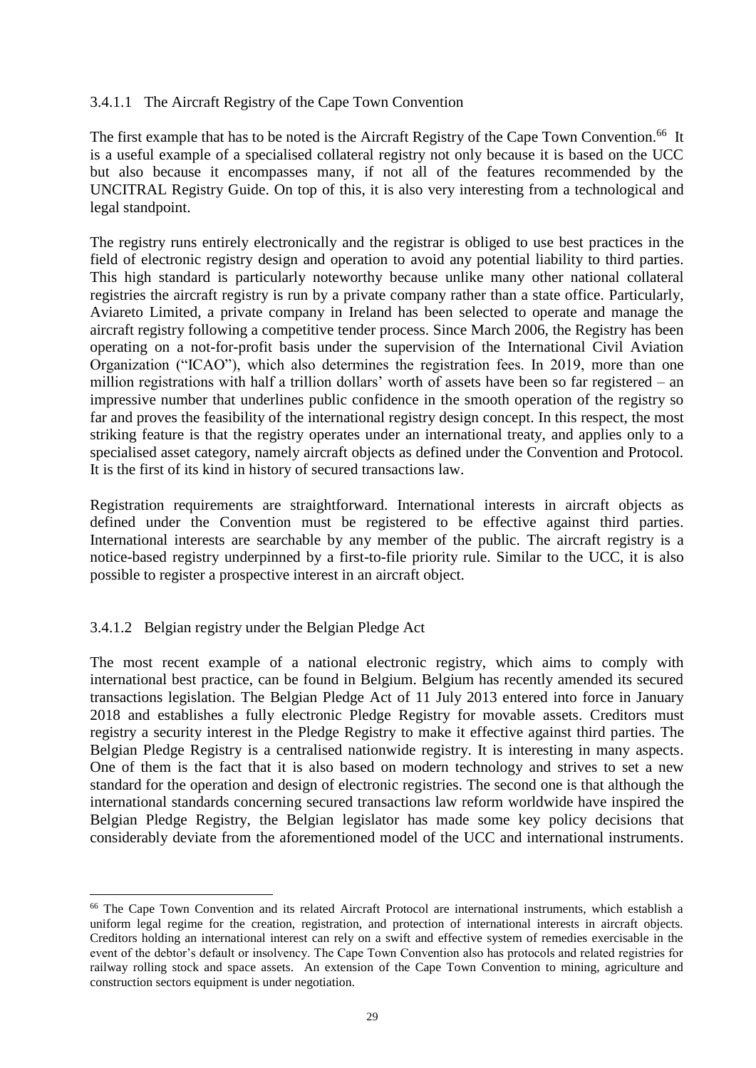#### 3.4.1.1 The Aircraft Registry of the Cape Town Convention

The first example that has to be noted is the Aircraft Registry of the Cape Town Convention.[66] It is a useful example of a specialised collateral registry not only because it is based on the UCC but also because it encompasses many, if not all of the features recommended by the UNCITRAL Registry Guide. On top of this, it is also very interesting from a technological and legal standpoint.

The registry runs entirely electronically and the registrar is obliged to use best practices in the field of electronic registry design and operation to avoid any potential liability to third parties. This high standard is particularly noteworthy because unlike many other national collateral registries the aircraft registry is run by a private company rather than a state office. Particularly, Aviareto Limited, a private company in Ireland has been selected to operate and manage the aircraft registry following a competitive tender process. Since March 2006, the Registry has been operating on a not-for-profit basis under the supervision of the International Civil Aviation Organization ("ICAO"), which also determines the registration fees. In 2019, more than one million registrations with half a trillion dollars' worth of assets have been so far registered – an impressive number that underlines public confidence in the smooth operation of the registry so far and proves the feasibility of the international registry design concept. In this respect, the most striking feature is that the registry operates under an international treaty, and applies only to a specialised asset category, namely aircraft objects as defined under the Convention and Protocol. It is the first of its kind in history of secured transactions law.

Registration requirements are straightforward. International interests in aircraft objects as defined under the Convention must be registered to be effective against third parties. International interests are searchable by any member of the public. The aircraft registry is a notice-based registry underpinned by a first-to-file priority rule. Similar to the UCC, it is also possible to register a prospective interest in an aircraft object.

#### 3.4.1.2 Belgian registry under the Belgian Pledge Act

The most recent example of a national electronic registry, which aims to comply with international best practice, can be found in Belgium. Belgium has recently amended its secured transactions legislation. The Belgian Pledge Act of 11 July 2013 entered into force in January 2018 and establishes a fully electronic Pledge Registry for movable assets. Creditors must registry a security interest in the Pledge Registry to make it effective against third parties. The Belgian Pledge Registry is a centralised nationwide registry. It is interesting in many aspects. One of them is the fact that it is also based on modern technology and strives to set a new standard for the operation and design of electronic registries. The second one is that although the international standards concerning secured transactions law reform worldwide have inspired the Belgian Pledge Registry, the Belgian legislator has made some key policy decisions that considerably deviate from the aforementioned model of the UCC and international instruments.

[66] The Cape Town Convention and its related Aircraft Protocol are international instruments, which establish a uniform legal regime for the creation, registration, and protection of international interests in aircraft objects. Creditors holding an international interest can rely on a swift and effective system of remedies exercisable in the event of the debtor's default or insolvency. The Cape Town Convention also has protocols and related registries for railway rolling stock and space assets. An extension of the Cape Town Convention to mining, agriculture and construction sectors equipment is under negotiation.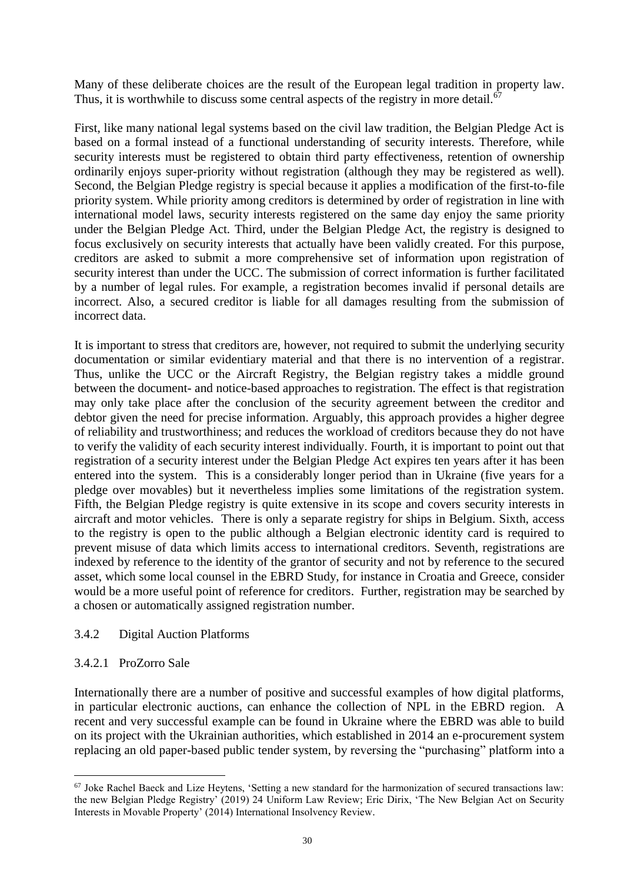Many of these deliberate choices are the result of the European legal tradition in property law. Thus, it is worthwhile to discuss some central aspects of the registry in more detail.[67]

First, like many national legal systems based on the civil law tradition, the Belgian Pledge Act is based on a formal instead of a functional understanding of security interests. Therefore, while security interests must be registered to obtain third party effectiveness, retention of ownership ordinarily enjoys super-priority without registration (although they may be registered as well). Second, the Belgian Pledge registry is special because it applies a modification of the first-to-file priority system. While priority among creditors is determined by order of registration in line with international model laws, security interests registered on the same day enjoy the same priority under the Belgian Pledge Act. Third, under the Belgian Pledge Act, the registry is designed to focus exclusively on security interests that actually have been validly created. For this purpose, creditors are asked to submit a more comprehensive set of information upon registration of security interest than under the UCC. The submission of correct information is further facilitated by a number of legal rules. For example, a registration becomes invalid if personal details are incorrect. Also, a secured creditor is liable for all damages resulting from the submission of incorrect data.

It is important to stress that creditors are, however, not required to submit the underlying security documentation or similar evidentiary material and that there is no intervention of a registrar. Thus, unlike the UCC or the Aircraft Registry, the Belgian registry takes a middle ground between the document- and notice-based approaches to registration. The effect is that registration may only take place after the conclusion of the security agreement between the creditor and debtor given the need for precise information. Arguably, this approach provides a higher degree of reliability and trustworthiness; and reduces the workload of creditors because they do not have to verify the validity of each security interest individually. Fourth, it is important to point out that registration of a security interest under the Belgian Pledge Act expires ten years after it has been entered into the system. This is a considerably longer period than in Ukraine (five years for a pledge over movables) but it nevertheless implies some limitations of the registration system. Fifth, the Belgian Pledge registry is quite extensive in its scope and covers security interests in aircraft and motor vehicles. There is only a separate registry for ships in Belgium. Sixth, access to the registry is open to the public although a Belgian electronic identity card is required to prevent misuse of data which limits access to international creditors. Seventh, registrations are indexed by reference to the identity of the grantor of security and not by reference to the secured asset, which some local counsel in the EBRD Study, for instance in Croatia and Greece, consider would be a more useful point of reference for creditors. Further, registration may be searched by a chosen or automatically assigned registration number.

### 3.4.2 Digital Auction Platforms

#### 3.4.2.1 ProZorro Sale

Internationally there are a number of positive and successful examples of how digital platforms, in particular electronic auctions, can enhance the collection of NPL in the EBRD region. A recent and very successful example can be found in Ukraine where the EBRD was able to build on its project with the Ukrainian authorities, which established in 2014 an e-procurement system replacing an old paper-based public tender system, by reversing the "purchasing" platform into a

---

[67] Joke Rachel Baeck and Lize Heytens, 'Setting a new standard for the harmonization of secured transactions law: the new Belgian Pledge Registry' (2019) 24 Uniform Law Review; Eric Dirix, 'The New Belgian Act on Security Interests in Movable Property' (2014) International Insolvency Review.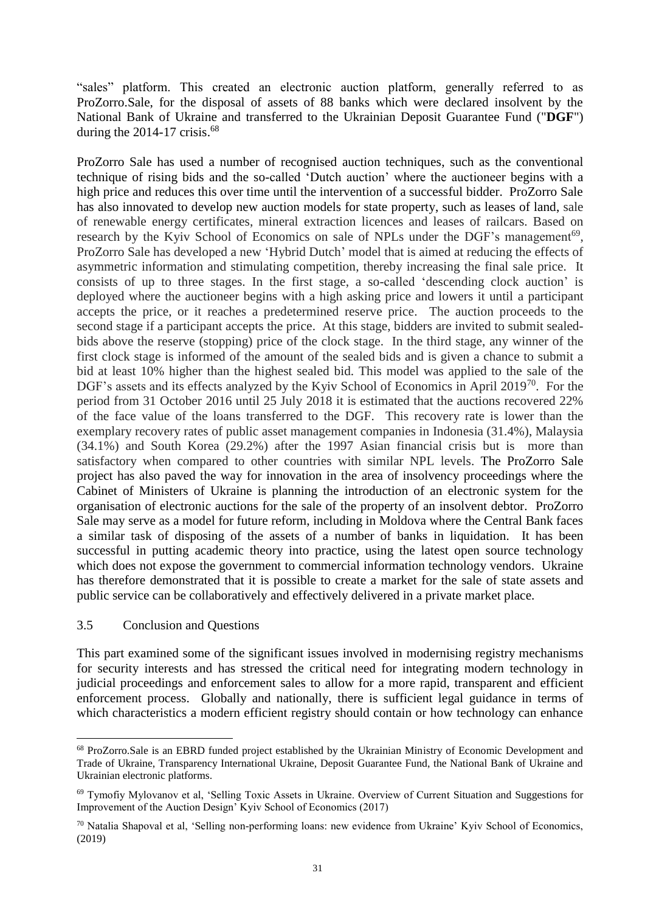"sales" platform. This created an electronic auction platform, generally referred to as ProZorro.Sale, for the disposal of assets of 88 banks which were declared insolvent by the National Bank of Ukraine and transferred to the Ukrainian Deposit Guarantee Fund ("**DGF**") during the 2014-17 crisis.[68]

ProZorro Sale has used a number of recognised auction techniques, such as the conventional technique of rising bids and the so-called 'Dutch auction' where the auctioneer begins with a high price and reduces this over time until the intervention of a successful bidder. ProZorro Sale has also innovated to develop new auction models for state property, such as leases of land, sale of renewable energy certificates, mineral extraction licences and leases of railcars. Based on research by the Kyiv School of Economics on sale of NPLs under the DGF's management[69], ProZorro Sale has developed a new 'Hybrid Dutch' model that is aimed at reducing the effects of asymmetric information and stimulating competition, thereby increasing the final sale price. It consists of up to three stages. In the first stage, a so-called 'descending clock auction' is deployed where the auctioneer begins with a high asking price and lowers it until a participant accepts the price, or it reaches a predetermined reserve price. The auction proceeds to the second stage if a participant accepts the price. At this stage, bidders are invited to submit sealed-bids above the reserve (stopping) price of the clock stage. In the third stage, any winner of the first clock stage is informed of the amount of the sealed bids and is given a chance to submit a bid at least 10% higher than the highest sealed bid. This model was applied to the sale of the DGF's assets and its effects analyzed by the Kyiv School of Economics in April 2019[70]. For the period from 31 October 2016 until 25 July 2018 it is estimated that the auctions recovered 22% of the face value of the loans transferred to the DGF. This recovery rate is lower than the exemplary recovery rates of public asset management companies in Indonesia (31.4%), Malaysia (34.1%) and South Korea (29.2%) after the 1997 Asian financial crisis but is more than satisfactory when compared to other countries with similar NPL levels. The ProZorro Sale project has also paved the way for innovation in the area of insolvency proceedings where the Cabinet of Ministers of Ukraine is planning the introduction of an electronic system for the organisation of electronic auctions for the sale of the property of an insolvent debtor. ProZorro Sale may serve as a model for future reform, including in Moldova where the Central Bank faces a similar task of disposing of the assets of a number of banks in liquidation. It has been successful in putting academic theory into practice, using the latest open source technology which does not expose the government to commercial information technology vendors. Ukraine has therefore demonstrated that it is possible to create a market for the sale of state assets and public service can be collaboratively and effectively delivered in a private market place.

### 3.5 Conclusion and Questions

This part examined some of the significant issues involved in modernising registry mechanisms for security interests and has stressed the critical need for integrating modern technology in judicial proceedings and enforcement sales to allow for a more rapid, transparent and efficient enforcement process. Globally and nationally, there is sufficient legal guidance in terms of which characteristics a modern efficient registry should contain or how technology can enhance

---

[68] ProZorro.Sale is an EBRD funded project established by the Ukrainian Ministry of Economic Development and Trade of Ukraine, Transparency International Ukraine, Deposit Guarantee Fund, the National Bank of Ukraine and Ukrainian electronic platforms.

[69] Tymofiy Mylovanov et al, 'Selling Toxic Assets in Ukraine. Overview of Current Situation and Suggestions for Improvement of the Auction Design' Kyiv School of Economics (2017)

[70] Natalia Shapoval et al, 'Selling non-performing loans: new evidence from Ukraine' Kyiv School of Economics, (2019)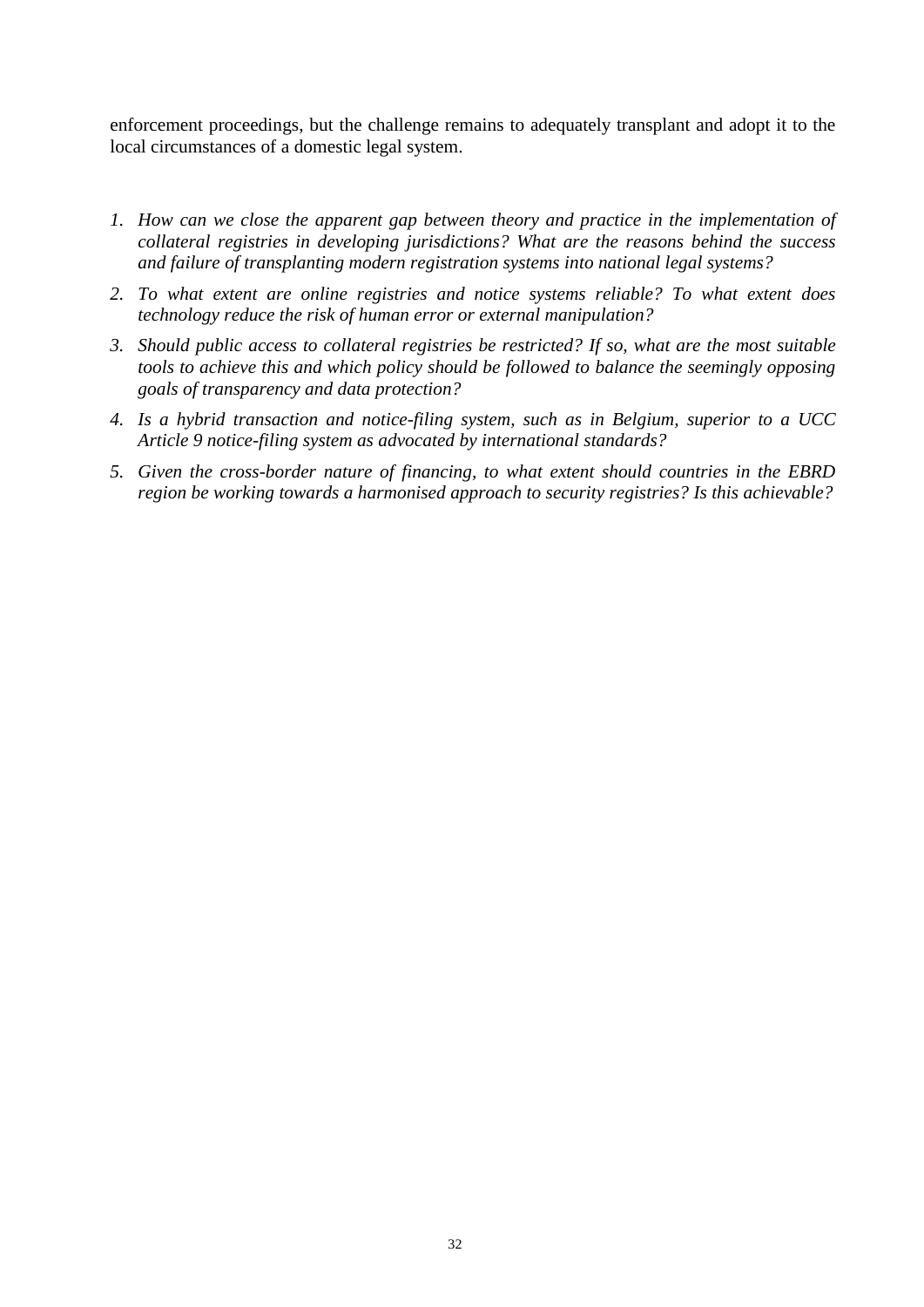enforcement proceedings, but the challenge remains to adequately transplant and adopt it to the local circumstances of a domestic legal system.

1. *How can we close the apparent gap between theory and practice in the implementation of collateral registries in developing jurisdictions? What are the reasons behind the success and failure of transplanting modern registration systems into national legal systems?*
2. *To what extent are online registries and notice systems reliable? To what extent does technology reduce the risk of human error or external manipulation?*
3. *Should public access to collateral registries be restricted? If so, what are the most suitable tools to achieve this and which policy should be followed to balance the seemingly opposing goals of transparency and data protection?*
4. *Is a hybrid transaction and notice-filing system, such as in Belgium, superior to a UCC Article 9 notice-filing system as advocated by international standards?*
5. *Given the cross-border nature of financing, to what extent should countries in the EBRD region be working towards a harmonised approach to security registries? Is this achievable?*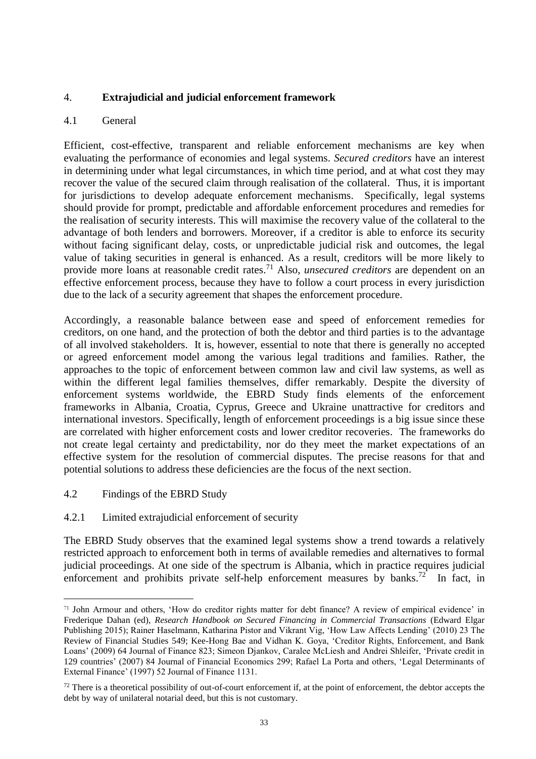## 4. **Extrajudicial and judicial enforcement framework**

### 4.1 General

Efficient, cost-effective, transparent and reliable enforcement mechanisms are key when evaluating the performance of economies and legal systems. *Secured creditors* have an interest in determining under what legal circumstances, in which time period, and at what cost they may recover the value of the secured claim through realisation of the collateral. Thus, it is important for jurisdictions to develop adequate enforcement mechanisms. Specifically, legal systems should provide for prompt, predictable and affordable enforcement procedures and remedies for the realisation of security interests. This will maximise the recovery value of the collateral to the advantage of both lenders and borrowers. Moreover, if a creditor is able to enforce its security without facing significant delay, costs, or unpredictable judicial risk and outcomes, the legal value of taking securities in general is enhanced. As a result, creditors will be more likely to provide more loans at reasonable credit rates.[71] Also, *unsecured creditors* are dependent on an effective enforcement process, because they have to follow a court process in every jurisdiction due to the lack of a security agreement that shapes the enforcement procedure.

Accordingly, a reasonable balance between ease and speed of enforcement remedies for creditors, on one hand, and the protection of both the debtor and third parties is to the advantage of all involved stakeholders. It is, however, essential to note that there is generally no accepted or agreed enforcement model among the various legal traditions and families. Rather, the approaches to the topic of enforcement between common law and civil law systems, as well as within the different legal families themselves, differ remarkably. Despite the diversity of enforcement systems worldwide, the EBRD Study finds elements of the enforcement frameworks in Albania, Croatia, Cyprus, Greece and Ukraine unattractive for creditors and international investors. Specifically, length of enforcement proceedings is a big issue since these are correlated with higher enforcement costs and lower creditor recoveries. The frameworks do not create legal certainty and predictability, nor do they meet the market expectations of an effective system for the resolution of commercial disputes. The precise reasons for that and potential solutions to address these deficiencies are the focus of the next section.

### 4.2 Findings of the EBRD Study

#### 4.2.1 Limited extrajudicial enforcement of security

The EBRD Study observes that the examined legal systems show a trend towards a relatively restricted approach to enforcement both in terms of available remedies and alternatives to formal judicial proceedings. At one side of the spectrum is Albania, which in practice requires judicial enforcement and prohibits private self-help enforcement measures by banks.[72] In fact, in

---

[71] John Armour and others, 'How do creditor rights matter for debt finance? A review of empirical evidence' in Frederique Dahan (ed), *Research Handbook on Secured Financing in Commercial Transactions* (Edward Elgar Publishing 2015); Rainer Haselmann, Katharina Pistor and Vikrant Vig, 'How Law Affects Lending' (2010) 23 The Review of Financial Studies 549; Kee-Hong Bae and Vidhan K. Goya, 'Creditor Rights, Enforcement, and Bank Loans' (2009) 64 Journal of Finance 823; Simeon Djankov, Caralee McLiesh and Andrei Shleifer, 'Private credit in 129 countries' (2007) 84 Journal of Financial Economics 299; Rafael La Porta and others, 'Legal Determinants of External Finance' (1997) 52 Journal of Finance 1131.

[72] There is a theoretical possibility of out-of-court enforcement if, at the point of enforcement, the debtor accepts the debt by way of unilateral notarial deed, but this is not customary.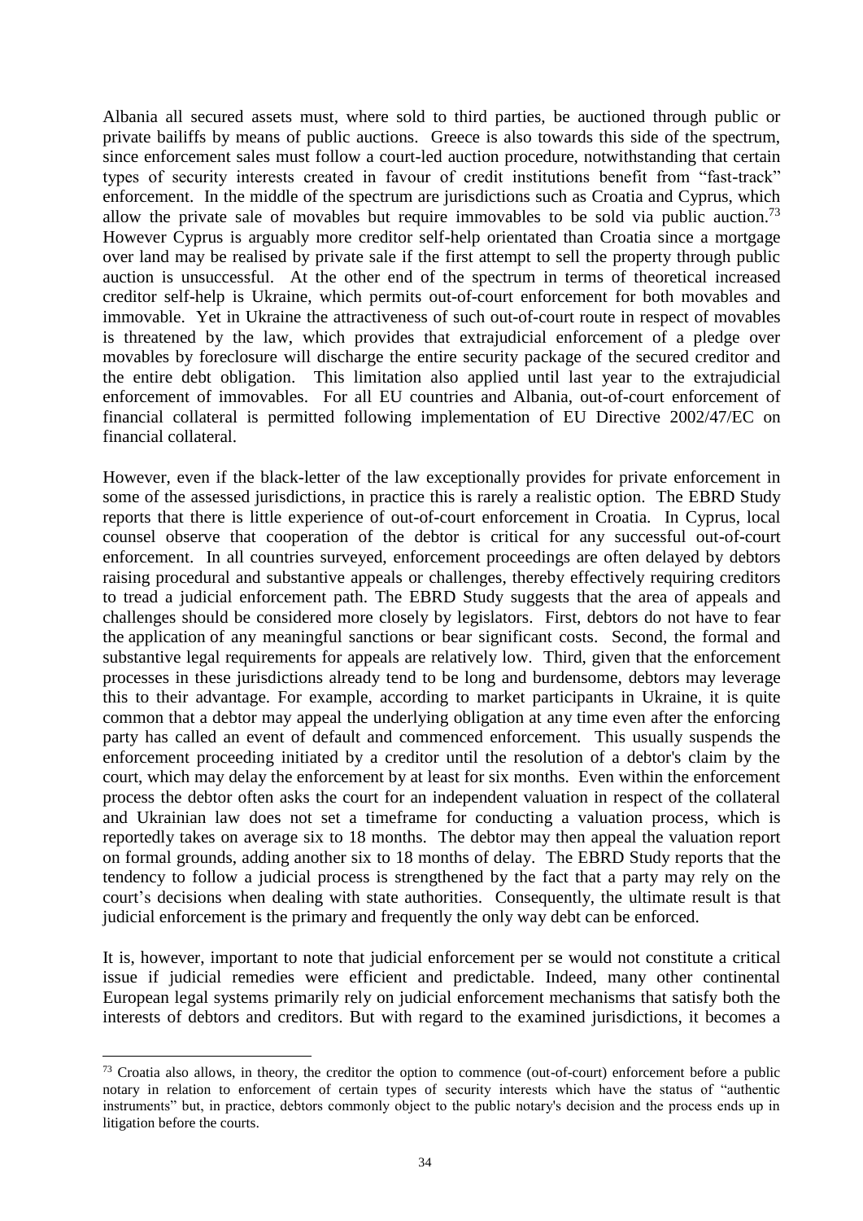Albania all secured assets must, where sold to third parties, be auctioned through public or private bailiffs by means of public auctions. Greece is also towards this side of the spectrum, since enforcement sales must follow a court-led auction procedure, notwithstanding that certain types of security interests created in favour of credit institutions benefit from "fast-track" enforcement. In the middle of the spectrum are jurisdictions such as Croatia and Cyprus, which allow the private sale of movables but require immovables to be sold via public auction.[73] However Cyprus is arguably more creditor self-help orientated than Croatia since a mortgage over land may be realised by private sale if the first attempt to sell the property through public auction is unsuccessful. At the other end of the spectrum in terms of theoretical increased creditor self-help is Ukraine, which permits out-of-court enforcement for both movables and immovable. Yet in Ukraine the attractiveness of such out-of-court route in respect of movables is threatened by the law, which provides that extrajudicial enforcement of a pledge over movables by foreclosure will discharge the entire security package of the secured creditor and the entire debt obligation. This limitation also applied until last year to the extrajudicial enforcement of immovables. For all EU countries and Albania, out-of-court enforcement of financial collateral is permitted following implementation of EU Directive 2002/47/EC on financial collateral.

However, even if the black-letter of the law exceptionally provides for private enforcement in some of the assessed jurisdictions, in practice this is rarely a realistic option. The EBRD Study reports that there is little experience of out-of-court enforcement in Croatia. In Cyprus, local counsel observe that cooperation of the debtor is critical for any successful out-of-court enforcement. In all countries surveyed, enforcement proceedings are often delayed by debtors raising procedural and substantive appeals or challenges, thereby effectively requiring creditors to tread a judicial enforcement path. The EBRD Study suggests that the area of appeals and challenges should be considered more closely by legislators. First, debtors do not have to fear the application of any meaningful sanctions or bear significant costs. Second, the formal and substantive legal requirements for appeals are relatively low. Third, given that the enforcement processes in these jurisdictions already tend to be long and burdensome, debtors may leverage this to their advantage. For example, according to market participants in Ukraine, it is quite common that a debtor may appeal the underlying obligation at any time even after the enforcing party has called an event of default and commenced enforcement. This usually suspends the enforcement proceeding initiated by a creditor until the resolution of a debtor's claim by the court, which may delay the enforcement by at least for six months. Even within the enforcement process the debtor often asks the court for an independent valuation in respect of the collateral and Ukrainian law does not set a timeframe for conducting a valuation process, which is reportedly takes on average six to 18 months. The debtor may then appeal the valuation report on formal grounds, adding another six to 18 months of delay. The EBRD Study reports that the tendency to follow a judicial process is strengthened by the fact that a party may rely on the court's decisions when dealing with state authorities. Consequently, the ultimate result is that judicial enforcement is the primary and frequently the only way debt can be enforced.

It is, however, important to note that judicial enforcement per se would not constitute a critical issue if judicial remedies were efficient and predictable. Indeed, many other continental European legal systems primarily rely on judicial enforcement mechanisms that satisfy both the interests of debtors and creditors. But with regard to the examined jurisdictions, it becomes a

[73] Croatia also allows, in theory, the creditor the option to commence (out-of-court) enforcement before a public notary in relation to enforcement of certain types of security interests which have the status of "authentic instruments" but, in practice, debtors commonly object to the public notary's decision and the process ends up in litigation before the courts.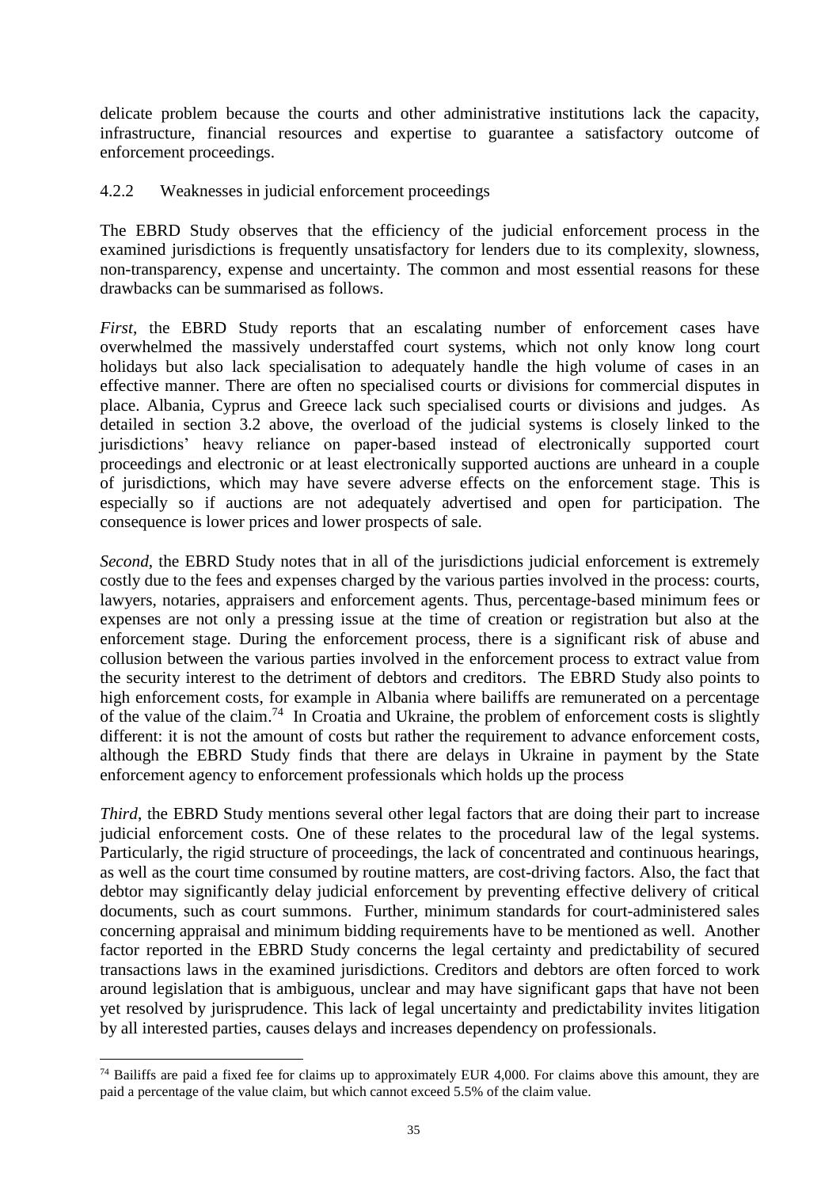delicate problem because the courts and other administrative institutions lack the capacity, infrastructure, financial resources and expertise to guarantee a satisfactory outcome of enforcement proceedings.

#### 4.2.2 Weaknesses in judicial enforcement proceedings

The EBRD Study observes that the efficiency of the judicial enforcement process in the examined jurisdictions is frequently unsatisfactory for lenders due to its complexity, slowness, non-transparency, expense and uncertainty. The common and most essential reasons for these drawbacks can be summarised as follows.

*First*, the EBRD Study reports that an escalating number of enforcement cases have overwhelmed the massively understaffed court systems, which not only know long court holidays but also lack specialisation to adequately handle the high volume of cases in an effective manner. There are often no specialised courts or divisions for commercial disputes in place. Albania, Cyprus and Greece lack such specialised courts or divisions and judges. As detailed in section 3.2 above, the overload of the judicial systems is closely linked to the jurisdictions' heavy reliance on paper-based instead of electronically supported court proceedings and electronic or at least electronically supported auctions are unheard in a couple of jurisdictions, which may have severe adverse effects on the enforcement stage. This is especially so if auctions are not adequately advertised and open for participation. The consequence is lower prices and lower prospects of sale.

*Second*, the EBRD Study notes that in all of the jurisdictions judicial enforcement is extremely costly due to the fees and expenses charged by the various parties involved in the process: courts, lawyers, notaries, appraisers and enforcement agents. Thus, percentage-based minimum fees or expenses are not only a pressing issue at the time of creation or registration but also at the enforcement stage. During the enforcement process, there is a significant risk of abuse and collusion between the various parties involved in the enforcement process to extract value from the security interest to the detriment of debtors and creditors. The EBRD Study also points to high enforcement costs, for example in Albania where bailiffs are remunerated on a percentage of the value of the claim.[74] In Croatia and Ukraine, the problem of enforcement costs is slightly different: it is not the amount of costs but rather the requirement to advance enforcement costs, although the EBRD Study finds that there are delays in Ukraine in payment by the State enforcement agency to enforcement professionals which holds up the process

*Third*, the EBRD Study mentions several other legal factors that are doing their part to increase judicial enforcement costs. One of these relates to the procedural law of the legal systems. Particularly, the rigid structure of proceedings, the lack of concentrated and continuous hearings, as well as the court time consumed by routine matters, are cost-driving factors. Also, the fact that debtor may significantly delay judicial enforcement by preventing effective delivery of critical documents, such as court summons. Further, minimum standards for court-administered sales concerning appraisal and minimum bidding requirements have to be mentioned as well. Another factor reported in the EBRD Study concerns the legal certainty and predictability of secured transactions laws in the examined jurisdictions. Creditors and debtors are often forced to work around legislation that is ambiguous, unclear and may have significant gaps that have not been yet resolved by jurisprudence. This lack of legal uncertainty and predictability invites litigation by all interested parties, causes delays and increases dependency on professionals.

---

[74] Bailiffs are paid a fixed fee for claims up to approximately EUR 4,000. For claims above this amount, they are paid a percentage of the value claim, but which cannot exceed 5.5% of the claim value.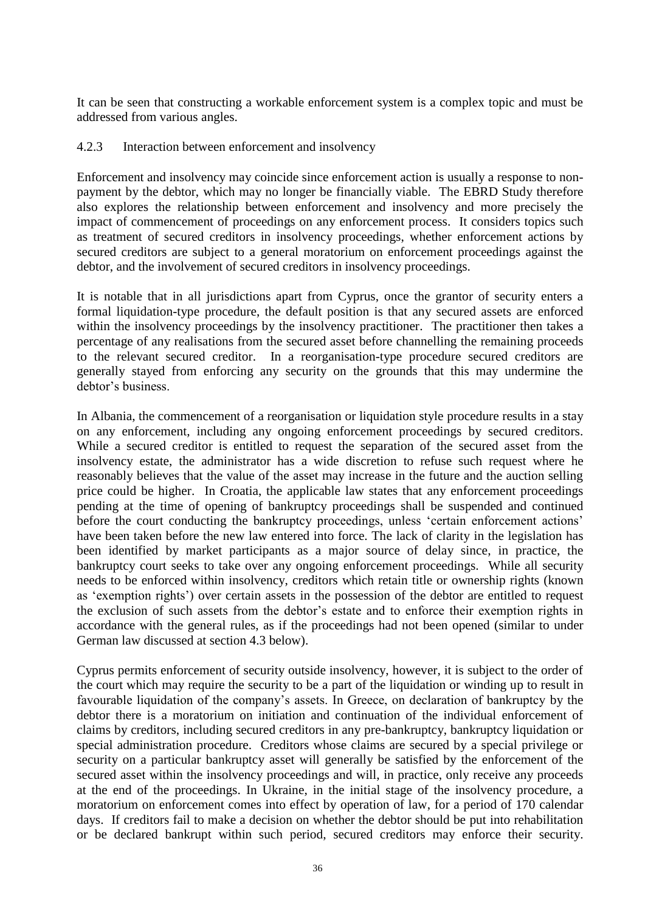It can be seen that constructing a workable enforcement system is a complex topic and must be addressed from various angles.

### 4.2.3 Interaction between enforcement and insolvency

Enforcement and insolvency may coincide since enforcement action is usually a response to non-payment by the debtor, which may no longer be financially viable. The EBRD Study therefore also explores the relationship between enforcement and insolvency and more precisely the impact of commencement of proceedings on any enforcement process. It considers topics such as treatment of secured creditors in insolvency proceedings, whether enforcement actions by secured creditors are subject to a general moratorium on enforcement proceedings against the debtor, and the involvement of secured creditors in insolvency proceedings.

It is notable that in all jurisdictions apart from Cyprus, once the grantor of security enters a formal liquidation-type procedure, the default position is that any secured assets are enforced within the insolvency proceedings by the insolvency practitioner. The practitioner then takes a percentage of any realisations from the secured asset before channelling the remaining proceeds to the relevant secured creditor. In a reorganisation-type procedure secured creditors are generally stayed from enforcing any security on the grounds that this may undermine the debtor's business.

In Albania, the commencement of a reorganisation or liquidation style procedure results in a stay on any enforcement, including any ongoing enforcement proceedings by secured creditors. While a secured creditor is entitled to request the separation of the secured asset from the insolvency estate, the administrator has a wide discretion to refuse such request where he reasonably believes that the value of the asset may increase in the future and the auction selling price could be higher. In Croatia, the applicable law states that any enforcement proceedings pending at the time of opening of bankruptcy proceedings shall be suspended and continued before the court conducting the bankruptcy proceedings, unless 'certain enforcement actions' have been taken before the new law entered into force. The lack of clarity in the legislation has been identified by market participants as a major source of delay since, in practice, the bankruptcy court seeks to take over any ongoing enforcement proceedings. While all security needs to be enforced within insolvency, creditors which retain title or ownership rights (known as 'exemption rights') over certain assets in the possession of the debtor are entitled to request the exclusion of such assets from the debtor's estate and to enforce their exemption rights in accordance with the general rules, as if the proceedings had not been opened (similar to under German law discussed at section 4.3 below).

Cyprus permits enforcement of security outside insolvency, however, it is subject to the order of the court which may require the security to be a part of the liquidation or winding up to result in favourable liquidation of the company's assets. In Greece, on declaration of bankruptcy by the debtor there is a moratorium on initiation and continuation of the individual enforcement of claims by creditors, including secured creditors in any pre-bankruptcy, bankruptcy liquidation or special administration procedure. Creditors whose claims are secured by a special privilege or security on a particular bankruptcy asset will generally be satisfied by the enforcement of the secured asset within the insolvency proceedings and will, in practice, only receive any proceeds at the end of the proceedings. In Ukraine, in the initial stage of the insolvency procedure, a moratorium on enforcement comes into effect by operation of law, for a period of 170 calendar days. If creditors fail to make a decision on whether the debtor should be put into rehabilitation or be declared bankrupt within such period, secured creditors may enforce their security.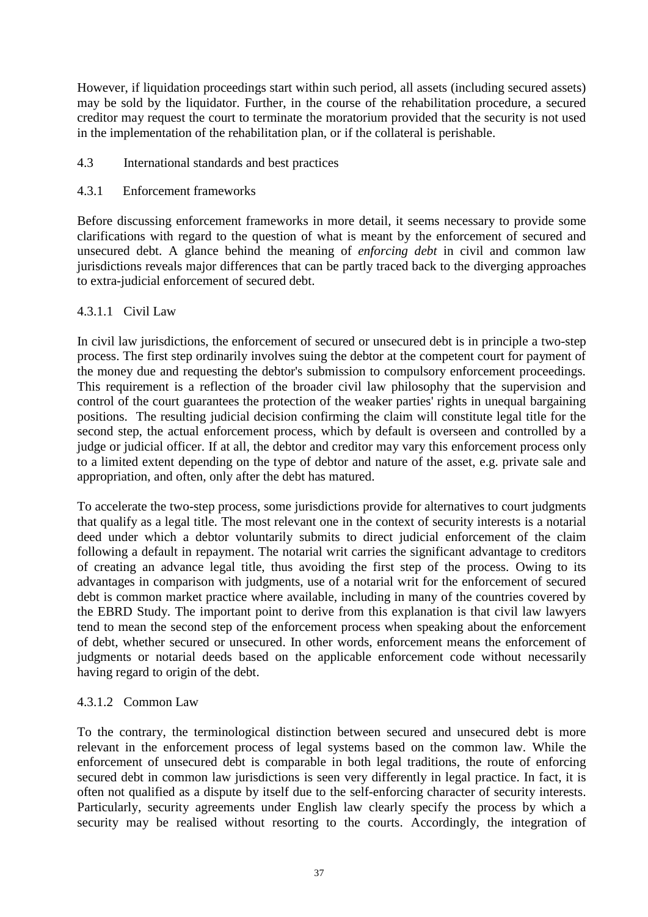However, if liquidation proceedings start within such period, all assets (including secured assets) may be sold by the liquidator. Further, in the course of the rehabilitation procedure, a secured creditor may request the court to terminate the moratorium provided that the security is not used in the implementation of the rehabilitation plan, or if the collateral is perishable.

## 4.3 International standards and best practices

### 4.3.1 Enforcement frameworks

Before discussing enforcement frameworks in more detail, it seems necessary to provide some clarifications with regard to the question of what is meant by the enforcement of secured and unsecured debt. A glance behind the meaning of *enforcing debt* in civil and common law jurisdictions reveals major differences that can be partly traced back to the diverging approaches to extra-judicial enforcement of secured debt.

#### 4.3.1.1 Civil Law

In civil law jurisdictions, the enforcement of secured or unsecured debt is in principle a two-step process. The first step ordinarily involves suing the debtor at the competent court for payment of the money due and requesting the debtor's submission to compulsory enforcement proceedings. This requirement is a reflection of the broader civil law philosophy that the supervision and control of the court guarantees the protection of the weaker parties' rights in unequal bargaining positions. The resulting judicial decision confirming the claim will constitute legal title for the second step, the actual enforcement process, which by default is overseen and controlled by a judge or judicial officer. If at all, the debtor and creditor may vary this enforcement process only to a limited extent depending on the type of debtor and nature of the asset, e.g. private sale and appropriation, and often, only after the debt has matured.

To accelerate the two-step process, some jurisdictions provide for alternatives to court judgments that qualify as a legal title. The most relevant one in the context of security interests is a notarial deed under which a debtor voluntarily submits to direct judicial enforcement of the claim following a default in repayment. The notarial writ carries the significant advantage to creditors of creating an advance legal title, thus avoiding the first step of the process. Owing to its advantages in comparison with judgments, use of a notarial writ for the enforcement of secured debt is common market practice where available, including in many of the countries covered by the EBRD Study. The important point to derive from this explanation is that civil law lawyers tend to mean the second step of the enforcement process when speaking about the enforcement of debt, whether secured or unsecured. In other words, enforcement means the enforcement of judgments or notarial deeds based on the applicable enforcement code without necessarily having regard to origin of the debt.

#### 4.3.1.2 Common Law

To the contrary, the terminological distinction between secured and unsecured debt is more relevant in the enforcement process of legal systems based on the common law. While the enforcement of unsecured debt is comparable in both legal traditions, the route of enforcing secured debt in common law jurisdictions is seen very differently in legal practice. In fact, it is often not qualified as a dispute by itself due to the self-enforcing character of security interests. Particularly, security agreements under English law clearly specify the process by which a security may be realised without resorting to the courts. Accordingly, the integration of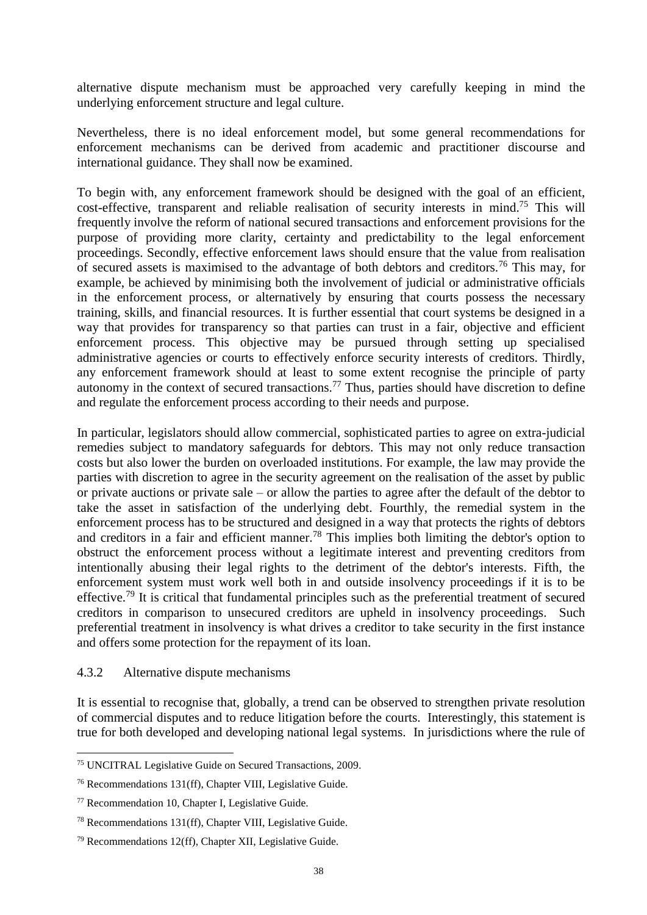alternative dispute mechanism must be approached very carefully keeping in mind the underlying enforcement structure and legal culture.

Nevertheless, there is no ideal enforcement model, but some general recommendations for enforcement mechanisms can be derived from academic and practitioner discourse and international guidance. They shall now be examined.

To begin with, any enforcement framework should be designed with the goal of an efficient, cost-effective, transparent and reliable realisation of security interests in mind.[75] This will frequently involve the reform of national secured transactions and enforcement provisions for the purpose of providing more clarity, certainty and predictability to the legal enforcement proceedings. Secondly, effective enforcement laws should ensure that the value from realisation of secured assets is maximised to the advantage of both debtors and creditors.[76] This may, for example, be achieved by minimising both the involvement of judicial or administrative officials in the enforcement process, or alternatively by ensuring that courts possess the necessary training, skills, and financial resources. It is further essential that court systems be designed in a way that provides for transparency so that parties can trust in a fair, objective and efficient enforcement process. This objective may be pursued through setting up specialised administrative agencies or courts to effectively enforce security interests of creditors. Thirdly, any enforcement framework should at least to some extent recognise the principle of party autonomy in the context of secured transactions.[77] Thus, parties should have discretion to define and regulate the enforcement process according to their needs and purpose.

In particular, legislators should allow commercial, sophisticated parties to agree on extra-judicial remedies subject to mandatory safeguards for debtors. This may not only reduce transaction costs but also lower the burden on overloaded institutions. For example, the law may provide the parties with discretion to agree in the security agreement on the realisation of the asset by public or private auctions or private sale – or allow the parties to agree after the default of the debtor to take the asset in satisfaction of the underlying debt. Fourthly, the remedial system in the enforcement process has to be structured and designed in a way that protects the rights of debtors and creditors in a fair and efficient manner.[78] This implies both limiting the debtor's option to obstruct the enforcement process without a legitimate interest and preventing creditors from intentionally abusing their legal rights to the detriment of the debtor's interests. Fifth, the enforcement system must work well both in and outside insolvency proceedings if it is to be effective.[79] It is critical that fundamental principles such as the preferential treatment of secured creditors in comparison to unsecured creditors are upheld in insolvency proceedings. Such preferential treatment in insolvency is what drives a creditor to take security in the first instance and offers some protection for the repayment of its loan.

#### 4.3.2 Alternative dispute mechanisms

It is essential to recognise that, globally, a trend can be observed to strengthen private resolution of commercial disputes and to reduce litigation before the courts. Interestingly, this statement is true for both developed and developing national legal systems. In jurisdictions where the rule of

---

[75] UNCITRAL Legislative Guide on Secured Transactions, 2009.

[76] Recommendations 131(ff), Chapter VIII, Legislative Guide.

[77] Recommendation 10, Chapter I, Legislative Guide.

[78] Recommendations 131(ff), Chapter VIII, Legislative Guide.

[79] Recommendations 12(ff), Chapter XII, Legislative Guide.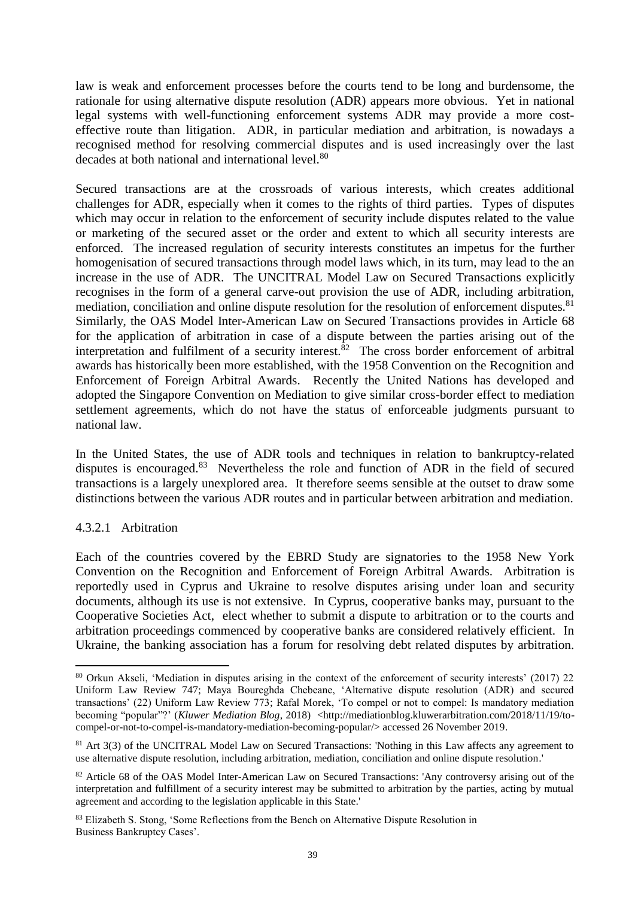law is weak and enforcement processes before the courts tend to be long and burdensome, the rationale for using alternative dispute resolution (ADR) appears more obvious. Yet in national legal systems with well-functioning enforcement systems ADR may provide a more cost-effective route than litigation. ADR, in particular mediation and arbitration, is nowadays a recognised method for resolving commercial disputes and is used increasingly over the last decades at both national and international level.[80]

Secured transactions are at the crossroads of various interests, which creates additional challenges for ADR, especially when it comes to the rights of third parties. Types of disputes which may occur in relation to the enforcement of security include disputes related to the value or marketing of the secured asset or the order and extent to which all security interests are enforced. The increased regulation of security interests constitutes an impetus for the further homogenisation of secured transactions through model laws which, in its turn, may lead to the an increase in the use of ADR. The UNCITRAL Model Law on Secured Transactions explicitly recognises in the form of a general carve-out provision the use of ADR, including arbitration, mediation, conciliation and online dispute resolution for the resolution of enforcement disputes.[81] Similarly, the OAS Model Inter-American Law on Secured Transactions provides in Article 68 for the application of arbitration in case of a dispute between the parties arising out of the interpretation and fulfilment of a security interest.[82] The cross border enforcement of arbitral awards has historically been more established, with the 1958 Convention on the Recognition and Enforcement of Foreign Arbitral Awards. Recently the United Nations has developed and adopted the Singapore Convention on Mediation to give similar cross-border effect to mediation settlement agreements, which do not have the status of enforceable judgments pursuant to national law.

In the United States, the use of ADR tools and techniques in relation to bankruptcy-related disputes is encouraged.[83] Nevertheless the role and function of ADR in the field of secured transactions is a largely unexplored area. It therefore seems sensible at the outset to draw some distinctions between the various ADR routes and in particular between arbitration and mediation.

#### 4.3.2.1 Arbitration

Each of the countries covered by the EBRD Study are signatories to the 1958 New York Convention on the Recognition and Enforcement of Foreign Arbitral Awards. Arbitration is reportedly used in Cyprus and Ukraine to resolve disputes arising under loan and security documents, although its use is not extensive. In Cyprus, cooperative banks may, pursuant to the Cooperative Societies Act, elect whether to submit a dispute to arbitration or to the courts and arbitration proceedings commenced by cooperative banks are considered relatively efficient. In Ukraine, the banking association has a forum for resolving debt related disputes by arbitration.

---

[80] Orkun Akseli, 'Mediation in disputes arising in the context of the enforcement of security interests' (2017) 22 Uniform Law Review 747; Maya Boureghda Chebeane, 'Alternative dispute resolution (ADR) and secured transactions' (22) Uniform Law Review 773; Rafal Morek, 'To compel or not to compel: Is mandatory mediation becoming "popular"?' (*Kluwer Mediation Blog*, 2018) <http://mediationblog.kluwerarbitration.com/2018/11/19/to-compel-or-not-to-compel-is-mandatory-mediation-becoming-popular/> accessed 26 November 2019.

[81] Art 3(3) of the UNCITRAL Model Law on Secured Transactions: 'Nothing in this Law affects any agreement to use alternative dispute resolution, including arbitration, mediation, conciliation and online dispute resolution.'

[82] Article 68 of the OAS Model Inter-American Law on Secured Transactions: 'Any controversy arising out of the interpretation and fulfillment of a security interest may be submitted to arbitration by the parties, acting by mutual agreement and according to the legislation applicable in this State.'

[83] Elizabeth S. Stong, 'Some Reflections from the Bench on Alternative Dispute Resolution in Business Bankruptcy Cases'.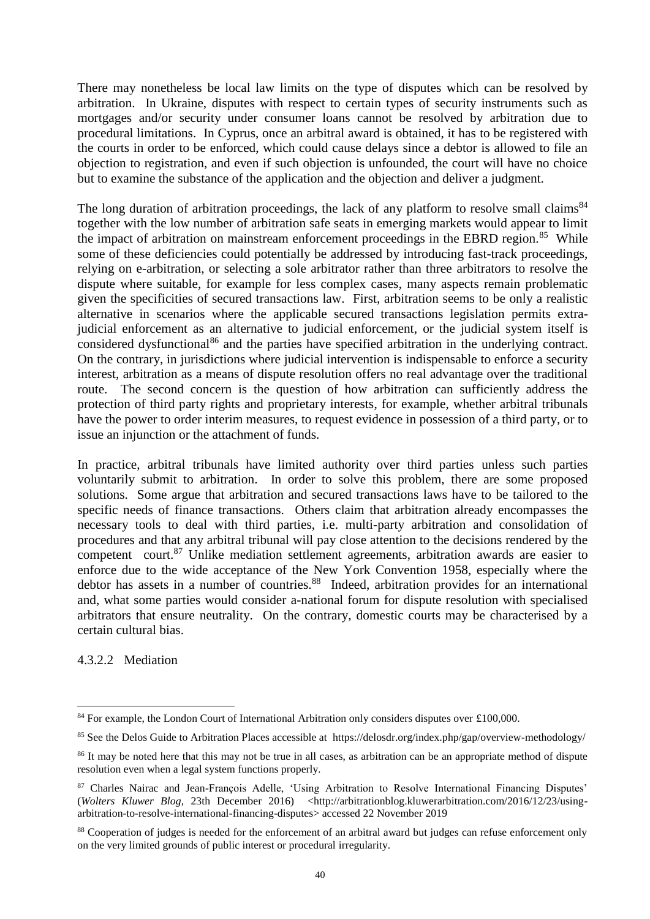There may nonetheless be local law limits on the type of disputes which can be resolved by arbitration. In Ukraine, disputes with respect to certain types of security instruments such as mortgages and/or security under consumer loans cannot be resolved by arbitration due to procedural limitations. In Cyprus, once an arbitral award is obtained, it has to be registered with the courts in order to be enforced, which could cause delays since a debtor is allowed to file an objection to registration, and even if such objection is unfounded, the court will have no choice but to examine the substance of the application and the objection and deliver a judgment.

The long duration of arbitration proceedings, the lack of any platform to resolve small claims[84] together with the low number of arbitration safe seats in emerging markets would appear to limit the impact of arbitration on mainstream enforcement proceedings in the EBRD region.[85] While some of these deficiencies could potentially be addressed by introducing fast-track proceedings, relying on e-arbitration, or selecting a sole arbitrator rather than three arbitrators to resolve the dispute where suitable, for example for less complex cases, many aspects remain problematic given the specificities of secured transactions law. First, arbitration seems to be only a realistic alternative in scenarios where the applicable secured transactions legislation permits extra-judicial enforcement as an alternative to judicial enforcement, or the judicial system itself is considered dysfunctional[86] and the parties have specified arbitration in the underlying contract. On the contrary, in jurisdictions where judicial intervention is indispensable to enforce a security interest, arbitration as a means of dispute resolution offers no real advantage over the traditional route. The second concern is the question of how arbitration can sufficiently address the protection of third party rights and proprietary interests, for example, whether arbitral tribunals have the power to order interim measures, to request evidence in possession of a third party, or to issue an injunction or the attachment of funds.

In practice, arbitral tribunals have limited authority over third parties unless such parties voluntarily submit to arbitration. In order to solve this problem, there are some proposed solutions. Some argue that arbitration and secured transactions laws have to be tailored to the specific needs of finance transactions. Others claim that arbitration already encompasses the necessary tools to deal with third parties, i.e. multi-party arbitration and consolidation of procedures and that any arbitral tribunal will pay close attention to the decisions rendered by the competent court.[87] Unlike mediation settlement agreements, arbitration awards are easier to enforce due to the wide acceptance of the New York Convention 1958, especially where the debtor has assets in a number of countries.[88] Indeed, arbitration provides for an international and, what some parties would consider a-national forum for dispute resolution with specialised arbitrators that ensure neutrality. On the contrary, domestic courts may be characterised by a certain cultural bias.

#### 4.3.2.2 Mediation

---

[84] For example, the London Court of International Arbitration only considers disputes over £100,000.

[85] See the Delos Guide to Arbitration Places accessible at https://delosdr.org/index.php/gap/overview-methodology/

[86] It may be noted here that this may not be true in all cases, as arbitration can be an appropriate method of dispute resolution even when a legal system functions properly.

[87] Charles Nairac and Jean-François Adelle, 'Using Arbitration to Resolve International Financing Disputes' (*Wolters Kluwer Blog*, 23th December 2016) <http://arbitrationblog.kluwerarbitration.com/2016/12/23/using-arbitration-to-resolve-international-financing-disputes> accessed 22 November 2019

[88] Cooperation of judges is needed for the enforcement of an arbitral award but judges can refuse enforcement only on the very limited grounds of public interest or procedural irregularity.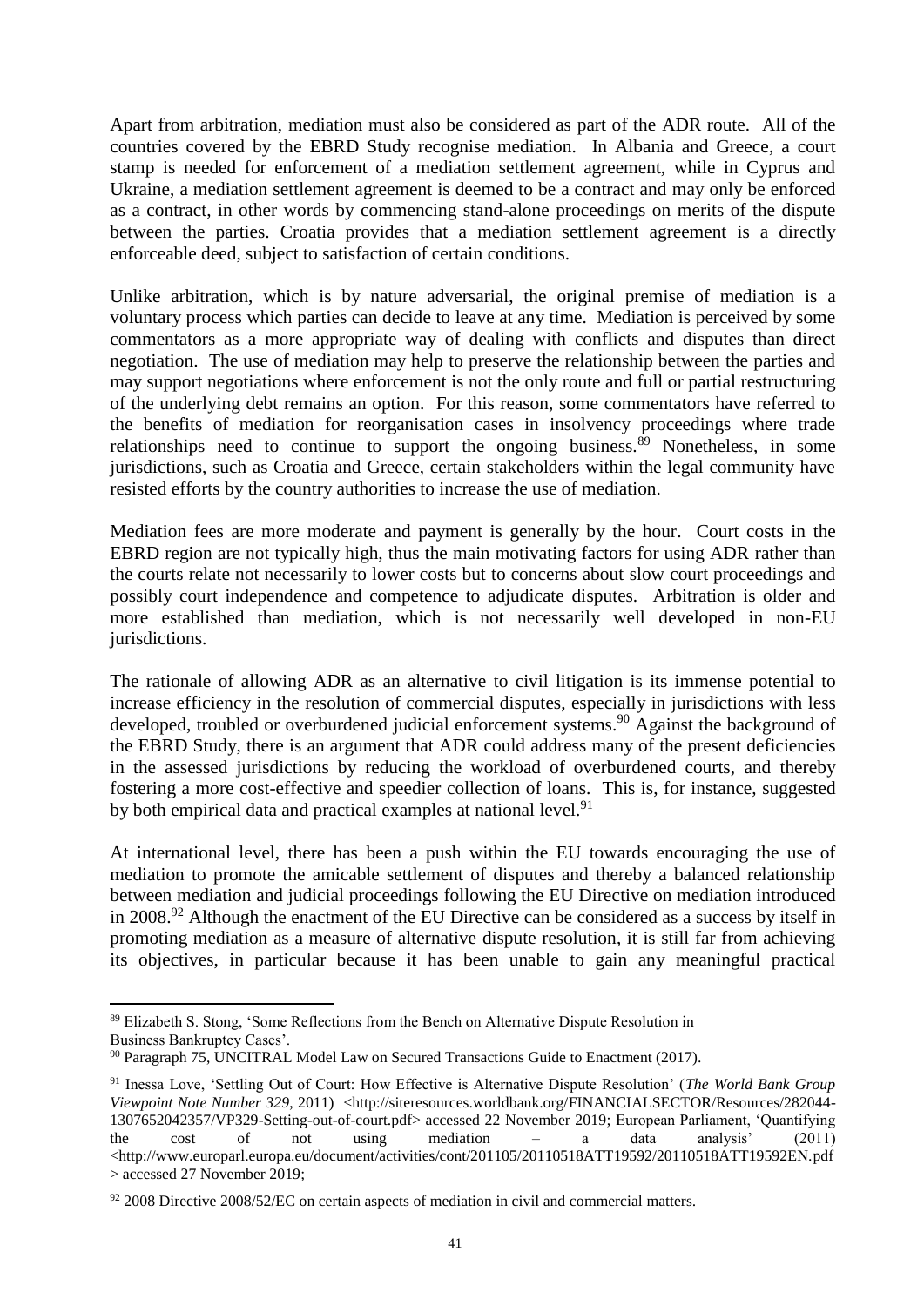Apart from arbitration, mediation must also be considered as part of the ADR route. All of the countries covered by the EBRD Study recognise mediation. In Albania and Greece, a court stamp is needed for enforcement of a mediation settlement agreement, while in Cyprus and Ukraine, a mediation settlement agreement is deemed to be a contract and may only be enforced as a contract, in other words by commencing stand-alone proceedings on merits of the dispute between the parties. Croatia provides that a mediation settlement agreement is a directly enforceable deed, subject to satisfaction of certain conditions.

Unlike arbitration, which is by nature adversarial, the original premise of mediation is a voluntary process which parties can decide to leave at any time. Mediation is perceived by some commentators as a more appropriate way of dealing with conflicts and disputes than direct negotiation. The use of mediation may help to preserve the relationship between the parties and may support negotiations where enforcement is not the only route and full or partial restructuring of the underlying debt remains an option. For this reason, some commentators have referred to the benefits of mediation for reorganisation cases in insolvency proceedings where trade relationships need to continue to support the ongoing business.[89] Nonetheless, in some jurisdictions, such as Croatia and Greece, certain stakeholders within the legal community have resisted efforts by the country authorities to increase the use of mediation.

Mediation fees are more moderate and payment is generally by the hour. Court costs in the EBRD region are not typically high, thus the main motivating factors for using ADR rather than the courts relate not necessarily to lower costs but to concerns about slow court proceedings and possibly court independence and competence to adjudicate disputes. Arbitration is older and more established than mediation, which is not necessarily well developed in non-EU jurisdictions.

The rationale of allowing ADR as an alternative to civil litigation is its immense potential to increase efficiency in the resolution of commercial disputes, especially in jurisdictions with less developed, troubled or overburdened judicial enforcement systems.[90] Against the background of the EBRD Study, there is an argument that ADR could address many of the present deficiencies in the assessed jurisdictions by reducing the workload of overburdened courts, and thereby fostering a more cost-effective and speedier collection of loans. This is, for instance, suggested by both empirical data and practical examples at national level.[91]

At international level, there has been a push within the EU towards encouraging the use of mediation to promote the amicable settlement of disputes and thereby a balanced relationship between mediation and judicial proceedings following the EU Directive on mediation introduced in 2008.[92] Although the enactment of the EU Directive can be considered as a success by itself in promoting mediation as a measure of alternative dispute resolution, it is still far from achieving its objectives, in particular because it has been unable to gain any meaningful practical

---

[89] Elizabeth S. Stong, 'Some Reflections from the Bench on Alternative Dispute Resolution in Business Bankruptcy Cases'.

[90] Paragraph 75, UNCITRAL Model Law on Secured Transactions Guide to Enactment (2017).

[91] Inessa Love, 'Settling Out of Court: How Effective is Alternative Dispute Resolution' (*The World Bank Group Viewpoint Note Number 329*, 2011) <http://siteresources.worldbank.org/FINANCIALSECTOR/Resources/282044-1307652042357/VP329-Setting-out-of-court.pdf> accessed 22 November 2019; European Parliament, 'Quantifying the cost of not using mediation – a data analysis' (2011) <http://www.europarl.europa.eu/document/activities/cont/201105/20110518ATT19592/20110518ATT19592EN.pdf> accessed 27 November 2019;

[92] 2008 Directive 2008/52/EC on certain aspects of mediation in civil and commercial matters.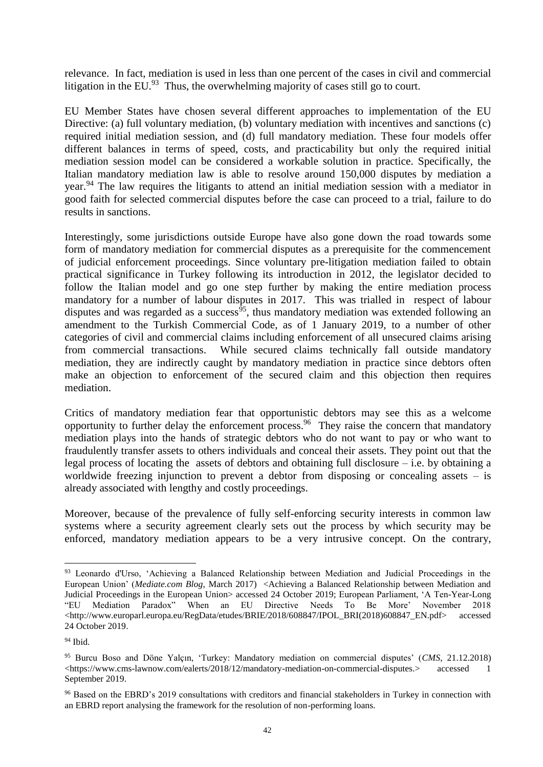relevance. In fact, mediation is used in less than one percent of the cases in civil and commercial litigation in the EU.[93] Thus, the overwhelming majority of cases still go to court.

EU Member States have chosen several different approaches to implementation of the EU Directive: (a) full voluntary mediation, (b) voluntary mediation with incentives and sanctions (c) required initial mediation session, and (d) full mandatory mediation. These four models offer different balances in terms of speed, costs, and practicability but only the required initial mediation session model can be considered a workable solution in practice. Specifically, the Italian mandatory mediation law is able to resolve around 150,000 disputes by mediation a year.[94] The law requires the litigants to attend an initial mediation session with a mediator in good faith for selected commercial disputes before the case can proceed to a trial, failure to do results in sanctions.

Interestingly, some jurisdictions outside Europe have also gone down the road towards some form of mandatory mediation for commercial disputes as a prerequisite for the commencement of judicial enforcement proceedings. Since voluntary pre-litigation mediation failed to obtain practical significance in Turkey following its introduction in 2012, the legislator decided to follow the Italian model and go one step further by making the entire mediation process mandatory for a number of labour disputes in 2017. This was trialled in respect of labour disputes and was regarded as a success[95], thus mandatory mediation was extended following an amendment to the Turkish Commercial Code, as of 1 January 2019, to a number of other categories of civil and commercial claims including enforcement of all unsecured claims arising from commercial transactions. While secured claims technically fall outside mandatory mediation, they are indirectly caught by mandatory mediation in practice since debtors often make an objection to enforcement of the secured claim and this objection then requires mediation.

Critics of mandatory mediation fear that opportunistic debtors may see this as a welcome opportunity to further delay the enforcement process.[96] They raise the concern that mandatory mediation plays into the hands of strategic debtors who do not want to pay or who want to fraudulently transfer assets to others individuals and conceal their assets. They point out that the legal process of locating the assets of debtors and obtaining full disclosure – i.e. by obtaining a worldwide freezing injunction to prevent a debtor from disposing or concealing assets – is already associated with lengthy and costly proceedings.

Moreover, because of the prevalence of fully self-enforcing security interests in common law systems where a security agreement clearly sets out the process by which security may be enforced, mandatory mediation appears to be a very intrusive concept. On the contrary,

---

[93] Leonardo d'Urso, 'Achieving a Balanced Relationship between Mediation and Judicial Proceedings in the European Union' (*Mediate.com Blog*, March 2017) <Achieving a Balanced Relationship between Mediation and Judicial Proceedings in the European Union> accessed 24 October 2019; European Parliament, 'A Ten-Year-Long "EU Mediation Paradox" When an EU Directive Needs To Be More' November 2018 <http://www.europarl.europa.eu/RegData/etudes/BRIE/2018/608847/IPOL_BRI(2018)608847_EN.pdf> accessed 24 October 2019.

[94] Ibid.

[95] Burcu Boso and Döne Yalçın, 'Turkey: Mandatory mediation on commercial disputes' (*CMS*, 21.12.2018) <https://www.cms-lawnow.com/ealerts/2018/12/mandatory-mediation-on-commercial-disputes.> accessed 1 September 2019.

[96] Based on the EBRD's 2019 consultations with creditors and financial stakeholders in Turkey in connection with an EBRD report analysing the framework for the resolution of non-performing loans.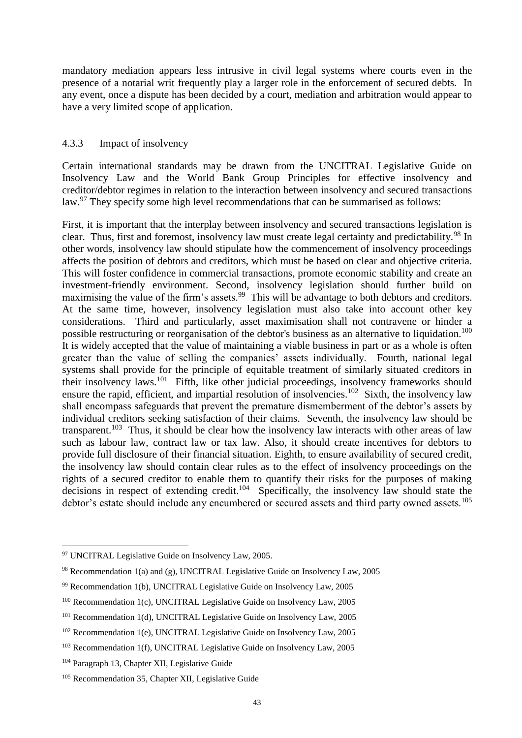mandatory mediation appears less intrusive in civil legal systems where courts even in the presence of a notarial writ frequently play a larger role in the enforcement of secured debts. In any event, once a dispute has been decided by a court, mediation and arbitration would appear to have a very limited scope of application.

### 4.3.3 Impact of insolvency

Certain international standards may be drawn from the UNCITRAL Legislative Guide on Insolvency Law and the World Bank Group Principles for effective insolvency and creditor/debtor regimes in relation to the interaction between insolvency and secured transactions law.[97] They specify some high level recommendations that can be summarised as follows:

First, it is important that the interplay between insolvency and secured transactions legislation is clear. Thus, first and foremost, insolvency law must create legal certainty and predictability.[98] In other words, insolvency law should stipulate how the commencement of insolvency proceedings affects the position of debtors and creditors, which must be based on clear and objective criteria. This will foster confidence in commercial transactions, promote economic stability and create an investment-friendly environment. Second, insolvency legislation should further build on maximising the value of the firm's assets.[99] This will be advantage to both debtors and creditors. At the same time, however, insolvency legislation must also take into account other key considerations. Third and particularly, asset maximisation shall not contravene or hinder a possible restructuring or reorganisation of the debtor's business as an alternative to liquidation.[100] It is widely accepted that the value of maintaining a viable business in part or as a whole is often greater than the value of selling the companies' assets individually. Fourth, national legal systems shall provide for the principle of equitable treatment of similarly situated creditors in their insolvency laws.[101] Fifth, like other judicial proceedings, insolvency frameworks should ensure the rapid, efficient, and impartial resolution of insolvencies.[102] Sixth, the insolvency law shall encompass safeguards that prevent the premature dismemberment of the debtor's assets by individual creditors seeking satisfaction of their claims. Seventh, the insolvency law should be transparent.[103] Thus, it should be clear how the insolvency law interacts with other areas of law such as labour law, contract law or tax law. Also, it should create incentives for debtors to provide full disclosure of their financial situation. Eighth, to ensure availability of secured credit, the insolvency law should contain clear rules as to the effect of insolvency proceedings on the rights of a secured creditor to enable them to quantify their risks for the purposes of making decisions in respect of extending credit.[104] Specifically, the insolvency law should state the debtor's estate should include any encumbered or secured assets and third party owned assets.[105]

---

[97] UNCITRAL Legislative Guide on Insolvency Law, 2005.

[98] Recommendation 1(a) and (g), UNCITRAL Legislative Guide on Insolvency Law, 2005

[99] Recommendation 1(b), UNCITRAL Legislative Guide on Insolvency Law, 2005

[100] Recommendation 1(c), UNCITRAL Legislative Guide on Insolvency Law, 2005

[101] Recommendation 1(d), UNCITRAL Legislative Guide on Insolvency Law, 2005

[102] Recommendation 1(e), UNCITRAL Legislative Guide on Insolvency Law, 2005

[103] Recommendation 1(f), UNCITRAL Legislative Guide on Insolvency Law, 2005

[104] Paragraph 13, Chapter XII, Legislative Guide

[105] Recommendation 35, Chapter XII, Legislative Guide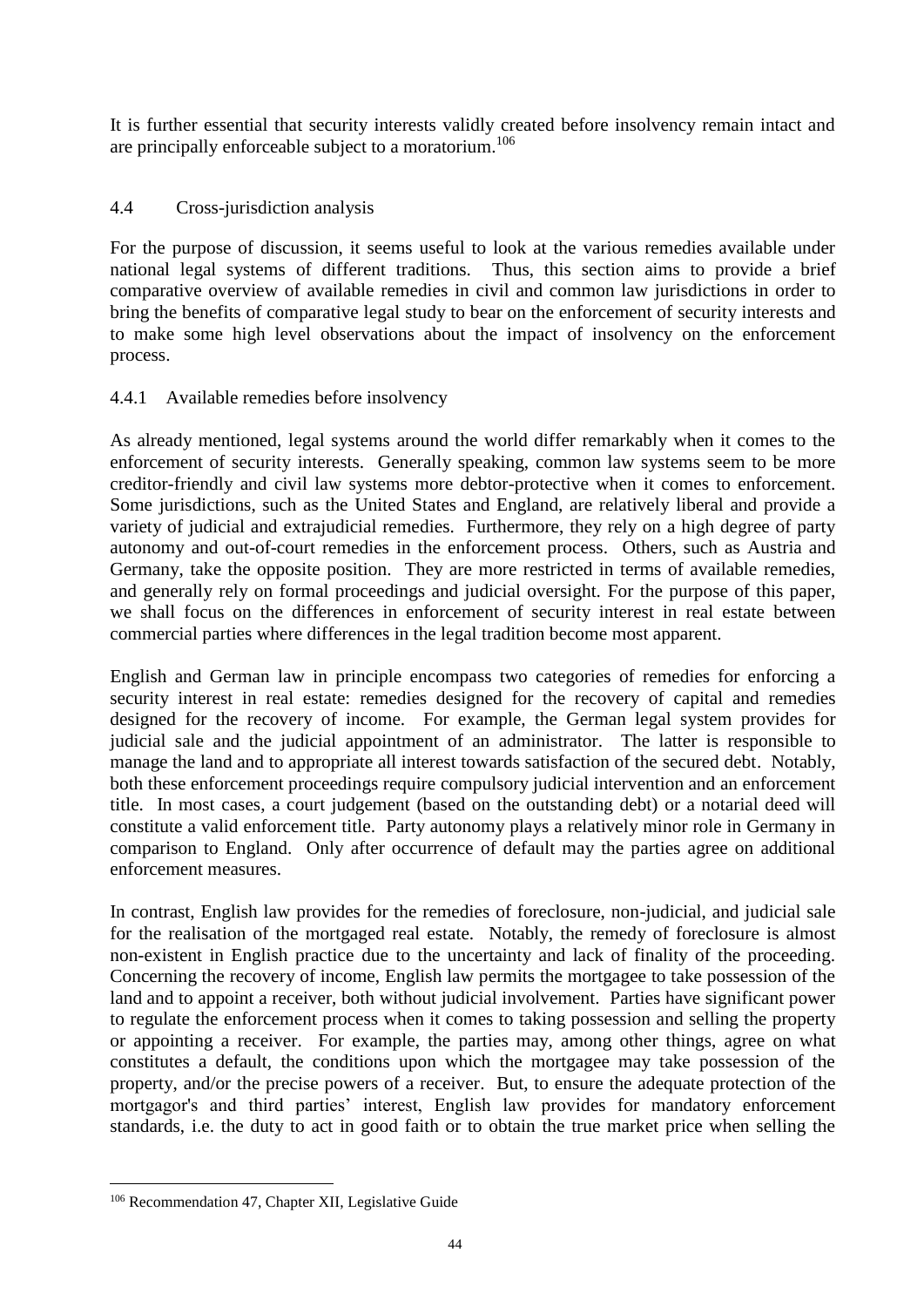It is further essential that security interests validly created before insolvency remain intact and are principally enforceable subject to a moratorium.[106]

### 4.4 Cross-jurisdiction analysis

For the purpose of discussion, it seems useful to look at the various remedies available under national legal systems of different traditions. Thus, this section aims to provide a brief comparative overview of available remedies in civil and common law jurisdictions in order to bring the benefits of comparative legal study to bear on the enforcement of security interests and to make some high level observations about the impact of insolvency on the enforcement process.

#### 4.4.1 Available remedies before insolvency

As already mentioned, legal systems around the world differ remarkably when it comes to the enforcement of security interests. Generally speaking, common law systems seem to be more creditor-friendly and civil law systems more debtor-protective when it comes to enforcement. Some jurisdictions, such as the United States and England, are relatively liberal and provide a variety of judicial and extrajudicial remedies. Furthermore, they rely on a high degree of party autonomy and out-of-court remedies in the enforcement process. Others, such as Austria and Germany, take the opposite position. They are more restricted in terms of available remedies, and generally rely on formal proceedings and judicial oversight. For the purpose of this paper, we shall focus on the differences in enforcement of security interest in real estate between commercial parties where differences in the legal tradition become most apparent.

English and German law in principle encompass two categories of remedies for enforcing a security interest in real estate: remedies designed for the recovery of capital and remedies designed for the recovery of income. For example, the German legal system provides for judicial sale and the judicial appointment of an administrator. The latter is responsible to manage the land and to appropriate all interest towards satisfaction of the secured debt. Notably, both these enforcement proceedings require compulsory judicial intervention and an enforcement title. In most cases, a court judgement (based on the outstanding debt) or a notarial deed will constitute a valid enforcement title. Party autonomy plays a relatively minor role in Germany in comparison to England. Only after occurrence of default may the parties agree on additional enforcement measures.

In contrast, English law provides for the remedies of foreclosure, non-judicial, and judicial sale for the realisation of the mortgaged real estate. Notably, the remedy of foreclosure is almost non-existent in English practice due to the uncertainty and lack of finality of the proceeding. Concerning the recovery of income, English law permits the mortgagee to take possession of the land and to appoint a receiver, both without judicial involvement. Parties have significant power to regulate the enforcement process when it comes to taking possession and selling the property or appointing a receiver. For example, the parties may, among other things, agree on what constitutes a default, the conditions upon which the mortgagee may take possession of the property, and/or the precise powers of a receiver. But, to ensure the adequate protection of the mortgagor's and third parties' interest, English law provides for mandatory enforcement standards, i.e. the duty to act in good faith or to obtain the true market price when selling the

---

[106] Recommendation 47, Chapter XII, Legislative Guide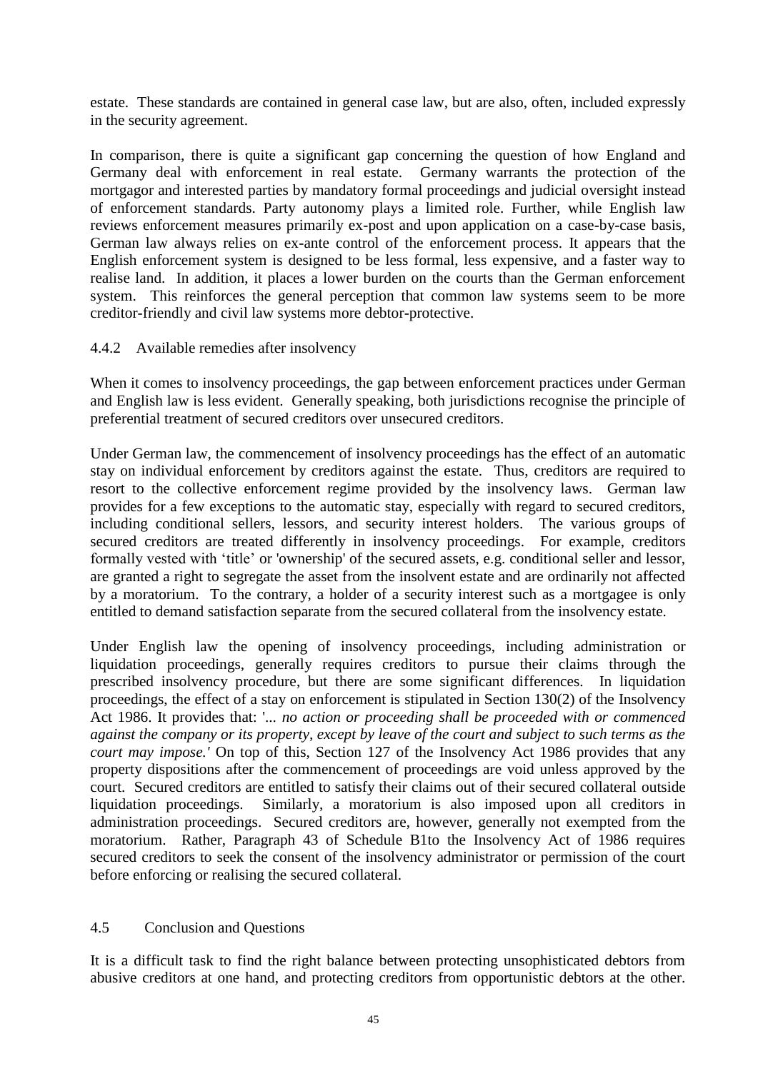estate. These standards are contained in general case law, but are also, often, included expressly in the security agreement.

In comparison, there is quite a significant gap concerning the question of how England and Germany deal with enforcement in real estate. Germany warrants the protection of the mortgagor and interested parties by mandatory formal proceedings and judicial oversight instead of enforcement standards. Party autonomy plays a limited role. Further, while English law reviews enforcement measures primarily ex-post and upon application on a case-by-case basis, German law always relies on ex-ante control of the enforcement process. It appears that the English enforcement system is designed to be less formal, less expensive, and a faster way to realise land. In addition, it places a lower burden on the courts than the German enforcement system. This reinforces the general perception that common law systems seem to be more creditor-friendly and civil law systems more debtor-protective.

#### 4.4.2 Available remedies after insolvency

When it comes to insolvency proceedings, the gap between enforcement practices under German and English law is less evident. Generally speaking, both jurisdictions recognise the principle of preferential treatment of secured creditors over unsecured creditors.

Under German law, the commencement of insolvency proceedings has the effect of an automatic stay on individual enforcement by creditors against the estate. Thus, creditors are required to resort to the collective enforcement regime provided by the insolvency laws. German law provides for a few exceptions to the automatic stay, especially with regard to secured creditors, including conditional sellers, lessors, and security interest holders. The various groups of secured creditors are treated differently in insolvency proceedings. For example, creditors formally vested with 'title' or 'ownership' of the secured assets, e.g. conditional seller and lessor, are granted a right to segregate the asset from the insolvent estate and are ordinarily not affected by a moratorium. To the contrary, a holder of a security interest such as a mortgagee is only entitled to demand satisfaction separate from the secured collateral from the insolvency estate.

Under English law the opening of insolvency proceedings, including administration or liquidation proceedings, generally requires creditors to pursue their claims through the prescribed insolvency procedure, but there are some significant differences. In liquidation proceedings, the effect of a stay on enforcement is stipulated in Section 130(2) of the Insolvency Act 1986. It provides that: '*... no action or proceeding shall be proceeded with or commenced against the company or its property, except by leave of the court and subject to such terms as the court may impose.*' On top of this, Section 127 of the Insolvency Act 1986 provides that any property dispositions after the commencement of proceedings are void unless approved by the court. Secured creditors are entitled to satisfy their claims out of their secured collateral outside liquidation proceedings. Similarly, a moratorium is also imposed upon all creditors in administration proceedings. Secured creditors are, however, generally not exempted from the moratorium. Rather, Paragraph 43 of Schedule B1to the Insolvency Act of 1986 requires secured creditors to seek the consent of the insolvency administrator or permission of the court before enforcing or realising the secured collateral.

### 4.5 Conclusion and Questions

It is a difficult task to find the right balance between protecting unsophisticated debtors from abusive creditors at one hand, and protecting creditors from opportunistic debtors at the other.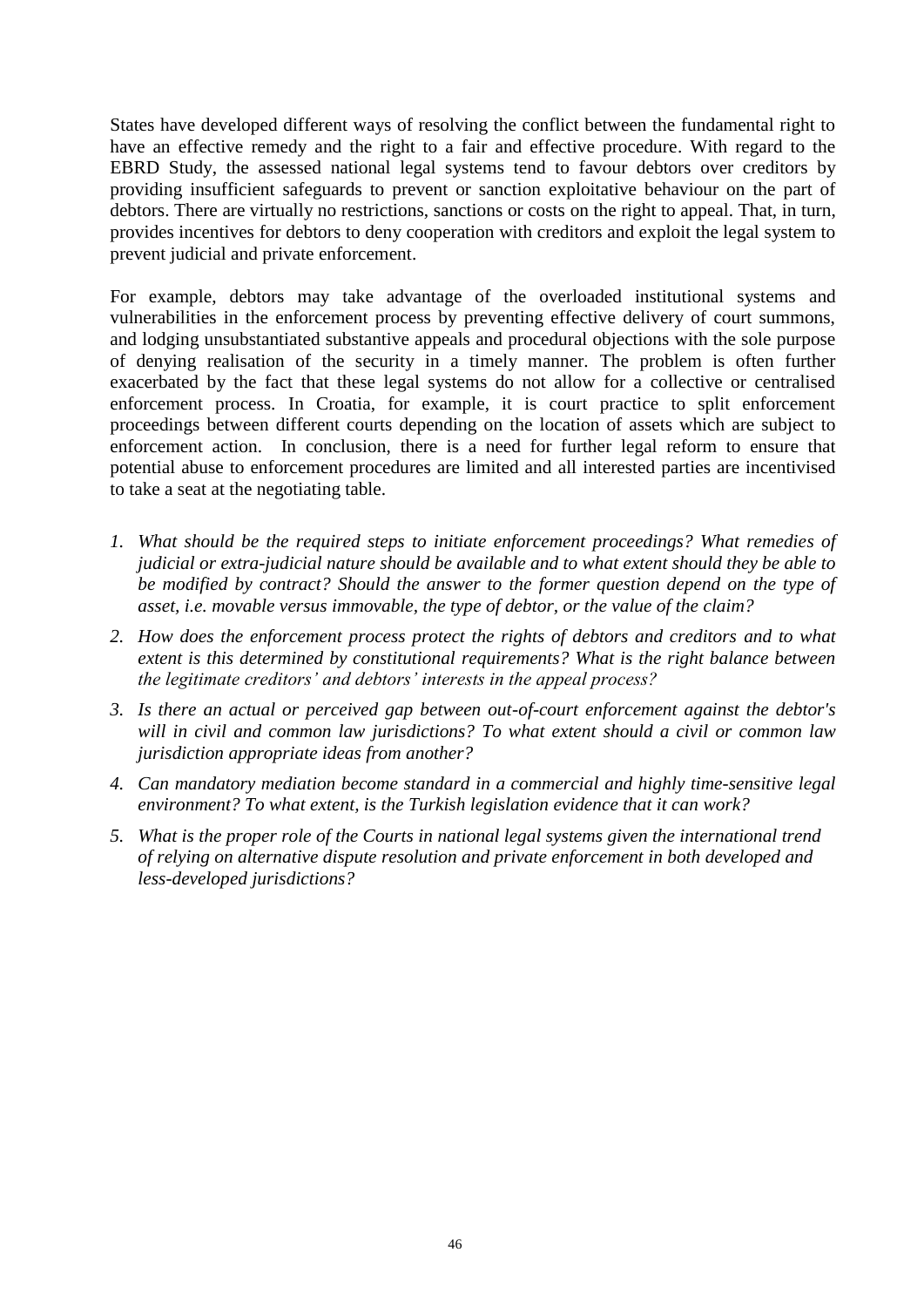States have developed different ways of resolving the conflict between the fundamental right to have an effective remedy and the right to a fair and effective procedure. With regard to the EBRD Study, the assessed national legal systems tend to favour debtors over creditors by providing insufficient safeguards to prevent or sanction exploitative behaviour on the part of debtors. There are virtually no restrictions, sanctions or costs on the right to appeal. That, in turn, provides incentives for debtors to deny cooperation with creditors and exploit the legal system to prevent judicial and private enforcement.

For example, debtors may take advantage of the overloaded institutional systems and vulnerabilities in the enforcement process by preventing effective delivery of court summons, and lodging unsubstantiated substantive appeals and procedural objections with the sole purpose of denying realisation of the security in a timely manner. The problem is often further exacerbated by the fact that these legal systems do not allow for a collective or centralised enforcement process. In Croatia, for example, it is court practice to split enforcement proceedings between different courts depending on the location of assets which are subject to enforcement action. In conclusion, there is a need for further legal reform to ensure that potential abuse to enforcement procedures are limited and all interested parties are incentivised to take a seat at the negotiating table.

1. *What should be the required steps to initiate enforcement proceedings? What remedies of judicial or extra-judicial nature should be available and to what extent should they be able to be modified by contract? Should the answer to the former question depend on the type of asset, i.e. movable versus immovable, the type of debtor, or the value of the claim?*
2. *How does the enforcement process protect the rights of debtors and creditors and to what extent is this determined by constitutional requirements? What is the right balance between the legitimate creditors' and debtors' interests in the appeal process?*
3. *Is there an actual or perceived gap between out-of-court enforcement against the debtor's will in civil and common law jurisdictions? To what extent should a civil or common law jurisdiction appropriate ideas from another?*
4. *Can mandatory mediation become standard in a commercial and highly time-sensitive legal environment? To what extent, is the Turkish legislation evidence that it can work?*
5. *What is the proper role of the Courts in national legal systems given the international trend of relying on alternative dispute resolution and private enforcement in both developed and less-developed jurisdictions?*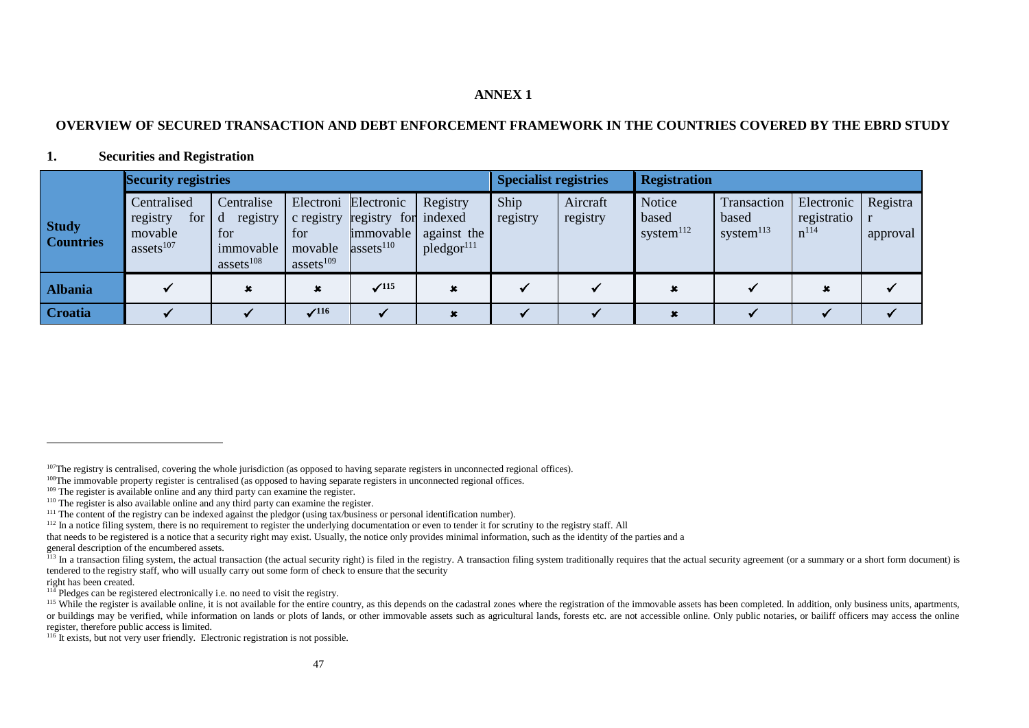**ANNEX 1**

**OVERVIEW OF SECURED TRANSACTION AND DEBT ENFORCEMENT FRAMEWORK IN THE COUNTRIES COVERED BY THE EBRD STUDY**

## 1. Securities and Registration

| Study Countries | Security registries | | | | | Specialist registries | | Registration | | | |
|---|---|---|---|---|---|---|---|---|---|---|---|
| | Centralised registry for movable assets[107] | Centralised registry for immovable assets[108] | Electronic registry for movable assets[109] | Electronic registry for immovable assets[110] | Registry indexed against the pledgor[111] | Ship registry | Aircraft registry | Notice based system[112] | Transaction based system[113] | Electronic registration[114] | Registrar approval |
| **Albania** | ✔ | ✖ | ✖ | ✔[115] | ✖ | ✔ | ✔ | ✖ | ✔ | ✖ | ✔ |
| **Croatia** | ✔ | ✔ | ✔[116] | ✔ | ✖ | ✔ | ✔ | ✖ | ✔ | ✔ | ✔ |

---

[107] The registry is centralised, covering the whole jurisdiction (as opposed to having separate registers in unconnected regional offices).

[108] The immovable property register is centralised (as opposed to having separate registers in unconnected regional offices.

[109] The register is available online and any third party can examine the register.

[110] The register is also available online and any third party can examine the register.

[111] The content of the registry can be indexed against the pledgor (using tax/business or personal identification number).

[112] In a notice filing system, there is no requirement to register the underlying documentation or even to tender it for scrutiny to the registry staff. All that needs to be registered is a notice that a security right may exist. Usually, the notice only provides minimal information, such as the identity of the parties and a general description of the encumbered assets.

[113] In a transaction filing system, the actual transaction (the actual security right) is filed in the registry. A transaction filing system traditionally requires that the actual security agreement (or a summary or a short form document) is tendered to the registry staff, who will usually carry out some form of check to ensure that the security right has been created.

[114] Pledges can be registered electronically i.e. no need to visit the registry.

[115] While the register is available online, it is not available for the entire country, as this depends on the cadastral zones where the registration of the immovable assets has been completed. In addition, only business units, apartments, or buildings may be verified, while information on lands or plots of lands, or other immovable assets such as agricultural lands, forests etc. are not accessible online. Only public notaries, or bailiff officers may access the online register, therefore public access is limited.

[116] It exists, but not very user friendly. Electronic registration is not possible.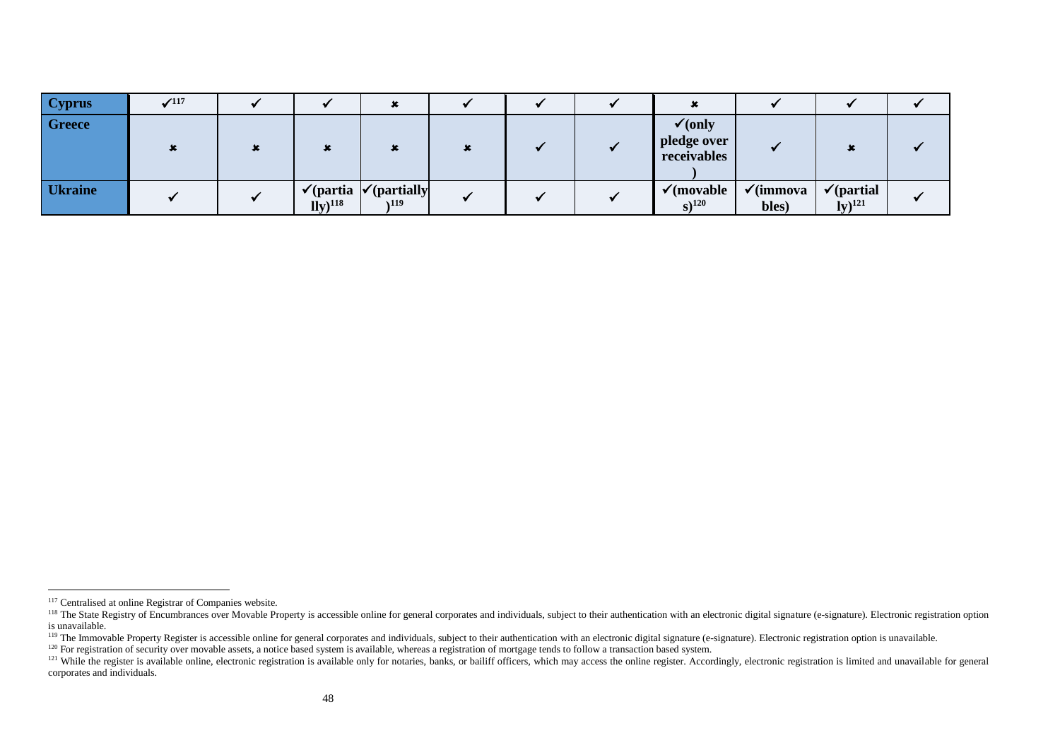| Cyprus | ✓[117] | ✓ | ✓ | ✖ | ✓ | ✓ | ✓ | ✖ | ✓ | ✓ | ✓ |
|---|---|---|---|---|---|---|---|---|---|---|---|
| **Greece** | ✖ | ✖ | ✖ | ✖ | ✖ | ✓ | ✓ | ✓(only pledge over receivables) | ✓ | ✖ | ✓ |
| **Ukraine** | ✓ | ✓ | ✓(partially)[118] | ✓(partially)[119] | ✓ | ✓ | ✓ | ✓(movables)[120] | ✓(immovables) | ✓(partially)[121] | ✓ |

[117] Centralised at online Registrar of Companies website.

[118] The State Registry of Encumbrances over Movable Property is accessible online for general corporates and individuals, subject to their authentication with an electronic digital signature (e-signature). Electronic registration option is unavailable.

[119] The Immovable Property Register is accessible online for general corporates and individuals, subject to their authentication with an electronic digital signature (e-signature). Electronic registration option is unavailable.

[120] For registration of security over movable assets, a notice based system is available, whereas a registration of mortgage tends to follow a transaction based system.

[121] While the register is available online, electronic registration is available only for notaries, banks, or bailiff officers, which may access the online register. Accordingly, electronic registration is limited and unavailable for general corporates and individuals.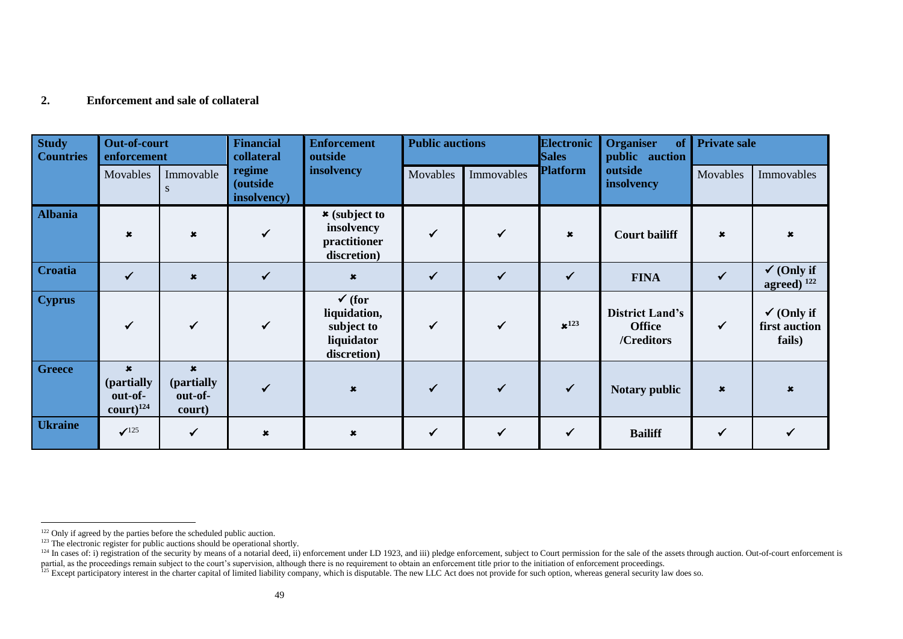## 2. Enforcement and sale of collateral

| Study Countries | Out-of-court enforcement | | Financial collateral regime (outside insolvency) | Enforcement outside insolvency | Public auctions | | Electronic Sales Platform | Organiser of public auction outside insolvency | Private sale | |
|---|---|---|---|---|---|---|---|---|---|---|
| | Movables | Immovables | | | Movables | Immovables | | | Movables | Immovables |
| **Albania** | ✖ | ✖ | ✓ | ✖ **(subject to insolvency practitioner discretion)** | ✓ | ✓ | ✖ | **Court bailiff** | ✖ | ✖ |
| **Croatia** | ✓ | ✖ | ✓ | ✖ | ✓ | ✓ | ✓ | **FINA** | ✓ | ✓ **(Only if agreed)** [122] |
| **Cyprus** | ✓ | ✓ | ✓ | ✓ **(for liquidation, subject to liquidator discretion)** | ✓ | ✓ | ✖[123] | **District Land's Office /Creditors** | ✓ | ✓ **(Only if first auction fails)** |
| **Greece** | ✖ **(partially out-of-court)**[124] | ✖ **(partially out-of-court)** | ✓ | ✖ | ✓ | ✓ | ✓ | **Notary public** | ✖ | ✖ |
| **Ukraine** | ✓[125] | ✓ | ✖ | ✖ | ✓ | ✓ | ✓ | **Bailiff** | ✓ | ✓ |

[122] Only if agreed by the parties before the scheduled public auction.

[123] The electronic register for public auctions should be operational shortly.

[124] In cases of: i) registration of the security by means of a notarial deed, ii) enforcement under LD 1923, and iii) pledge enforcement, subject to Court permission for the sale of the assets through auction. Out-of-court enforcement is partial, as the proceedings remain subject to the court's supervision, although there is no requirement to obtain an enforcement title prior to the initiation of enforcement proceedings.

[125] Except participatory interest in the charter capital of limited liability company, which is disputable. The new LLC Act does not provide for such option, whereas general security law does so.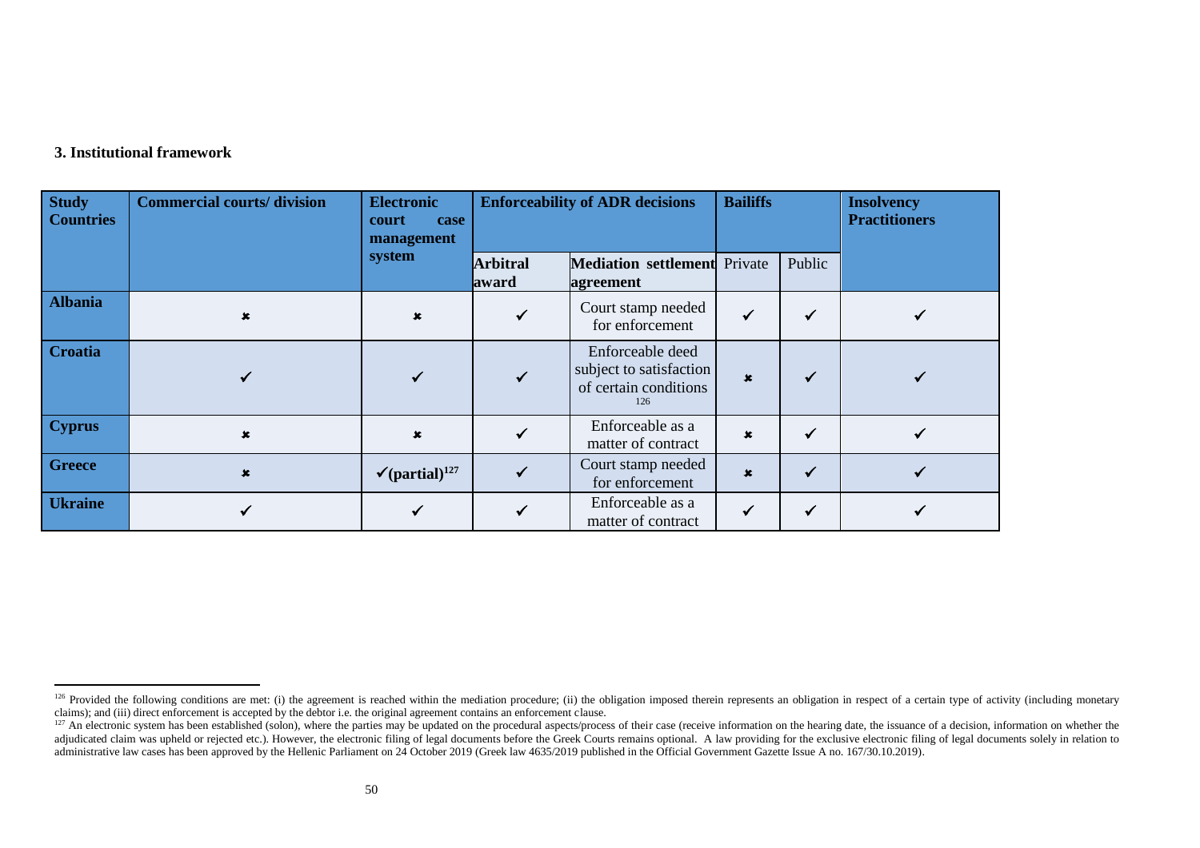### 3. Institutional framework

| Study Countries | Commercial courts/ division | Electronic court case management system | Enforceability of ADR decisions | | Bailiffs | | Insolvency Practitioners |
|---|---|---|---|---|---|---|---|
| | | | Arbitral award | Mediation settlement agreement | Private | Public | |
| Albania | ✗ | ✗ | ✓ | Court stamp needed for enforcement | ✓ | ✓ | ✓ |
| Croatia | ✓ | ✓ | ✓ | Enforceable deed subject to satisfaction of certain conditions [126] | ✗ | ✓ | ✓ |
| Cyprus | ✗ | ✗ | ✓ | Enforceable as a matter of contract | ✗ | ✓ | ✓ |
| Greece | ✗ | ✓(partial)[127] | ✓ | Court stamp needed for enforcement | ✗ | ✓ | ✓ |
| Ukraine | ✓ | ✓ | ✓ | Enforceable as a matter of contract | ✓ | ✓ | ✓ |

---

[126] Provided the following conditions are met: (i) the agreement is reached within the mediation procedure; (ii) the obligation imposed therein represents an obligation in respect of a certain type of activity (including monetary claims); and (iii) direct enforcement is accepted by the debtor i.e. the original agreement contains an enforcement clause.

[127] An electronic system has been established (solon), where the parties may be updated on the procedural aspects/process of their case (receive information on the hearing date, the issuance of a decision, information on whether the adjudicated claim was upheld or rejected etc.). However, the electronic filing of legal documents before the Greek Courts remains optional. A law providing for the exclusive electronic filing of legal documents solely in relation to administrative law cases has been approved by the Hellenic Parliament on 24 October 2019 (Greek law 4635/2019 published in the Official Government Gazette Issue A no. 167/30.10.2019).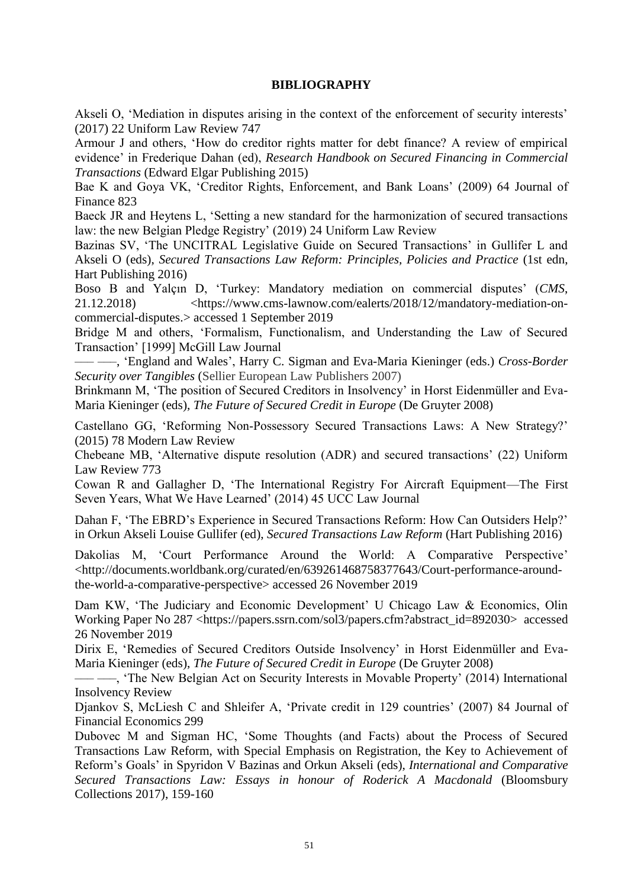**BIBLIOGRAPHY**

Akseli O, 'Mediation in disputes arising in the context of the enforcement of security interests' (2017) 22 Uniform Law Review 747

Armour J and others, 'How do creditor rights matter for debt finance? A review of empirical evidence' in Frederique Dahan (ed), *Research Handbook on Secured Financing in Commercial Transactions* (Edward Elgar Publishing 2015)

Bae K and Goya VK, 'Creditor Rights, Enforcement, and Bank Loans' (2009) 64 Journal of Finance 823

Baeck JR and Heytens L, 'Setting a new standard for the harmonization of secured transactions law: the new Belgian Pledge Registry' (2019) 24 Uniform Law Review

Bazinas SV, 'The UNCITRAL Legislative Guide on Secured Transactions' in Gullifer L and Akseli O (eds), *Secured Transactions Law Reform: Principles, Policies and Practice* (1st edn, Hart Publishing 2016)

Boso B and Yalçın D, 'Turkey: Mandatory mediation on commercial disputes' (*CMS*, 21.12.2018) <https://www.cms-lawnow.com/ealerts/2018/12/mandatory-mediation-on-commercial-disputes.> accessed 1 September 2019

Bridge M and others, 'Formalism, Functionalism, and Understanding the Law of Secured Transaction' [1999] McGill Law Journal

—— ——, 'England and Wales', Harry C. Sigman and Eva-Maria Kieninger (eds.) *Cross-Border Security over Tangibles* (Sellier European Law Publishers 2007)

Brinkmann M, 'The position of Secured Creditors in Insolvency' in Horst Eidenmüller and Eva-Maria Kieninger (eds), *The Future of Secured Credit in Europe* (De Gruyter 2008)

Castellano GG, 'Reforming Non-Possessory Secured Transactions Laws: A New Strategy?' (2015) 78 Modern Law Review

Chebeane MB, 'Alternative dispute resolution (ADR) and secured transactions' (22) Uniform Law Review 773

Cowan R and Gallagher D, 'The International Registry For Aircraft Equipment—The First Seven Years, What We Have Learned' (2014) 45 UCC Law Journal

Dahan F, 'The EBRD's Experience in Secured Transactions Reform: How Can Outsiders Help?' in Orkun Akseli Louise Gullifer (ed), *Secured Transactions Law Reform* (Hart Publishing 2016)

Dakolias M, 'Court Performance Around the World: A Comparative Perspective' <http://documents.worldbank.org/curated/en/639261468758377643/Court-performance-around-the-world-a-comparative-perspective> accessed 26 November 2019

Dam KW, 'The Judiciary and Economic Development' U Chicago Law & Economics, Olin Working Paper No 287 <https://papers.ssrn.com/sol3/papers.cfm?abstract_id=892030> accessed 26 November 2019

Dirix E, 'Remedies of Secured Creditors Outside Insolvency' in Horst Eidenmüller and Eva-Maria Kieninger (eds), *The Future of Secured Credit in Europe* (De Gruyter 2008)

—— ——, 'The New Belgian Act on Security Interests in Movable Property' (2014) International Insolvency Review

Djankov S, McLiesh C and Shleifer A, 'Private credit in 129 countries' (2007) 84 Journal of Financial Economics 299

Dubovec M and Sigman HC, 'Some Thoughts (and Facts) about the Process of Secured Transactions Law Reform, with Special Emphasis on Registration, the Key to Achievement of Reform's Goals' in Spyridon V Bazinas and Orkun Akseli (eds), *International and Comparative Secured Transactions Law: Essays in honour of Roderick A Macdonald* (Bloomsbury Collections 2017), 159-160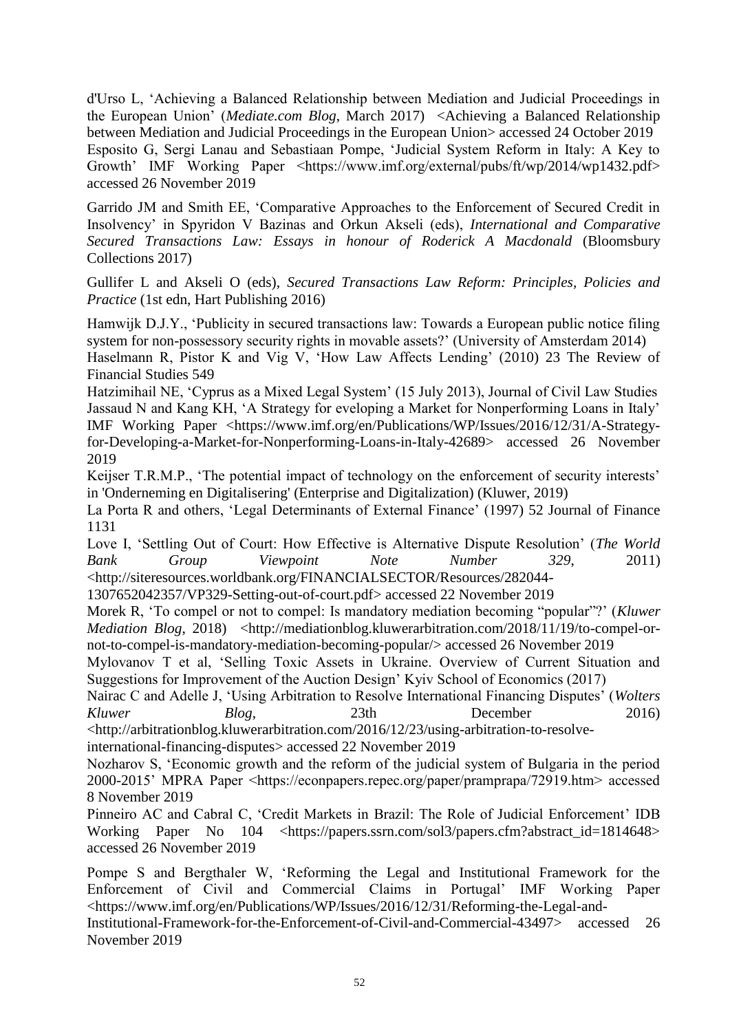d'Urso L, 'Achieving a Balanced Relationship between Mediation and Judicial Proceedings in the European Union' (*Mediate.com Blog*, March 2017) <Achieving a Balanced Relationship between Mediation and Judicial Proceedings in the European Union> accessed 24 October 2019

Esposito G, Sergi Lanau and Sebastiaan Pompe, 'Judicial System Reform in Italy: A Key to Growth' IMF Working Paper <https://www.imf.org/external/pubs/ft/wp/2014/wp1432.pdf> accessed 26 November 2019

Garrido JM and Smith EE, 'Comparative Approaches to the Enforcement of Secured Credit in Insolvency' in Spyridon V Bazinas and Orkun Akseli (eds), *International and Comparative Secured Transactions Law: Essays in honour of Roderick A Macdonald* (Bloomsbury Collections 2017)

Gullifer L and Akseli O (eds), *Secured Transactions Law Reform: Principles, Policies and Practice* (1st edn, Hart Publishing 2016)

Hamwijk D.J.Y., 'Publicity in secured transactions law: Towards a European public notice filing system for non-possessory security rights in movable assets?' (University of Amsterdam 2014)

Haselmann R, Pistor K and Vig V, 'How Law Affects Lending' (2010) 23 The Review of Financial Studies 549

Hatzimihail NE, 'Cyprus as a Mixed Legal System' (15 July 2013), Journal of Civil Law Studies

Jassaud N and Kang KH, 'A Strategy for eveloping a Market for Nonperforming Loans in Italy' IMF Working Paper <https://www.imf.org/en/Publications/WP/Issues/2016/12/31/A-Strategy-for-Developing-a-Market-for-Nonperforming-Loans-in-Italy-42689> accessed 26 November 2019

Keijser T.R.M.P., 'The potential impact of technology on the enforcement of security interests' in 'Onderneming en Digitalisering' (Enterprise and Digitalization) (Kluwer, 2019)

La Porta R and others, 'Legal Determinants of External Finance' (1997) 52 Journal of Finance 1131

Love I, 'Settling Out of Court: How Effective is Alternative Dispute Resolution' (*The World Bank Group Viewpoint Note Number 329*, 2011) <http://siteresources.worldbank.org/FINANCIALSECTOR/Resources/282044-1307652042357/VP329-Setting-out-of-court.pdf> accessed 22 November 2019

Morek R, 'To compel or not to compel: Is mandatory mediation becoming "popular"?' (*Kluwer Mediation Blog*, 2018) <http://mediationblog.kluwerarbitration.com/2018/11/19/to-compel-or-not-to-compel-is-mandatory-mediation-becoming-popular/> accessed 26 November 2019

Mylovanov T et al, 'Selling Toxic Assets in Ukraine. Overview of Current Situation and Suggestions for Improvement of the Auction Design' Kyiv School of Economics (2017)

Nairac C and Adelle J, 'Using Arbitration to Resolve International Financing Disputes' (*Wolters Kluwer Blog*, 23th December 2016) <http://arbitrationblog.kluwerarbitration.com/2016/12/23/using-arbitration-to-resolve-international-financing-disputes> accessed 22 November 2019

Nozharov S, 'Economic growth and the reform of the judicial system of Bulgaria in the period 2000-2015' MPRA Paper <https://econpapers.repec.org/paper/pramprapa/72919.htm> accessed 8 November 2019

Pinneiro AC and Cabral C, 'Credit Markets in Brazil: The Role of Judicial Enforcement' IDB Working Paper No 104 <https://papers.ssrn.com/sol3/papers.cfm?abstract_id=1814648> accessed 26 November 2019

Pompe S and Bergthaler W, 'Reforming the Legal and Institutional Framework for the Enforcement of Civil and Commercial Claims in Portugal' IMF Working Paper <https://www.imf.org/en/Publications/WP/Issues/2016/12/31/Reforming-the-Legal-and-Institutional-Framework-for-the-Enforcement-of-Civil-and-Commercial-43497> accessed 26 November 2019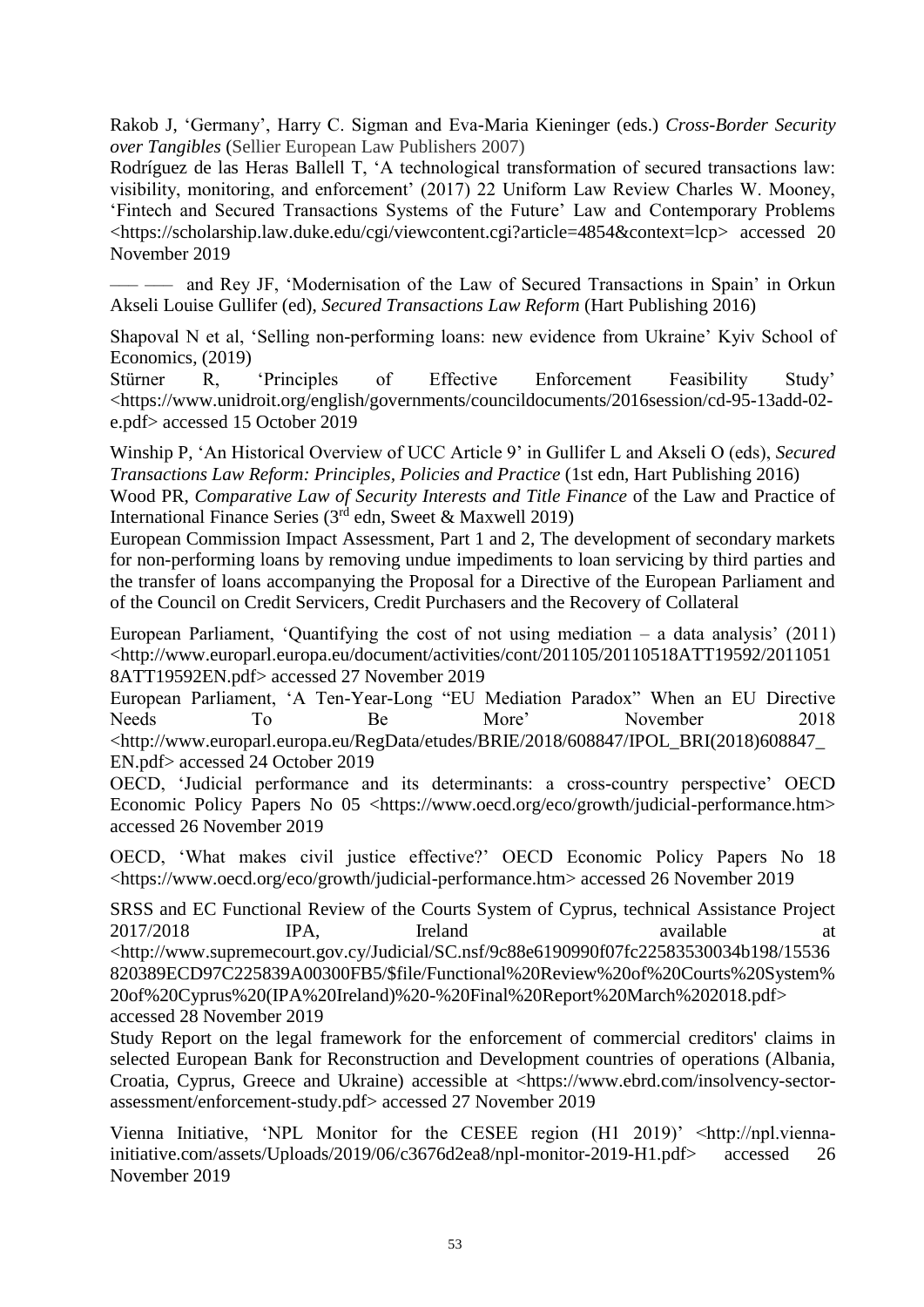Rakob J, 'Germany', Harry C. Sigman and Eva-Maria Kieninger (eds.) *Cross-Border Security over Tangibles* (Sellier European Law Publishers 2007)

Rodríguez de las Heras Ballell T, 'A technological transformation of secured transactions law: visibility, monitoring, and enforcement' (2017) 22 Uniform Law Review Charles W. Mooney, 'Fintech and Secured Transactions Systems of the Future' Law and Contemporary Problems <https://scholarship.law.duke.edu/cgi/viewcontent.cgi?article=4854&context=lcp> accessed 20 November 2019

—— —— and Rey JF, 'Modernisation of the Law of Secured Transactions in Spain' in Orkun Akseli Louise Gullifer (ed), *Secured Transactions Law Reform* (Hart Publishing 2016)

Shapoval N et al, 'Selling non-performing loans: new evidence from Ukraine' Kyiv School of Economics, (2019)

Stürner R, 'Principles of Effective Enforcement Feasibility Study' <https://www.unidroit.org/english/governments/councildocuments/2016session/cd-95-13add-02-e.pdf> accessed 15 October 2019

Winship P, 'An Historical Overview of UCC Article 9' in Gullifer L and Akseli O (eds), *Secured Transactions Law Reform: Principles, Policies and Practice* (1st edn, Hart Publishing 2016)

Wood PR, *Comparative Law of Security Interests and Title Finance* of the Law and Practice of International Finance Series (3rd edn, Sweet & Maxwell 2019)

European Commission Impact Assessment, Part 1 and 2, The development of secondary markets for non-performing loans by removing undue impediments to loan servicing by third parties and the transfer of loans accompanying the Proposal for a Directive of the European Parliament and of the Council on Credit Servicers, Credit Purchasers and the Recovery of Collateral

European Parliament, 'Quantifying the cost of not using mediation – a data analysis' (2011) <http://www.europarl.europa.eu/document/activities/cont/201105/20110518ATT19592/20110518ATT19592EN.pdf> accessed 27 November 2019

European Parliament, 'A Ten-Year-Long "EU Mediation Paradox" When an EU Directive Needs To Be More' November 2018 <http://www.europarl.europa.eu/RegData/etudes/BRIE/2018/608847/IPOL_BRI(2018)608847_EN.pdf> accessed 24 October 2019

OECD, 'Judicial performance and its determinants: a cross-country perspective' OECD Economic Policy Papers No 05 <https://www.oecd.org/eco/growth/judicial-performance.htm> accessed 26 November 2019

OECD, 'What makes civil justice effective?' OECD Economic Policy Papers No 18 <https://www.oecd.org/eco/growth/judicial-performance.htm> accessed 26 November 2019

SRSS and EC Functional Review of the Courts System of Cyprus, technical Assistance Project 2017/2018 IPA, Ireland available at <http://www.supremecourt.gov.cy/Judicial/SC.nsf/9c88e6190990f07fc22583530034b198/15536820389ECD97C225839A00300FB5/$file/Functional%20Review%20of%20Courts%20System%20of%20Cyprus%20(IPA%20Ireland)%20-%20Final%20Report%20March%202018.pdf> accessed 28 November 2019

Study Report on the legal framework for the enforcement of commercial creditors' claims in selected European Bank for Reconstruction and Development countries of operations (Albania, Croatia, Cyprus, Greece and Ukraine) accessible at <https://www.ebrd.com/insolvency-sector-assessment/enforcement-study.pdf> accessed 27 November 2019

Vienna Initiative, 'NPL Monitor for the CESEE region (H1 2019)' <http://npl.vienna-initiative.com/assets/Uploads/2019/06/c3676d2ea8/npl-monitor-2019-H1.pdf> accessed 26 November 2019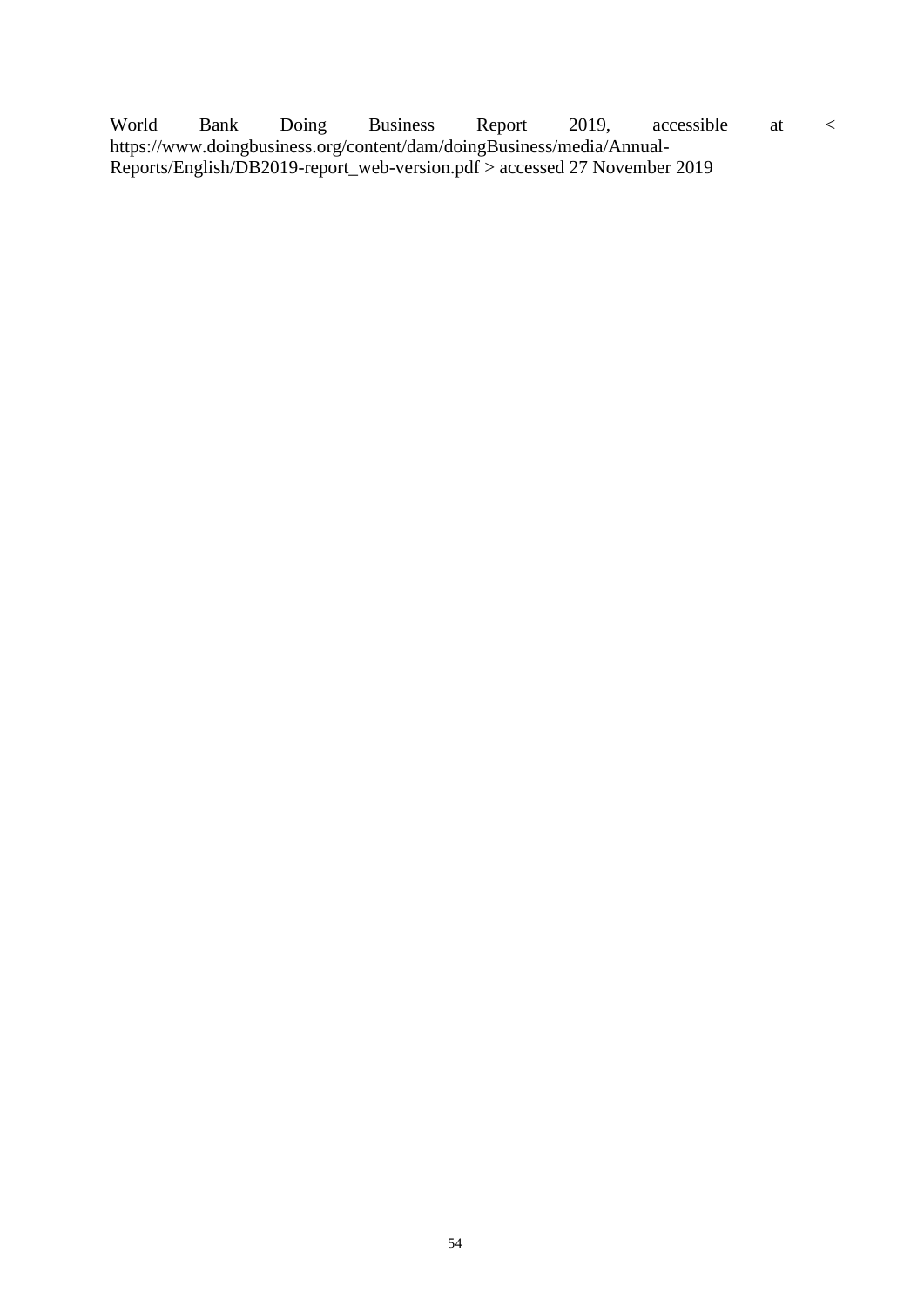World Bank Doing Business Report 2019, accessible at < https://www.doingbusiness.org/content/dam/doingBusiness/media/Annual-Reports/English/DB2019-report_web-version.pdf > accessed 27 November 2019